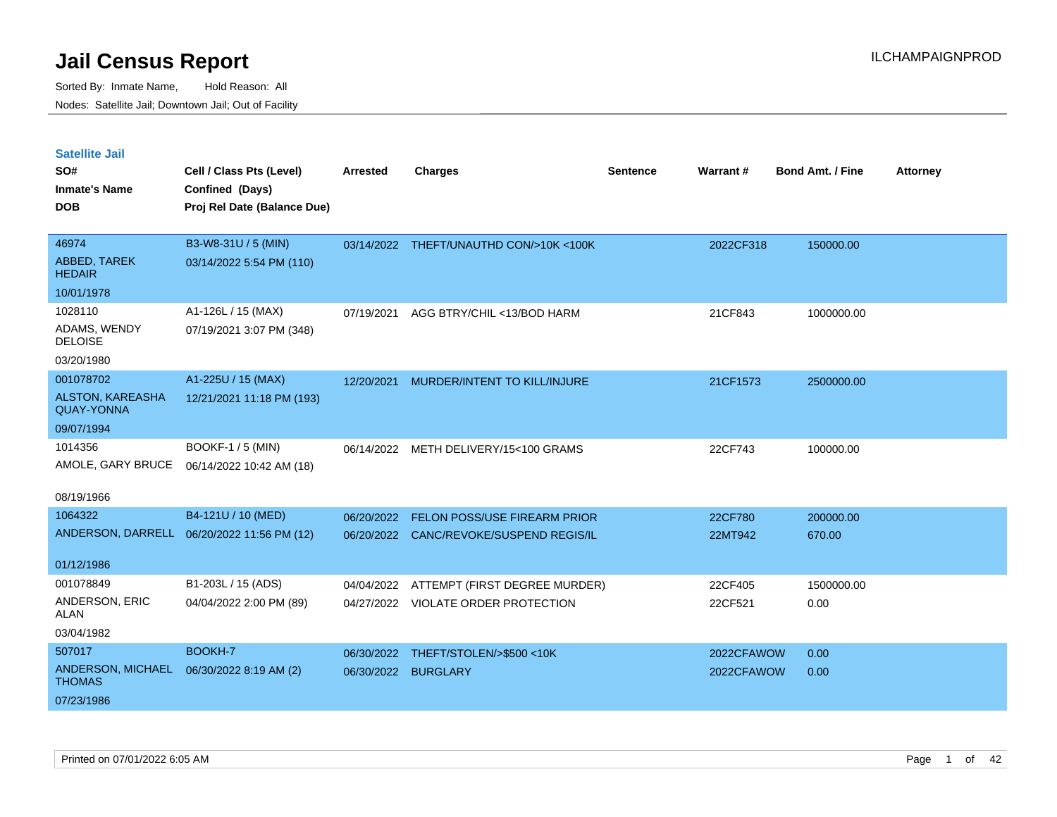# Jail Census Report

ILCHAMPAIGNPROD

Sorted By: Inmate Name, Hold Reason: All

Nodes: Satellite Jail; Downtown Jail; Out of Facility

## Satellite Jail

| SO# / Inmate's Name / DOB | Cell / Class Pts (Level) / Confined (Days) / Proj Rel Date (Balance Due) | Arrested | Charges | Sentence | Warrant # | Bond Amt. / Fine | Attorney |
|---|---|---|---|---|---|---|---|
| 46974 / ABBED, TAREK HEDAIR / 10/01/1978 | B3-W8-31U / 5 (MIN) / 03/14/2022 5:54 PM (110) | 03/14/2022 | THEFT/UNAUTHD CON/>10K <100K | | 2022CF318 | 150000.00 | |
| 1028110 / ADAMS, WENDY DELOISE / 03/20/1980 | A1-126L / 15 (MAX) / 07/19/2021 3:07 PM (348) | 07/19/2021 | AGG BTRY/CHIL <13/BOD HARM | | 21CF843 | 1000000.00 | |
| 001078702 / ALSTON, KAREASHA QUAY-YONNA / 09/07/1994 | A1-225U / 15 (MAX) / 12/21/2021 11:18 PM (193) | 12/20/2021 | MURDER/INTENT TO KILL/INJURE | | 21CF1573 | 2500000.00 | |
| 1014356 / AMOLE, GARY BRUCE / 08/19/1966 | BOOKF-1 / 5 (MIN) / 06/14/2022 10:42 AM (18) | 06/14/2022 | METH DELIVERY/15<100 GRAMS | | 22CF743 | 100000.00 | |
| 1064322 / ANDERSON, DARRELL / 01/12/1986 | B4-121U / 10 (MED) / 06/20/2022 11:56 PM (12) | 06/20/2022 | FELON POSS/USE FIREARM PRIOR | | 22CF780 | 200000.00 | |
| | | 06/20/2022 | CANC/REVOKE/SUSPEND REGIS/IL | | 22MT942 | 670.00 | |
| 001078849 / ANDERSON, ERIC ALAN / 03/04/1982 | B1-203L / 15 (ADS) / 04/04/2022 2:00 PM (89) | 04/04/2022 | ATTEMPT (FIRST DEGREE MURDER) | | 22CF405 | 1500000.00 | |
| | | 04/27/2022 | VIOLATE ORDER PROTECTION | | 22CF521 | 0.00 | |
| 507017 / ANDERSON, MICHAEL THOMAS / 07/23/1986 | BOOKH-7 / 06/30/2022 8:19 AM (2) | 06/30/2022 | THEFT/STOLEN/>$500 <10K | | 2022CFAWOW | 0.00 | |
| | | 06/30/2022 | BURGLARY | | 2022CFAWOW | 0.00 | |

Printed on 07/01/2022 6:05 AM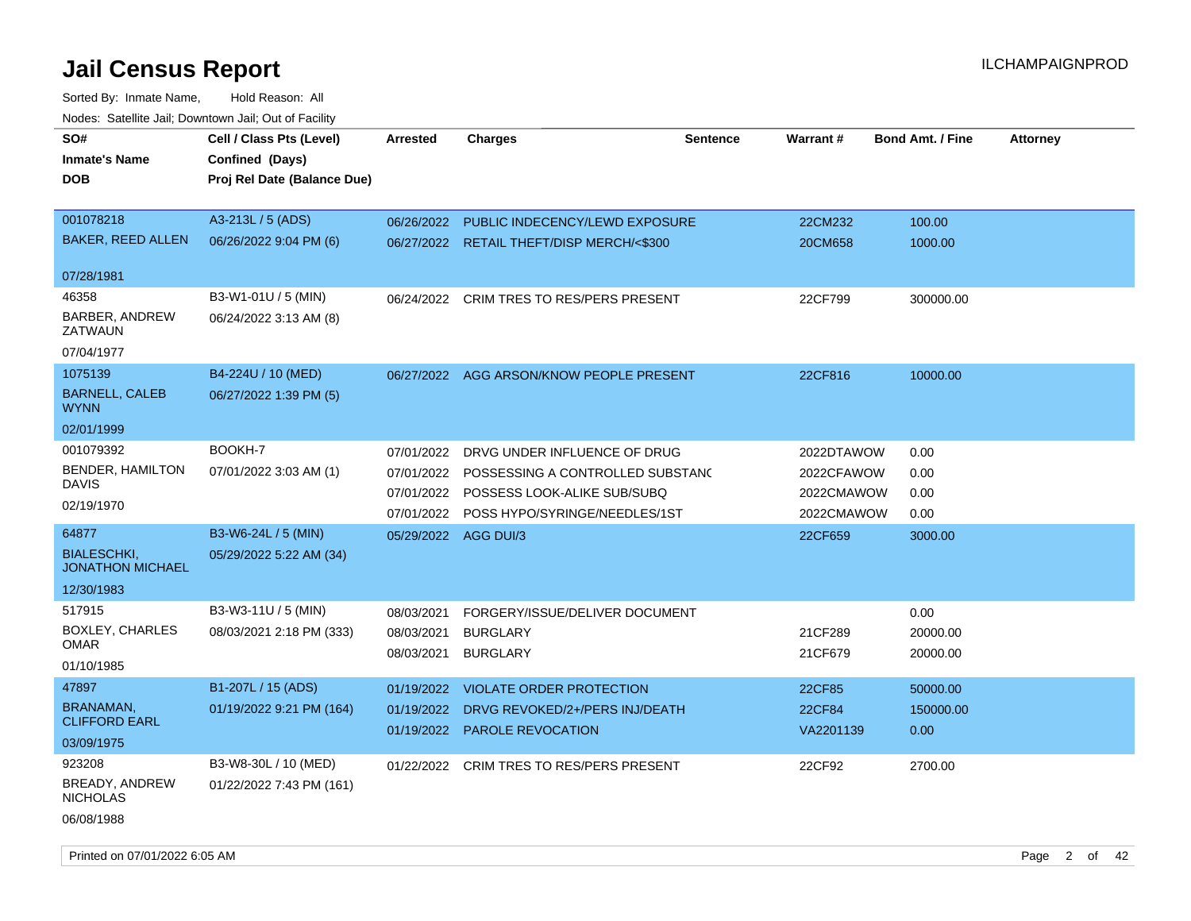# Jail Census Report

ILCHAMPAIGNPROD

Sorted By: Inmate Name, Hold Reason: All

Nodes: Satellite Jail; Downtown Jail; Out of Facility

| SO# / Inmate's Name / DOB | Cell / Class Pts (Level) / Confined (Days) / Proj Rel Date (Balance Due) | Arrested | Charges | Sentence | Warrant # | Bond Amt. / Fine | Attorney |
|---|---|---|---|---|---|---|---|
| 001078218<br>BAKER, REED ALLEN<br>07/28/1981 | A3-213L / 5 (ADS)<br>06/26/2022 9:04 PM (6) | 06/26/2022 | PUBLIC INDECENCY/LEWD EXPOSURE | | 22CM232 | 100.00 | |
| | | 06/27/2022 | RETAIL THEFT/DISP MERCH/<$300 | | 20CM658 | 1000.00 | |
| 46358<br>BARBER, ANDREW ZATWAUN<br>07/04/1977 | B3-W1-01U / 5 (MIN)<br>06/24/2022 3:13 AM (8) | 06/24/2022 | CRIM TRES TO RES/PERS PRESENT | | 22CF799 | 300000.00 | |
| 1075139<br>BARNELL, CALEB WYNN<br>02/01/1999 | B4-224U / 10 (MED)<br>06/27/2022 1:39 PM (5) | 06/27/2022 | AGG ARSON/KNOW PEOPLE PRESENT | | 22CF816 | 10000.00 | |
| 001079392<br>BENDER, HAMILTON DAVIS<br>02/19/1970 | BOOKH-7<br>07/01/2022 3:03 AM (1) | 07/01/2022 | DRVG UNDER INFLUENCE OF DRUG | | 2022DTAWOW | 0.00 | |
| | | 07/01/2022 | POSSESSING A CONTROLLED SUBSTANC | | 2022CFAWOW | 0.00 | |
| | | 07/01/2022 | POSSESS LOOK-ALIKE SUB/SUBQ | | 2022CMAWOW | 0.00 | |
| | | 07/01/2022 | POSS HYPO/SYRINGE/NEEDLES/1ST | | 2022CMAWOW | 0.00 | |
| 64877<br>BIALESCHKI, JONATHON MICHAEL<br>12/30/1983 | B3-W6-24L / 5 (MIN)<br>05/29/2022 5:22 AM (34) | 05/29/2022 | AGG DUI/3 | | 22CF659 | 3000.00 | |
| 517915<br>BOXLEY, CHARLES OMAR<br>01/10/1985 | B3-W3-11U / 5 (MIN)<br>08/03/2021 2:18 PM (333) | 08/03/2021 | FORGERY/ISSUE/DELIVER DOCUMENT | | | 0.00 | |
| | | 08/03/2021 | BURGLARY | | 21CF289 | 20000.00 | |
| | | 08/03/2021 | BURGLARY | | 21CF679 | 20000.00 | |
| 47897<br>BRANAMAN, CLIFFORD EARL<br>03/09/1975 | B1-207L / 15 (ADS)<br>01/19/2022 9:21 PM (164) | 01/19/2022 | VIOLATE ORDER PROTECTION | | 22CF85 | 50000.00 | |
| | | 01/19/2022 | DRVG REVOKED/2+/PERS INJ/DEATH | | 22CF84 | 150000.00 | |
| | | 01/19/2022 | PAROLE REVOCATION | | VA2201139 | 0.00 | |
| 923208<br>BREADY, ANDREW NICHOLAS<br>06/08/1988 | B3-W8-30L / 10 (MED)<br>01/22/2022 7:43 PM (161) | 01/22/2022 | CRIM TRES TO RES/PERS PRESENT | | 22CF92 | 2700.00 | |

Printed on 07/01/2022 6:05 AM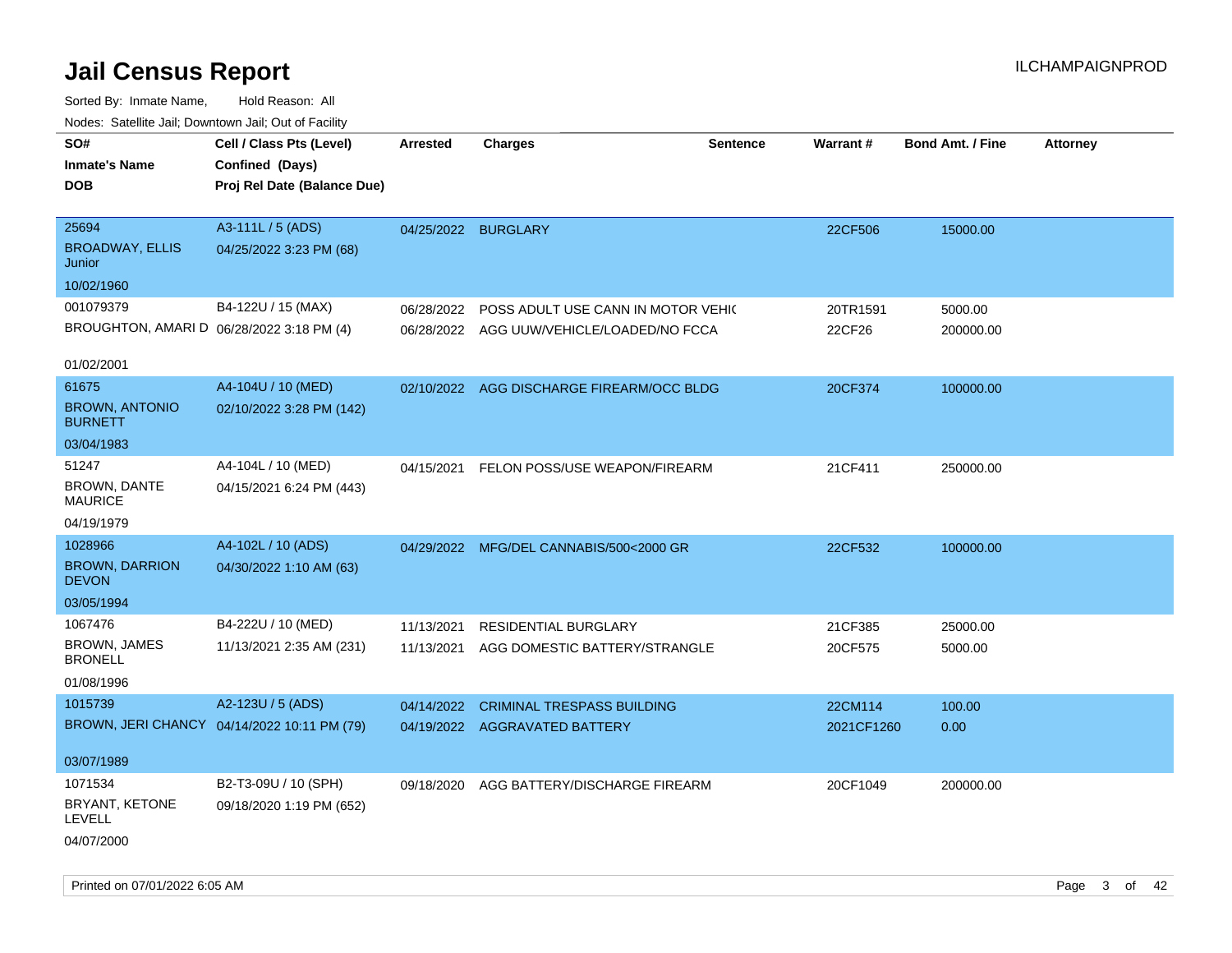# Jail Census Report

ILCHAMPAIGNPROD

Sorted By: Inmate Name, Hold Reason: All

Nodes: Satellite Jail; Downtown Jail; Out of Facility

| SO# / Inmate's Name / DOB | Cell / Class Pts (Level) / Confined (Days) / Proj Rel Date (Balance Due) | Arrested | Charges | Sentence | Warrant # | Bond Amt. / Fine | Attorney |
|---|---|---|---|---|---|---|---|
| 25694<br>BROADWAY, ELLIS Junior<br>10/02/1960 | A3-111L / 5 (ADS)<br>04/25/2022 3:23 PM (68) | 04/25/2022 | BURGLARY | | 22CF506 | 15000.00 | |
| 001079379<br>BROUGHTON, AMARI D<br>01/02/2001 | B4-122U / 15 (MAX)<br>06/28/2022 3:18 PM (4) | 06/28/2022 | POSS ADULT USE CANN IN MOTOR VEHIC | | 20TR1591 | 5000.00 | |
| | | 06/28/2022 | AGG UUW/VEHICLE/LOADED/NO FCCA | | 22CF26 | 200000.00 | |
| 61675<br>BROWN, ANTONIO BURNETT<br>03/04/1983 | A4-104U / 10 (MED)<br>02/10/2022 3:28 PM (142) | 02/10/2022 | AGG DISCHARGE FIREARM/OCC BLDG | | 20CF374 | 100000.00 | |
| 51247<br>BROWN, DANTE MAURICE<br>04/19/1979 | A4-104L / 10 (MED)<br>04/15/2021 6:24 PM (443) | 04/15/2021 | FELON POSS/USE WEAPON/FIREARM | | 21CF411 | 250000.00 | |
| 1028966<br>BROWN, DARRION DEVON<br>03/05/1994 | A4-102L / 10 (ADS)<br>04/30/2022 1:10 AM (63) | 04/29/2022 | MFG/DEL CANNABIS/500<2000 GR | | 22CF532 | 100000.00 | |
| 1067476<br>BROWN, JAMES BRONELL<br>01/08/1996 | B4-222U / 10 (MED)<br>11/13/2021 2:35 AM (231) | 11/13/2021 | RESIDENTIAL BURGLARY | | 21CF385 | 25000.00 | |
| | | 11/13/2021 | AGG DOMESTIC BATTERY/STRANGLE | | 20CF575 | 5000.00 | |
| 1015739<br>BROWN, JERI CHANCY<br>03/07/1989 | A2-123U / 5 (ADS)<br>04/14/2022 10:11 PM (79) | 04/14/2022 | CRIMINAL TRESPASS BUILDING | | 22CM114 | 100.00 | |
| | | 04/19/2022 | AGGRAVATED BATTERY | | 2021CF1260 | 0.00 | |
| 1071534<br>BRYANT, KETONE LEVELL<br>04/07/2000 | B2-T3-09U / 10 (SPH)<br>09/18/2020 1:19 PM (652) | 09/18/2020 | AGG BATTERY/DISCHARGE FIREARM | | 20CF1049 | 200000.00 | |

Printed on 07/01/2022 6:05 AM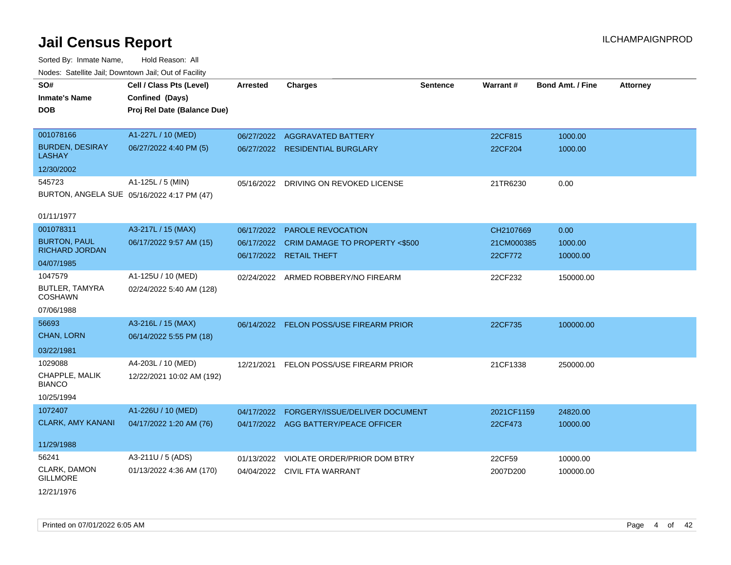# Jail Census Report

ILCHAMPAIGNPROD

Sorted By: Inmate Name, Hold Reason: All

Nodes: Satellite Jail; Downtown Jail; Out of Facility

| SO# / Inmate's Name / DOB | Cell / Class Pts (Level) / Confined (Days) / Proj Rel Date (Balance Due) | Arrested | Charges | Sentence | Warrant # | Bond Amt. / Fine | Attorney |
|---|---|---|---|---|---|---|---|
| 001078166 BURDEN, DESIRAY LASHAY 12/30/2002 | A1-227L / 10 (MED) 06/27/2022 4:40 PM (5) | 06/27/2022 | AGGRAVATED BATTERY | | 22CF815 | 1000.00 | |
| | | 06/27/2022 | RESIDENTIAL BURGLARY | | 22CF204 | 1000.00 | |
| 545723 BURTON, ANGELA SUE 01/11/1977 | A1-125L / 5 (MIN) 05/16/2022 4:17 PM (47) | 05/16/2022 | DRIVING ON REVOKED LICENSE | | 21TR6230 | 0.00 | |
| 001078311 BURTON, PAUL RICHARD JORDAN 04/07/1985 | A3-217L / 15 (MAX) 06/17/2022 9:57 AM (15) | 06/17/2022 | PAROLE REVOCATION | | CH2107669 | 0.00 | |
| | | 06/17/2022 | CRIM DAMAGE TO PROPERTY <$500 | | 21CM000385 | 1000.00 | |
| | | 06/17/2022 | RETAIL THEFT | | 22CF772 | 10000.00 | |
| 1047579 BUTLER, TAMYRA COSHAWN 07/06/1988 | A1-125U / 10 (MED) 02/24/2022 5:40 AM (128) | 02/24/2022 | ARMED ROBBERY/NO FIREARM | | 22CF232 | 150000.00 | |
| 56693 CHAN, LORN 03/22/1981 | A3-216L / 15 (MAX) 06/14/2022 5:55 PM (18) | 06/14/2022 | FELON POSS/USE FIREARM PRIOR | | 22CF735 | 100000.00 | |
| 1029088 CHAPPLE, MALIK BIANCO 10/25/1994 | A4-203L / 10 (MED) 12/22/2021 10:02 AM (192) | 12/21/2021 | FELON POSS/USE FIREARM PRIOR | | 21CF1338 | 250000.00 | |
| 1072407 CLARK, AMY KANANI 11/29/1988 | A1-226U / 10 (MED) 04/17/2022 1:20 AM (76) | 04/17/2022 | FORGERY/ISSUE/DELIVER DOCUMENT | | 2021CF1159 | 24820.00 | |
| | | 04/17/2022 | AGG BATTERY/PEACE OFFICER | | 22CF473 | 10000.00 | |
| 56241 CLARK, DAMON GILLMORE 12/21/1976 | A3-211U / 5 (ADS) 01/13/2022 4:36 AM (170) | 01/13/2022 | VIOLATE ORDER/PRIOR DOM BTRY | | 22CF59 | 10000.00 | |
| | | 04/04/2022 | CIVIL FTA WARRANT | | 2007D200 | 100000.00 | |

Printed on 07/01/2022 6:05 AM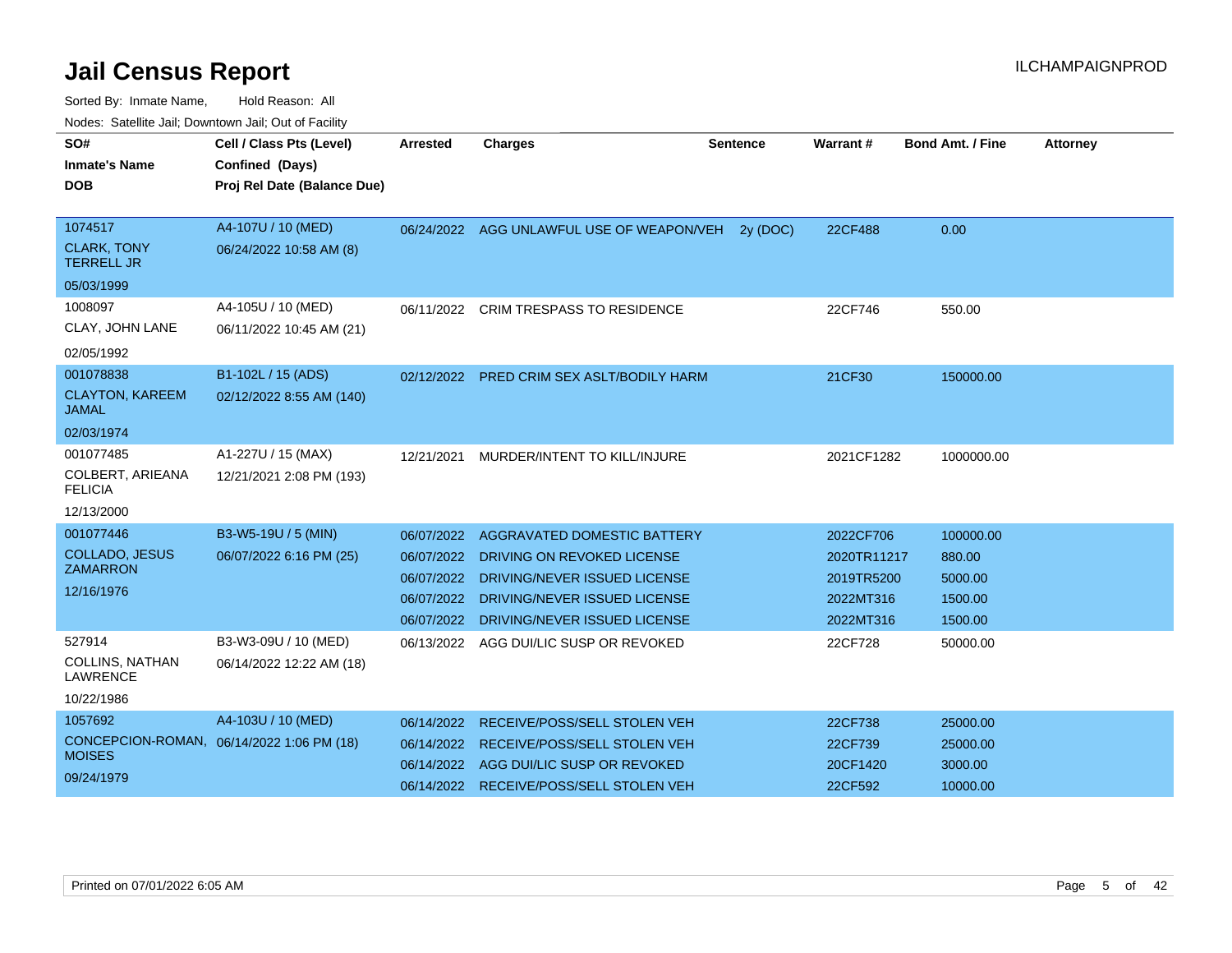# Jail Census Report

ILCHAMPAIGNPROD

Sorted By: Inmate Name, Hold Reason: All

Nodes: Satellite Jail; Downtown Jail; Out of Facility

| SO# / Inmate's Name / DOB | Cell / Class Pts (Level) / Confined (Days) / Proj Rel Date (Balance Due) | Arrested | Charges | Sentence | Warrant # | Bond Amt. / Fine | Attorney |
|---|---|---|---|---|---|---|---|
| 1074517 CLARK, TONY TERRELL JR 05/03/1999 | A4-107U / 10 (MED) 06/24/2022 10:58 AM (8) | 06/24/2022 | AGG UNLAWFUL USE OF WEAPON/VEH | 2y (DOC) | 22CF488 | 0.00 | |
| 1008097 CLAY, JOHN LANE 02/05/1992 | A4-105U / 10 (MED) 06/11/2022 10:45 AM (21) | 06/11/2022 | CRIM TRESPASS TO RESIDENCE | | 22CF746 | 550.00 | |
| 001078838 CLAYTON, KAREEM JAMAL 02/03/1974 | B1-102L / 15 (ADS) 02/12/2022 8:55 AM (140) | 02/12/2022 | PRED CRIM SEX ASLT/BODILY HARM | | 21CF30 | 150000.00 | |
| 001077485 COLBERT, ARIEANA FELICIA 12/13/2000 | A1-227U / 15 (MAX) 12/21/2021 2:08 PM (193) | 12/21/2021 | MURDER/INTENT TO KILL/INJURE | | 2021CF1282 | 1000000.00 | |
| 001077446 COLLADO, JESUS ZAMARRON 12/16/1976 | B3-W5-19U / 5 (MIN) 06/07/2022 6:16 PM (25) | 06/07/2022 | AGGRAVATED DOMESTIC BATTERY | | 2022CF706 | 100000.00 | |
| | | 06/07/2022 | DRIVING ON REVOKED LICENSE | | 2020TR11217 | 880.00 | |
| | | 06/07/2022 | DRIVING/NEVER ISSUED LICENSE | | 2019TR5200 | 5000.00 | |
| | | 06/07/2022 | DRIVING/NEVER ISSUED LICENSE | | 2022MT316 | 1500.00 | |
| | | 06/07/2022 | DRIVING/NEVER ISSUED LICENSE | | 2022MT316 | 1500.00 | |
| 527914 COLLINS, NATHAN LAWRENCE 10/22/1986 | B3-W3-09U / 10 (MED) 06/14/2022 12:22 AM (18) | 06/13/2022 | AGG DUI/LIC SUSP OR REVOKED | | 22CF728 | 50000.00 | |
| 1057692 CONCEPCION-ROMAN, MOISES 09/24/1979 | A4-103U / 10 (MED) 06/14/2022 1:06 PM (18) | 06/14/2022 | RECEIVE/POSS/SELL STOLEN VEH | | 22CF738 | 25000.00 | |
| | | 06/14/2022 | RECEIVE/POSS/SELL STOLEN VEH | | 22CF739 | 25000.00 | |
| | | 06/14/2022 | AGG DUI/LIC SUSP OR REVOKED | | 20CF1420 | 3000.00 | |
| | | 06/14/2022 | RECEIVE/POSS/SELL STOLEN VEH | | 22CF592 | 10000.00 | |

Printed on 07/01/2022 6:05 AM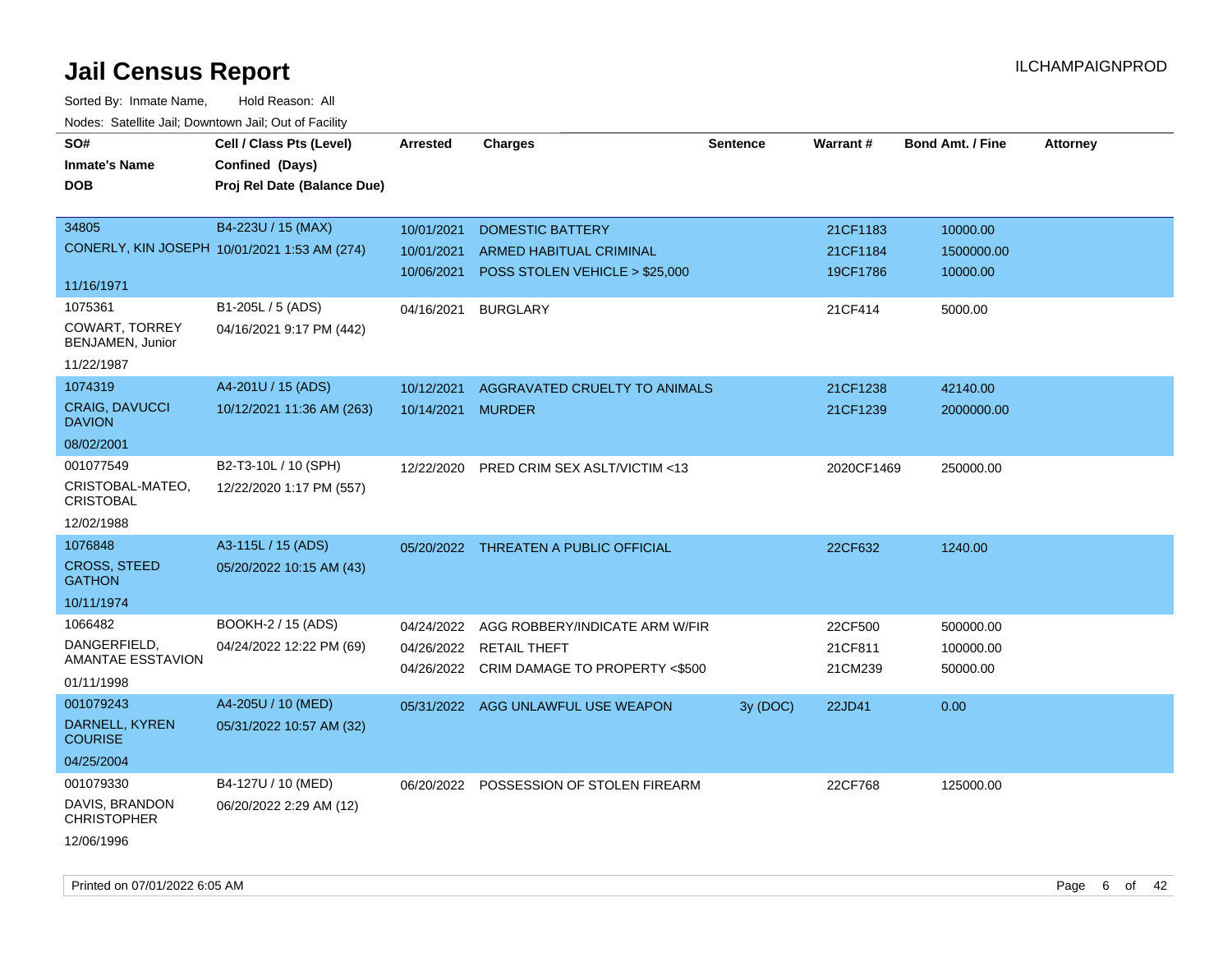# Jail Census Report

ILCHAMPAIGNPROD

Sorted By: Inmate Name, Hold Reason: All

Nodes: Satellite Jail; Downtown Jail; Out of Facility

| SO# / Inmate's Name / DOB | Cell / Class Pts (Level) / Confined (Days) / Proj Rel Date (Balance Due) | Arrested | Charges | Sentence | Warrant # | Bond Amt. / Fine | Attorney |
|---|---|---|---|---|---|---|---|
| 34805<br>CONERLY, KIN JOSEPH<br>11/16/1971 | B4-223U / 15 (MAX)<br>10/01/2021 1:53 AM (274) | 10/01/2021 | DOMESTIC BATTERY | | 21CF1183 | 10000.00 | |
| | | 10/01/2021 | ARMED HABITUAL CRIMINAL | | 21CF1184 | 1500000.00 | |
| | | 10/06/2021 | POSS STOLEN VEHICLE > $25,000 | | 19CF1786 | 10000.00 | |
| 1075361<br>COWART, TORREY BENJAMEN, Junior<br>11/22/1987 | B1-205L / 5 (ADS)<br>04/16/2021 9:17 PM (442) | 04/16/2021 | BURGLARY | | 21CF414 | 5000.00 | |
| 1074319<br>CRAIG, DAVUCCI DAVION<br>08/02/2001 | A4-201U / 15 (ADS)<br>10/12/2021 11:36 AM (263) | 10/12/2021 | AGGRAVATED CRUELTY TO ANIMALS | | 21CF1238 | 42140.00 | |
| | | 10/14/2021 | MURDER | | 21CF1239 | 2000000.00 | |
| 001077549<br>CRISTOBAL-MATEO, CRISTOBAL<br>12/02/1988 | B2-T3-10L / 10 (SPH)<br>12/22/2020 1:17 PM (557) | 12/22/2020 | PRED CRIM SEX ASLT/VICTIM <13 | | 2020CF1469 | 250000.00 | |
| 1076848<br>CROSS, STEED GATHON<br>10/11/1974 | A3-115L / 15 (ADS)<br>05/20/2022 10:15 AM (43) | 05/20/2022 | THREATEN A PUBLIC OFFICIAL | | 22CF632 | 1240.00 | |
| 1066482<br>DANGERFIELD, AMANTAE ESSTAVION<br>01/11/1998 | BOOKH-2 / 15 (ADS)<br>04/24/2022 12:22 PM (69) | 04/24/2022 | AGG ROBBERY/INDICATE ARM W/FIR | | 22CF500 | 500000.00 | |
| | | 04/26/2022 | RETAIL THEFT | | 21CF811 | 100000.00 | |
| | | 04/26/2022 | CRIM DAMAGE TO PROPERTY <$500 | | 21CM239 | 50000.00 | |
| 001079243<br>DARNELL, KYREN COURISE<br>04/25/2004 | A4-205U / 10 (MED)<br>05/31/2022 10:57 AM (32) | 05/31/2022 | AGG UNLAWFUL USE WEAPON | 3y (DOC) | 22JD41 | 0.00 | |
| 001079330<br>DAVIS, BRANDON CHRISTOPHER<br>12/06/1996 | B4-127U / 10 (MED)<br>06/20/2022 2:29 AM (12) | 06/20/2022 | POSSESSION OF STOLEN FIREARM | | 22CF768 | 125000.00 | |

Printed on 07/01/2022 6:05 AM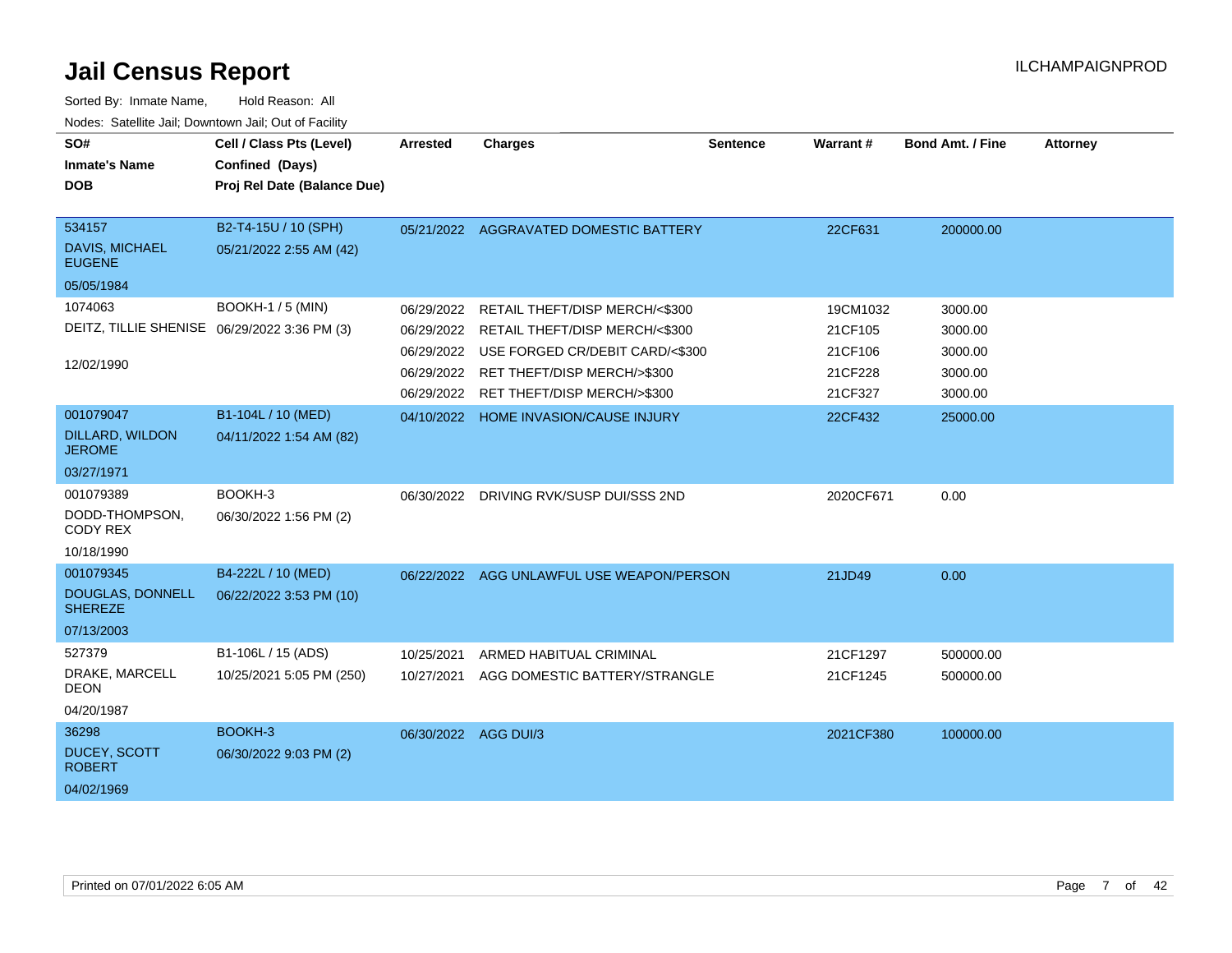# Jail Census Report

ILCHAMPAIGNPROD

Sorted By: Inmate Name, Hold Reason: All

Nodes: Satellite Jail; Downtown Jail; Out of Facility

| SO# / Inmate's Name / DOB | Cell / Class Pts (Level) / Confined (Days) / Proj Rel Date (Balance Due) | Arrested | Charges | Sentence | Warrant # | Bond Amt. / Fine | Attorney |
|---|---|---|---|---|---|---|---|
| 534157<br>DAVIS, MICHAEL EUGENE<br>05/05/1984 | B2-T4-15U / 10 (SPH)<br>05/21/2022 2:55 AM (42) | 05/21/2022 | AGGRAVATED DOMESTIC BATTERY | | 22CF631 | 200000.00 | |
| 1074063<br>DEITZ, TILLIE SHENISE<br>12/02/1990 | BOOKH-1 / 5 (MIN)<br>06/29/2022 3:36 PM (3) | 06/29/2022 | RETAIL THEFT/DISP MERCH/<$300 | | 19CM1032 | 3000.00 | |
| | | 06/29/2022 | RETAIL THEFT/DISP MERCH/<$300 | | 21CF105 | 3000.00 | |
| | | 06/29/2022 | USE FORGED CR/DEBIT CARD/<$300 | | 21CF106 | 3000.00 | |
| | | 06/29/2022 | RET THEFT/DISP MERCH/>$300 | | 21CF228 | 3000.00 | |
| | | 06/29/2022 | RET THEFT/DISP MERCH/>$300 | | 21CF327 | 3000.00 | |
| 001079047<br>DILLARD, WILDON JEROME<br>03/27/1971 | B1-104L / 10 (MED)<br>04/11/2022 1:54 AM (82) | 04/10/2022 | HOME INVASION/CAUSE INJURY | | 22CF432 | 25000.00 | |
| 001079389<br>DODD-THOMPSON, CODY REX<br>10/18/1990 | BOOKH-3<br>06/30/2022 1:56 PM (2) | 06/30/2022 | DRIVING RVK/SUSP DUI/SSS 2ND | | 2020CF671 | 0.00 | |
| 001079345<br>DOUGLAS, DONNELL SHEREZE<br>07/13/2003 | B4-222L / 10 (MED)<br>06/22/2022 3:53 PM (10) | 06/22/2022 | AGG UNLAWFUL USE WEAPON/PERSON | | 21JD49 | 0.00 | |
| 527379<br>DRAKE, MARCELL DEON<br>04/20/1987 | B1-106L / 15 (ADS)<br>10/25/2021 5:05 PM (250) | 10/25/2021 | ARMED HABITUAL CRIMINAL | | 21CF1297 | 500000.00 | |
| | | 10/27/2021 | AGG DOMESTIC BATTERY/STRANGLE | | 21CF1245 | 500000.00 | |
| 36298<br>DUCEY, SCOTT ROBERT<br>04/02/1969 | BOOKH-3<br>06/30/2022 9:03 PM (2) | 06/30/2022 | AGG DUI/3 | | 2021CF380 | 100000.00 | |

Printed on 07/01/2022 6:05 AM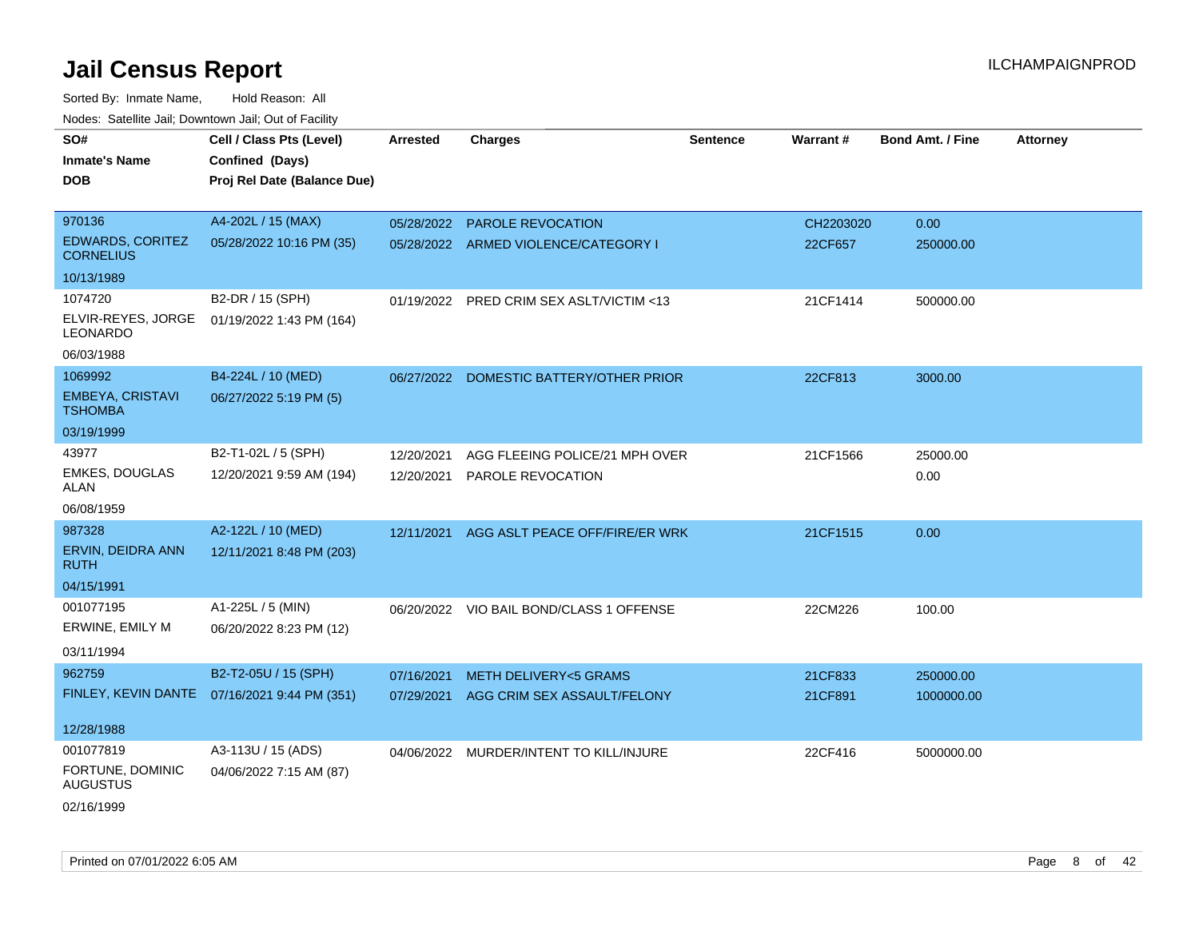# Jail Census Report

ILCHAMPAIGNPROD

Sorted By: Inmate Name, Hold Reason: All

Nodes: Satellite Jail; Downtown Jail; Out of Facility

| SO# / Inmate's Name / DOB | Cell / Class Pts (Level) / Confined (Days) / Proj Rel Date (Balance Due) | Arrested | Charges | Sentence | Warrant # | Bond Amt. / Fine | Attorney |
|---|---|---|---|---|---|---|---|
| 970136<br>EDWARDS, CORITEZ CORNELIUS<br>10/13/1989 | A4-202L / 15 (MAX)<br>05/28/2022 10:16 PM (35) | 05/28/2022<br>05/28/2022 | PAROLE REVOCATION<br>ARMED VIOLENCE/CATEGORY I | | CH2203020<br>22CF657 | 0.00<br>250000.00 | |
| 1074720<br>ELVIR-REYES, JORGE LEONARDO<br>06/03/1988 | B2-DR / 15 (SPH)<br>01/19/2022 1:43 PM (164) | 01/19/2022 | PRED CRIM SEX ASLT/VICTIM <13 | | 21CF1414 | 500000.00 | |
| 1069992<br>EMBEYA, CRISTAVI TSHOMBA<br>03/19/1999 | B4-224L / 10 (MED)<br>06/27/2022 5:19 PM (5) | 06/27/2022 | DOMESTIC BATTERY/OTHER PRIOR | | 22CF813 | 3000.00 | |
| 43977<br>EMKES, DOUGLAS ALAN<br>06/08/1959 | B2-T1-02L / 5 (SPH)<br>12/20/2021 9:59 AM (194) | 12/20/2021<br>12/20/2021 | AGG FLEEING POLICE/21 MPH OVER<br>PAROLE REVOCATION | | 21CF1566 | 25000.00<br>0.00 | |
| 987328<br>ERVIN, DEIDRA ANN RUTH<br>04/15/1991 | A2-122L / 10 (MED)<br>12/11/2021 8:48 PM (203) | 12/11/2021 | AGG ASLT PEACE OFF/FIRE/ER WRK | | 21CF1515 | 0.00 | |
| 001077195<br>ERWINE, EMILY M<br>03/11/1994 | A1-225L / 5 (MIN)<br>06/20/2022 8:23 PM (12) | 06/20/2022 | VIO BAIL BOND/CLASS 1 OFFENSE | | 22CM226 | 100.00 | |
| 962759<br>FINLEY, KEVIN DANTE<br>12/28/1988 | B2-T2-05U / 15 (SPH)<br>07/16/2021 9:44 PM (351) | 07/16/2021<br>07/29/2021 | METH DELIVERY<5 GRAMS<br>AGG CRIM SEX ASSAULT/FELONY | | 21CF833<br>21CF891 | 250000.00<br>1000000.00 | |
| 001077819<br>FORTUNE, DOMINIC AUGUSTUS<br>02/16/1999 | A3-113U / 15 (ADS)<br>04/06/2022 7:15 AM (87) | 04/06/2022 | MURDER/INTENT TO KILL/INJURE | | 22CF416 | 5000000.00 | |

Printed on 07/01/2022 6:05 AM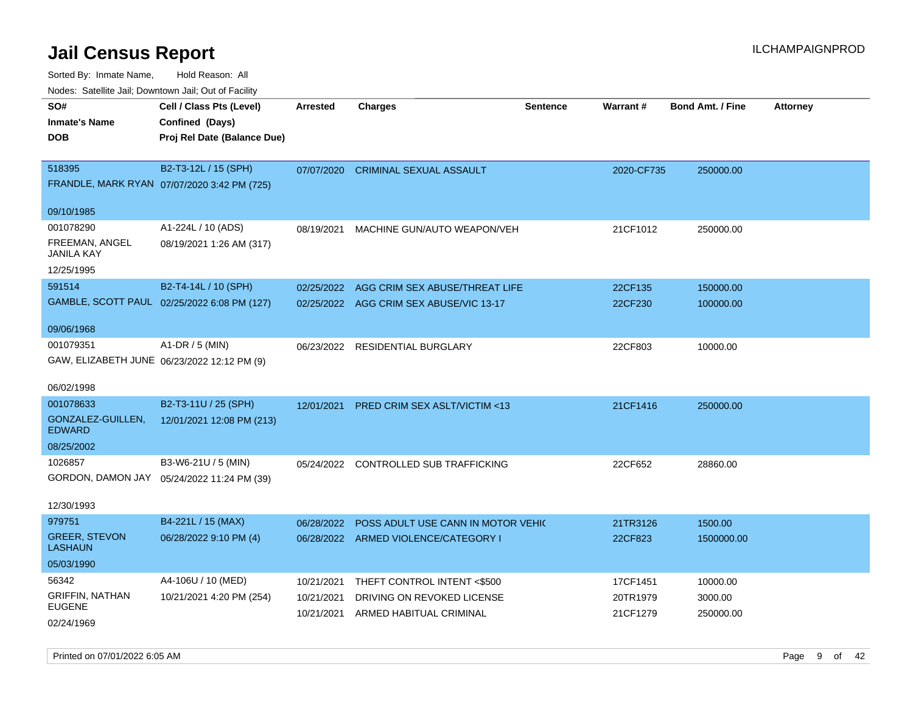# Jail Census Report

ILCHAMPAIGNPROD

Sorted By: Inmate Name, Hold Reason: All

Nodes: Satellite Jail; Downtown Jail; Out of Facility

| SO# / Inmate's Name / DOB | Cell / Class Pts (Level) / Confined (Days) / Proj Rel Date (Balance Due) | Arrested | Charges | Sentence | Warrant # | Bond Amt. / Fine | Attorney |
|---|---|---|---|---|---|---|---|
| 518395<br>FRANDLE, MARK RYAN<br>09/10/1985 | B2-T3-12L / 15 (SPH)<br>07/07/2020 3:42 PM (725) | 07/07/2020 | CRIMINAL SEXUAL ASSAULT | | 2020-CF735 | 250000.00 | |
| 001078290<br>FREEMAN, ANGEL JANILA KAY<br>12/25/1995 | A1-224L / 10 (ADS)<br>08/19/2021 1:26 AM (317) | 08/19/2021 | MACHINE GUN/AUTO WEAPON/VEH | | 21CF1012 | 250000.00 | |
| 591514<br>GAMBLE, SCOTT PAUL<br>09/06/1968 | B2-T4-14L / 10 (SPH)<br>02/25/2022 6:08 PM (127) | 02/25/2022 | AGG CRIM SEX ABUSE/THREAT LIFE | | 22CF135 | 150000.00 | |
| | | 02/25/2022 | AGG CRIM SEX ABUSE/VIC 13-17 | | 22CF230 | 100000.00 | |
| 001079351<br>GAW, ELIZABETH JUNE<br>06/02/1998 | A1-DR / 5 (MIN)<br>06/23/2022 12:12 PM (9) | 06/23/2022 | RESIDENTIAL BURGLARY | | 22CF803 | 10000.00 | |
| 001078633<br>GONZALEZ-GUILLEN, EDWARD<br>08/25/2002 | B2-T3-11U / 25 (SPH)<br>12/01/2021 12:08 PM (213) | 12/01/2021 | PRED CRIM SEX ASLT/VICTIM <13 | | 21CF1416 | 250000.00 | |
| 1026857<br>GORDON, DAMON JAY<br>12/30/1993 | B3-W6-21U / 5 (MIN)<br>05/24/2022 11:24 PM (39) | 05/24/2022 | CONTROLLED SUB TRAFFICKING | | 22CF652 | 28860.00 | |
| 979751<br>GREER, STEVON LASHAUN<br>05/03/1990 | B4-221L / 15 (MAX)<br>06/28/2022 9:10 PM (4) | 06/28/2022 | POSS ADULT USE CANN IN MOTOR VEHIC | | 21TR3126 | 1500.00 | |
| | | 06/28/2022 | ARMED VIOLENCE/CATEGORY I | | 22CF823 | 1500000.00 | |
| 56342<br>GRIFFIN, NATHAN EUGENE<br>02/24/1969 | A4-106U / 10 (MED)<br>10/21/2021 4:20 PM (254) | 10/21/2021 | THEFT CONTROL INTENT <$500 | | 17CF1451 | 10000.00 | |
| | | 10/21/2021 | DRIVING ON REVOKED LICENSE | | 20TR1979 | 3000.00 | |
| | | 10/21/2021 | ARMED HABITUAL CRIMINAL | | 21CF1279 | 250000.00 | |

Printed on 07/01/2022 6:05 AM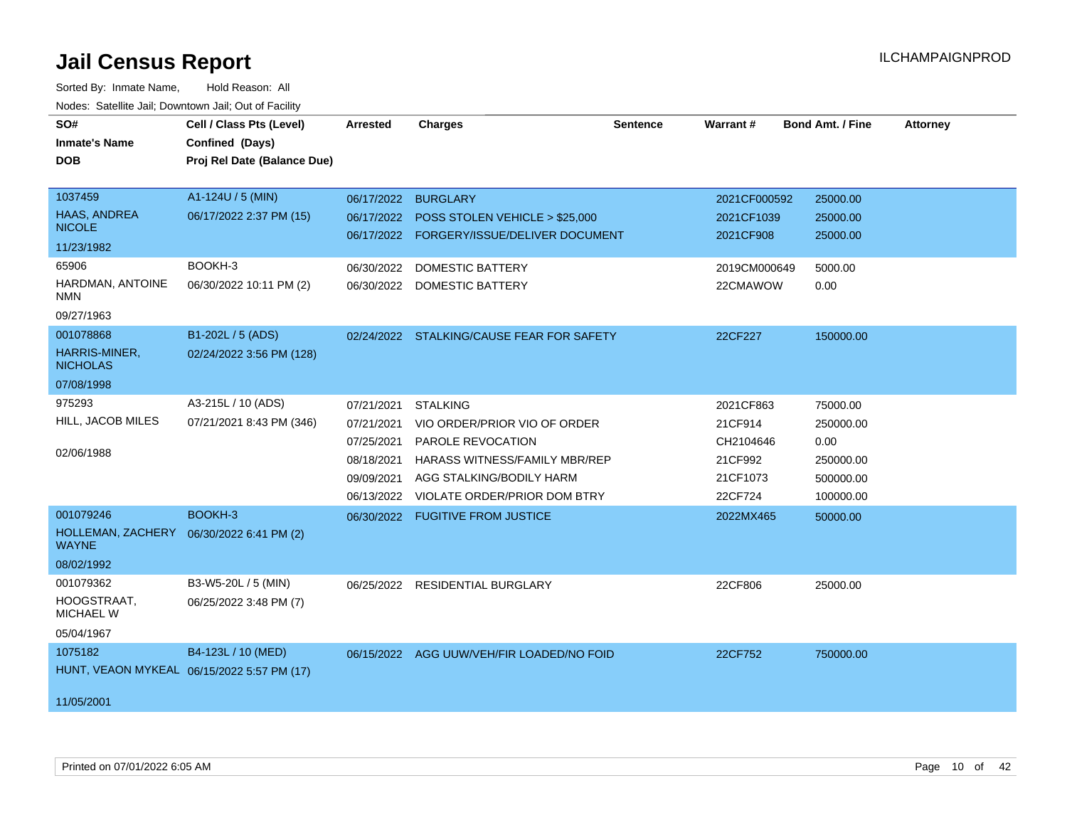# Jail Census Report

Sorted By: Inmate Name, Hold Reason: All

Nodes: Satellite Jail; Downtown Jail; Out of Facility

ILCHAMPAIGNPROD

| SO# / Inmate's Name / DOB | Cell / Class Pts (Level) / Confined (Days) / Proj Rel Date (Balance Due) | Arrested | Charges | Sentence | Warrant # | Bond Amt. / Fine | Attorney |
|---|---|---|---|---|---|---|---|
| 1037459<br>HAAS, ANDREA NICOLE<br>11/23/1982 | A1-124U / 5 (MIN)<br>06/17/2022 2:37 PM (15) | 06/17/2022 | BURGLARY | | 2021CF000592 | 25000.00 | |
| | | 06/17/2022 | POSS STOLEN VEHICLE > $25,000 | | 2021CF1039 | 25000.00 | |
| | | 06/17/2022 | FORGERY/ISSUE/DELIVER DOCUMENT | | 2021CF908 | 25000.00 | |
| 65906<br>HARDMAN, ANTOINE NMN<br>09/27/1963 | BOOKH-3<br>06/30/2022 10:11 PM (2) | 06/30/2022 | DOMESTIC BATTERY | | 2019CM000649 | 5000.00 | |
| | | 06/30/2022 | DOMESTIC BATTERY | | 22CMAWOW | 0.00 | |
| 001078868<br>HARRIS-MINER, NICHOLAS<br>07/08/1998 | B1-202L / 5 (ADS)<br>02/24/2022 3:56 PM (128) | 02/24/2022 | STALKING/CAUSE FEAR FOR SAFETY | | 22CF227 | 150000.00 | |
| 975293<br>HILL, JACOB MILES<br>02/06/1988 | A3-215L / 10 (ADS)<br>07/21/2021 8:43 PM (346) | 07/21/2021 | STALKING | | 2021CF863 | 75000.00 | |
| | | 07/21/2021 | VIO ORDER/PRIOR VIO OF ORDER | | 21CF914 | 250000.00 | |
| | | 07/25/2021 | PAROLE REVOCATION | | CH2104646 | 0.00 | |
| | | 08/18/2021 | HARASS WITNESS/FAMILY MBR/REP | | 21CF992 | 250000.00 | |
| | | 09/09/2021 | AGG STALKING/BODILY HARM | | 21CF1073 | 500000.00 | |
| | | 06/13/2022 | VIOLATE ORDER/PRIOR DOM BTRY | | 22CF724 | 100000.00 | |
| 001079246<br>HOLLEMAN, ZACHERY WAYNE<br>08/02/1992 | BOOKH-3<br>06/30/2022 6:41 PM (2) | 06/30/2022 | FUGITIVE FROM JUSTICE | | 2022MX465 | 50000.00 | |
| 001079362<br>HOOGSTRAAT, MICHAEL W<br>05/04/1967 | B3-W5-20L / 5 (MIN)<br>06/25/2022 3:48 PM (7) | 06/25/2022 | RESIDENTIAL BURGLARY | | 22CF806 | 25000.00 | |
| 1075182<br>HUNT, VEAON MYKEAL<br>11/05/2001 | B4-123L / 10 (MED)<br>06/15/2022 5:57 PM (17) | 06/15/2022 | AGG UUW/VEH/FIR LOADED/NO FOID | | 22CF752 | 750000.00 | |

Printed on 07/01/2022 6:05 AM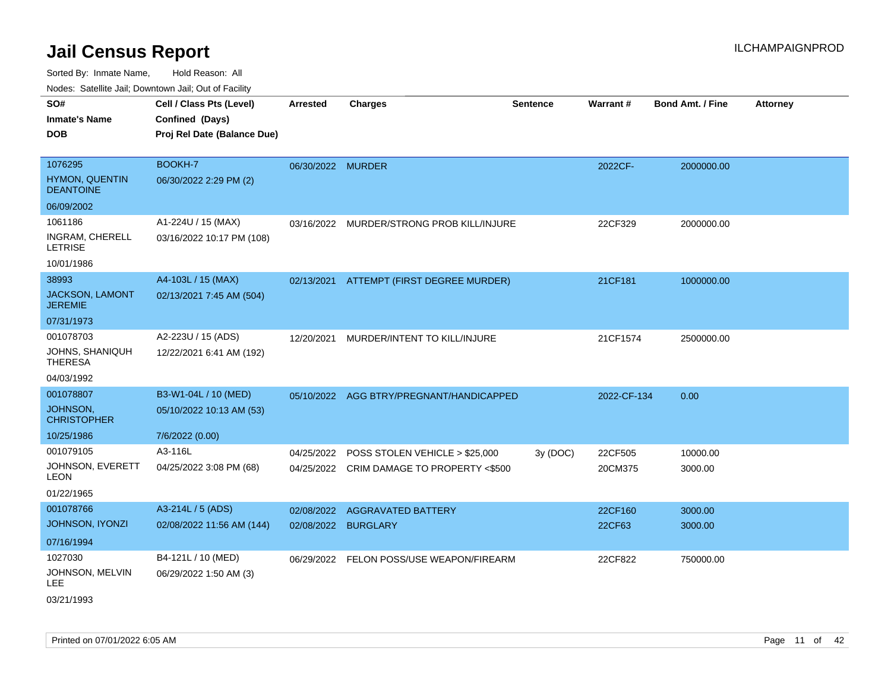# Jail Census Report

ILCHAMPAIGNPROD

Sorted By: Inmate Name, Hold Reason: All

Nodes: Satellite Jail; Downtown Jail; Out of Facility

| SO# / Inmate's Name / DOB | Cell / Class Pts (Level) / Confined (Days) / Proj Rel Date (Balance Due) | Arrested | Charges | Sentence | Warrant # | Bond Amt. / Fine | Attorney |
|---|---|---|---|---|---|---|---|
| 1076295<br>HYMON, QUENTIN DEANTOINE<br>06/09/2002 | BOOKH-7<br>06/30/2022 2:29 PM (2) | 06/30/2022 | MURDER | | 2022CF- | 2000000.00 | |
| 1061186<br>INGRAM, CHERELL LETRISE<br>10/01/1986 | A1-224U / 15 (MAX)<br>03/16/2022 10:17 PM (108) | 03/16/2022 | MURDER/STRONG PROB KILL/INJURE | | 22CF329 | 2000000.00 | |
| 38993<br>JACKSON, LAMONT JEREMIE<br>07/31/1973 | A4-103L / 15 (MAX)<br>02/13/2021 7:45 AM (504) | 02/13/2021 | ATTEMPT (FIRST DEGREE MURDER) | | 21CF181 | 1000000.00 | |
| 001078703<br>JOHNS, SHANIQUH THERESA<br>04/03/1992 | A2-223U / 15 (ADS)<br>12/22/2021 6:41 AM (192) | 12/20/2021 | MURDER/INTENT TO KILL/INJURE | | 21CF1574 | 2500000.00 | |
| 001078807<br>JOHNSON, CHRISTOPHER<br>10/25/1986 | B3-W1-04L / 10 (MED)<br>05/10/2022 10:13 AM (53)<br>7/6/2022 (0.00) | 05/10/2022 | AGG BTRY/PREGNANT/HANDICAPPED | | 2022-CF-134 | 0.00 | |
| 001079105<br>JOHNSON, EVERETT LEON<br>01/22/1965 | A3-116L<br>04/25/2022 3:08 PM (68) | 04/25/2022<br>04/25/2022 | POSS STOLEN VEHICLE > $25,000<br>CRIM DAMAGE TO PROPERTY <$500 | 3y (DOC) | 22CF505<br>20CM375 | 10000.00<br>3000.00 | |
| 001078766<br>JOHNSON, IYONZI<br>07/16/1994 | A3-214L / 5 (ADS)<br>02/08/2022 11:56 AM (144) | 02/08/2022<br>02/08/2022 | AGGRAVATED BATTERY<br>BURGLARY | | 22CF160<br>22CF63 | 3000.00<br>3000.00 | |
| 1027030<br>JOHNSON, MELVIN LEE<br>03/21/1993 | B4-121L / 10 (MED)<br>06/29/2022 1:50 AM (3) | 06/29/2022 | FELON POSS/USE WEAPON/FIREARM | | 22CF822 | 750000.00 | |

Printed on 07/01/2022 6:05 AM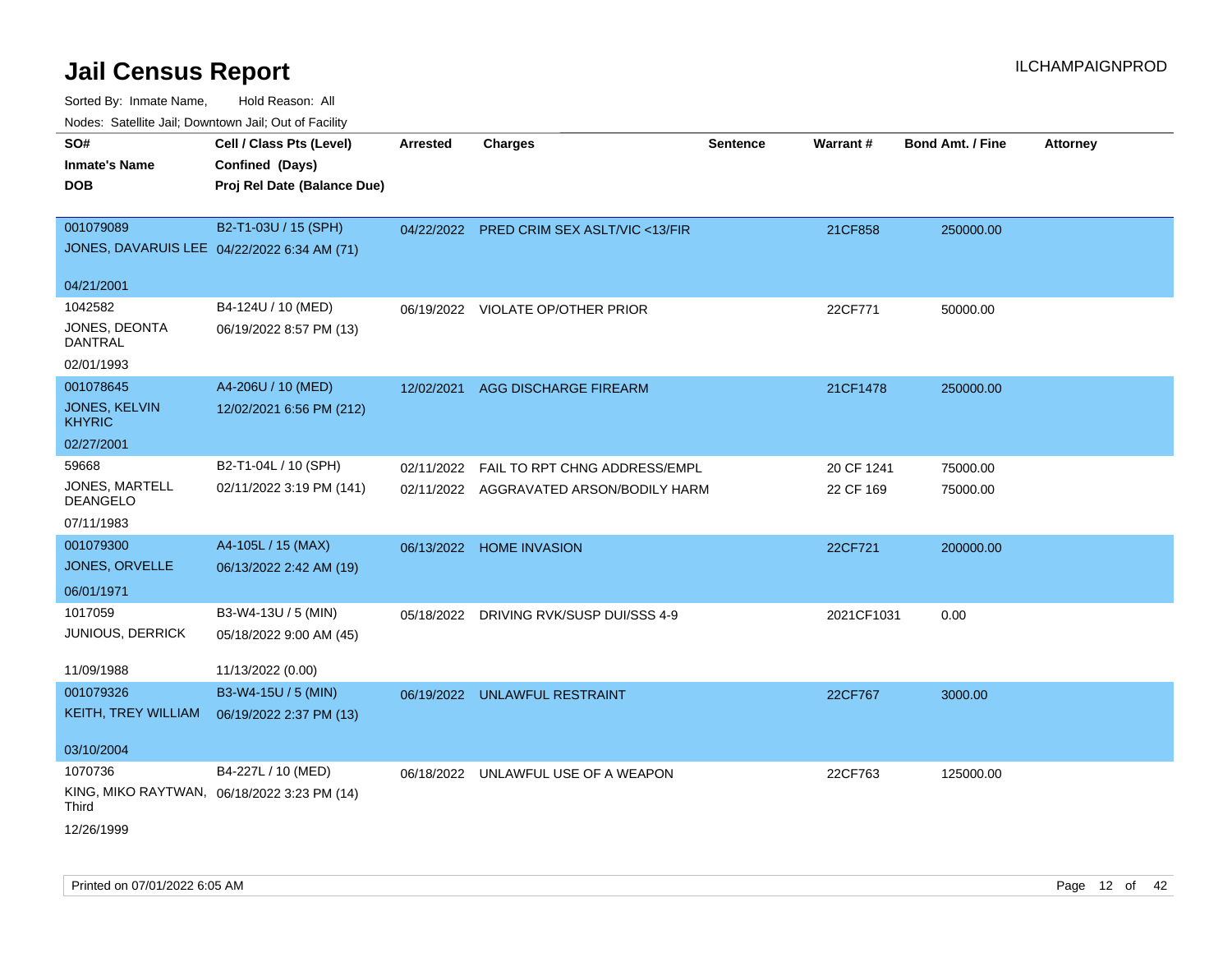# Jail Census Report

ILCHAMPAIGNPROD

Sorted By: Inmate Name, Hold Reason: All

Nodes: Satellite Jail; Downtown Jail; Out of Facility

| SO# / Inmate's Name / DOB | Cell / Class Pts (Level) / Confined (Days) / Proj Rel Date (Balance Due) | Arrested | Charges | Sentence | Warrant # | Bond Amt. / Fine | Attorney |
|---|---|---|---|---|---|---|---|
| 001079089<br>JONES, DAVARUIS LEE<br>04/21/2001 | B2-T1-03U / 15 (SPH)<br>04/22/2022 6:34 AM (71) | 04/22/2022 | PRED CRIM SEX ASLT/VIC <13/FIR | | 21CF858 | 250000.00 | |
| 1042582<br>JONES, DEONTA DANTRAL<br>02/01/1993 | B4-124U / 10 (MED)<br>06/19/2022 8:57 PM (13) | 06/19/2022 | VIOLATE OP/OTHER PRIOR | | 22CF771 | 50000.00 | |
| 001078645<br>JONES, KELVIN KHYRIC<br>02/27/2001 | A4-206U / 10 (MED)<br>12/02/2021 6:56 PM (212) | 12/02/2021 | AGG DISCHARGE FIREARM | | 21CF1478 | 250000.00 | |
| 59668<br>JONES, MARTELL DEANGELO<br>07/11/1983 | B2-T1-04L / 10 (SPH)<br>02/11/2022 3:19 PM (141) | 02/11/2022<br>02/11/2022 | FAIL TO RPT CHNG ADDRESS/EMPL<br>AGGRAVATED ARSON/BODILY HARM | | 20 CF 1241<br>22 CF 169 | 75000.00<br>75000.00 | |
| 001079300<br>JONES, ORVELLE<br>06/01/1971 | A4-105L / 15 (MAX)<br>06/13/2022 2:42 AM (19) | 06/13/2022 | HOME INVASION | | 22CF721 | 200000.00 | |
| 1017059<br>JUNIOUS, DERRICK<br>11/09/1988 | B3-W4-13U / 5 (MIN)<br>05/18/2022 9:00 AM (45)<br>11/13/2022 (0.00) | 05/18/2022 | DRIVING RVK/SUSP DUI/SSS 4-9 | | 2021CF1031 | 0.00 | |
| 001079326<br>KEITH, TREY WILLIAM<br>03/10/2004 | B3-W4-15U / 5 (MIN)<br>06/19/2022 2:37 PM (13) | 06/19/2022 | UNLAWFUL RESTRAINT | | 22CF767 | 3000.00 | |
| 1070736<br>KING, MIKO RAYTWAN, Third<br>12/26/1999 | B4-227L / 10 (MED)<br>06/18/2022 3:23 PM (14) | 06/18/2022 | UNLAWFUL USE OF A WEAPON | | 22CF763 | 125000.00 | |

Printed on 07/01/2022 6:05 AM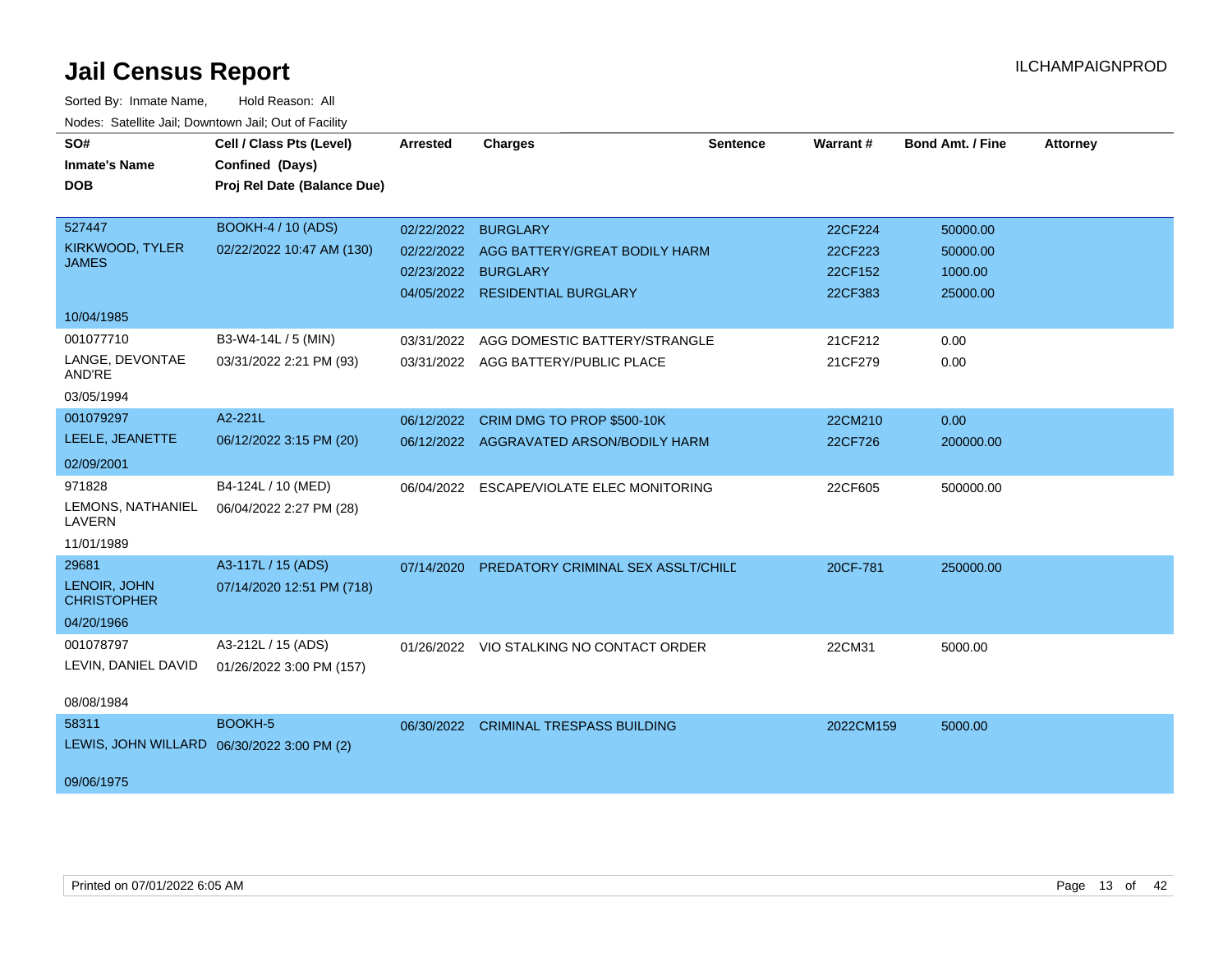# Jail Census Report

ILCHAMPAIGNPROD

Sorted By: Inmate Name, Hold Reason: All

Nodes: Satellite Jail; Downtown Jail; Out of Facility

| SO# / Inmate's Name / DOB | Cell / Class Pts (Level) / Confined (Days) / Proj Rel Date (Balance Due) | Arrested | Charges | Sentence | Warrant # | Bond Amt. / Fine | Attorney |
|---|---|---|---|---|---|---|---|
| 527447 KIRKWOOD, TYLER JAMES 10/04/1985 | BOOKH-4 / 10 (ADS) 02/22/2022 10:47 AM (130) | 02/22/2022 | BURGLARY | | 22CF224 | 50000.00 | |
| | | 02/22/2022 | AGG BATTERY/GREAT BODILY HARM | | 22CF223 | 50000.00 | |
| | | 02/23/2022 | BURGLARY | | 22CF152 | 1000.00 | |
| | | 04/05/2022 | RESIDENTIAL BURGLARY | | 22CF383 | 25000.00 | |
| 001077710 LANGE, DEVONTAE AND'RE 03/05/1994 | B3-W4-14L / 5 (MIN) 03/31/2022 2:21 PM (93) | 03/31/2022 | AGG DOMESTIC BATTERY/STRANGLE | | 21CF212 | 0.00 | |
| | | 03/31/2022 | AGG BATTERY/PUBLIC PLACE | | 21CF279 | 0.00 | |
| 001079297 LEELE, JEANETTE 02/09/2001 | A2-221L 06/12/2022 3:15 PM (20) | 06/12/2022 | CRIM DMG TO PROP $500-10K | | 22CM210 | 0.00 | |
| | | 06/12/2022 | AGGRAVATED ARSON/BODILY HARM | | 22CF726 | 200000.00 | |
| 971828 LEMONS, NATHANIEL LAVERN 11/01/1989 | B4-124L / 10 (MED) 06/04/2022 2:27 PM (28) | 06/04/2022 | ESCAPE/VIOLATE ELEC MONITORING | | 22CF605 | 500000.00 | |
| 29681 LENOIR, JOHN CHRISTOPHER 04/20/1966 | A3-117L / 15 (ADS) 07/14/2020 12:51 PM (718) | 07/14/2020 | PREDATORY CRIMINAL SEX ASSLT/CHILD | | 20CF-781 | 250000.00 | |
| 001078797 LEVIN, DANIEL DAVID 08/08/1984 | A3-212L / 15 (ADS) 01/26/2022 3:00 PM (157) | 01/26/2022 | VIO STALKING NO CONTACT ORDER | | 22CM31 | 5000.00 | |
| 58311 LEWIS, JOHN WILLARD 09/06/1975 | BOOKH-5 06/30/2022 3:00 PM (2) | 06/30/2022 | CRIMINAL TRESPASS BUILDING | | 2022CM159 | 5000.00 | |

Printed on 07/01/2022 6:05 AM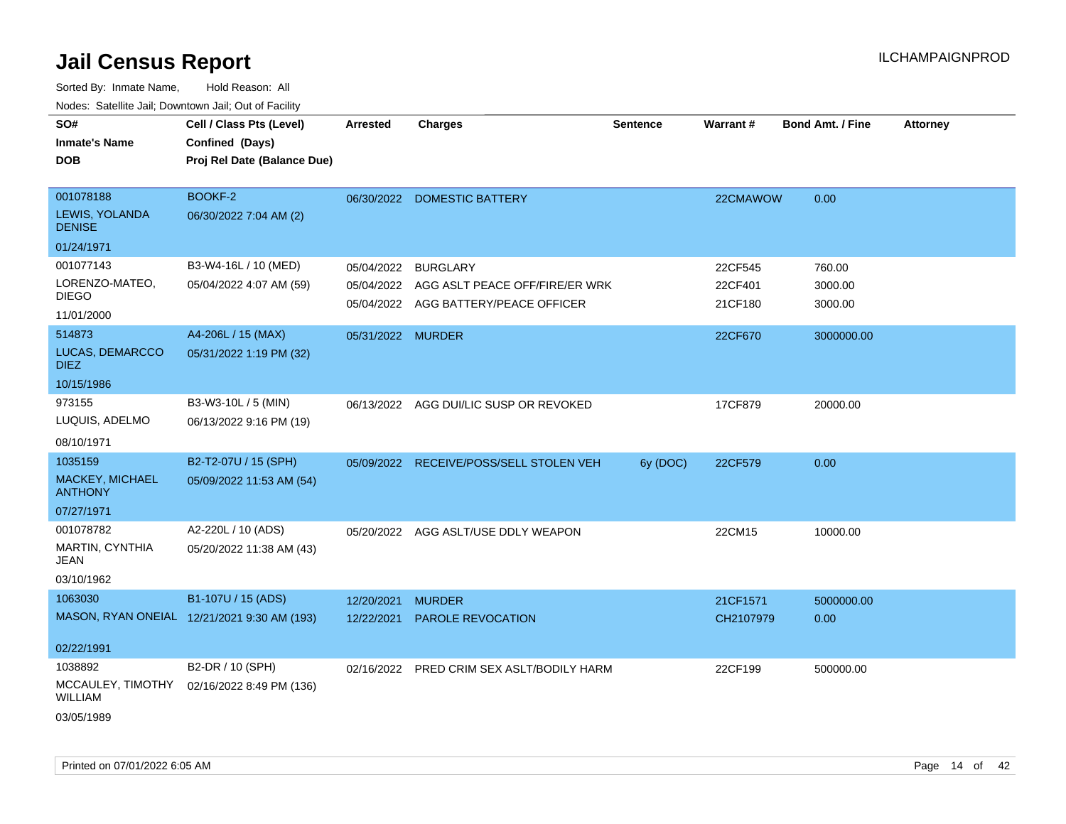# Jail Census Report

ILCHAMPAIGNPROD

Sorted By: Inmate Name, Hold Reason: All

Nodes: Satellite Jail; Downtown Jail; Out of Facility

| SO# / Inmate's Name / DOB | Cell / Class Pts (Level) / Confined (Days) / Proj Rel Date (Balance Due) | Arrested | Charges | Sentence | Warrant # | Bond Amt. / Fine | Attorney |
|---|---|---|---|---|---|---|---|
| 001078188<br>LEWIS, YOLANDA DENISE<br>01/24/1971 | BOOKF-2<br>06/30/2022 7:04 AM (2) | 06/30/2022 | DOMESTIC BATTERY | | 22CMAWOW | 0.00 | |
| 001077143<br>LORENZO-MATEO, DIEGO<br>11/01/2000 | B3-W4-16L / 10 (MED)<br>05/04/2022 4:07 AM (59) | 05/04/2022 | BURGLARY | | 22CF545 | 760.00 | |
| | | 05/04/2022 | AGG ASLT PEACE OFF/FIRE/ER WRK | | 22CF401 | 3000.00 | |
| | | 05/04/2022 | AGG BATTERY/PEACE OFFICER | | 21CF180 | 3000.00 | |
| 514873<br>LUCAS, DEMARCCO DIEZ<br>10/15/1986 | A4-206L / 15 (MAX)<br>05/31/2022 1:19 PM (32) | 05/31/2022 | MURDER | | 22CF670 | 3000000.00 | |
| 973155<br>LUQUIS, ADELMO<br>08/10/1971 | B3-W3-10L / 5 (MIN)<br>06/13/2022 9:16 PM (19) | 06/13/2022 | AGG DUI/LIC SUSP OR REVOKED | | 17CF879 | 20000.00 | |
| 1035159<br>MACKEY, MICHAEL ANTHONY<br>07/27/1971 | B2-T2-07U / 15 (SPH)<br>05/09/2022 11:53 AM (54) | 05/09/2022 | RECEIVE/POSS/SELL STOLEN VEH | 6y (DOC) | 22CF579 | 0.00 | |
| 001078782<br>MARTIN, CYNTHIA JEAN<br>03/10/1962 | A2-220L / 10 (ADS)<br>05/20/2022 11:38 AM (43) | 05/20/2022 | AGG ASLT/USE DDLY WEAPON | | 22CM15 | 10000.00 | |
| 1063030<br>MASON, RYAN ONEIAL<br>02/22/1991 | B1-107U / 15 (ADS)<br>12/21/2021 9:30 AM (193) | 12/20/2021 | MURDER | | 21CF1571 | 5000000.00 | |
| | | 12/22/2021 | PAROLE REVOCATION | | CH2107979 | 0.00 | |
| 1038892<br>MCCAULEY, TIMOTHY WILLIAM<br>03/05/1989 | B2-DR / 10 (SPH)<br>02/16/2022 8:49 PM (136) | 02/16/2022 | PRED CRIM SEX ASLT/BODILY HARM | | 22CF199 | 500000.00 | |

Printed on 07/01/2022 6:05 AM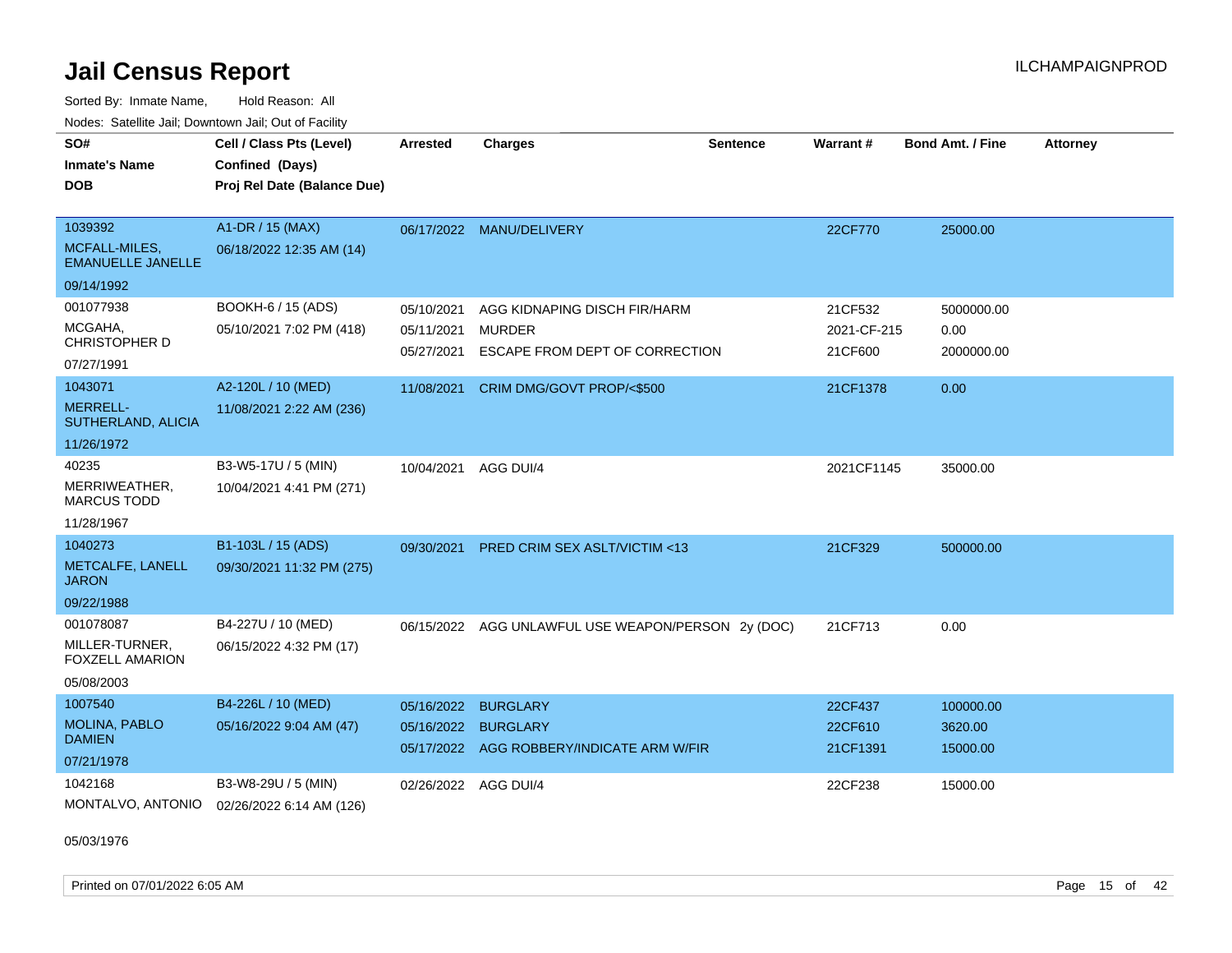# Jail Census Report

Sorted By: Inmate Name, Hold Reason: All

Nodes: Satellite Jail; Downtown Jail; Out of Facility

| SO# / Inmate's Name / DOB | Cell / Class Pts (Level) / Confined (Days) / Proj Rel Date (Balance Due) | Arrested | Charges | Sentence | Warrant # | Bond Amt. / Fine | Attorney |
|---|---|---|---|---|---|---|---|
| 1039392<br>MCFALL-MILES, EMANUELLE JANELLE<br>09/14/1992 | A1-DR / 15 (MAX)<br>06/18/2022 12:35 AM (14) | 06/17/2022 | MANU/DELIVERY | | 22CF770 | 25000.00 | |
| 001077938<br>MCGAHA, CHRISTOPHER D<br>07/27/1991 | BOOKH-6 / 15 (ADS)<br>05/10/2021 7:02 PM (418) | 05/10/2021<br>05/11/2021<br>05/27/2021 | AGG KIDNAPING DISCH FIR/HARM<br>MURDER<br>ESCAPE FROM DEPT OF CORRECTION | | 21CF532<br>2021-CF-215<br>21CF600 | 5000000.00<br>0.00<br>2000000.00 | |
| 1043071<br>MERRELL-SUTHERLAND, ALICIA<br>11/26/1972 | A2-120L / 10 (MED)<br>11/08/2021 2:22 AM (236) | 11/08/2021 | CRIM DMG/GOVT PROP/<$500 | | 21CF1378 | 0.00 | |
| 40235<br>MERRIWEATHER, MARCUS TODD<br>11/28/1967 | B3-W5-17U / 5 (MIN)<br>10/04/2021 4:41 PM (271) | 10/04/2021 | AGG DUI/4 | | 2021CF1145 | 35000.00 | |
| 1040273<br>METCALFE, LANELL JARON<br>09/22/1988 | B1-103L / 15 (ADS)<br>09/30/2021 11:32 PM (275) | 09/30/2021 | PRED CRIM SEX ASLT/VICTIM <13 | | 21CF329 | 500000.00 | |
| 001078087<br>MILLER-TURNER, FOXZELL AMARION<br>05/08/2003 | B4-227U / 10 (MED)<br>06/15/2022 4:32 PM (17) | 06/15/2022 | AGG UNLAWFUL USE WEAPON/PERSON | 2y (DOC) | 21CF713 | 0.00 | |
| 1007540<br>MOLINA, PABLO DAMIEN<br>07/21/1978 | B4-226L / 10 (MED)<br>05/16/2022 9:04 AM (47) | 05/16/2022<br>05/16/2022<br>05/17/2022 | BURGLARY<br>BURGLARY<br>AGG ROBBERY/INDICATE ARM W/FIR | | 22CF437<br>22CF610<br>21CF1391 | 100000.00<br>3620.00<br>15000.00 | |
| 1042168<br>MONTALVO, ANTONIO<br>05/03/1976 | B3-W8-29U / 5 (MIN)<br>02/26/2022 6:14 AM (126) | 02/26/2022 | AGG DUI/4 | | 22CF238 | 15000.00 | |

Printed on 07/01/2022 6:05 AM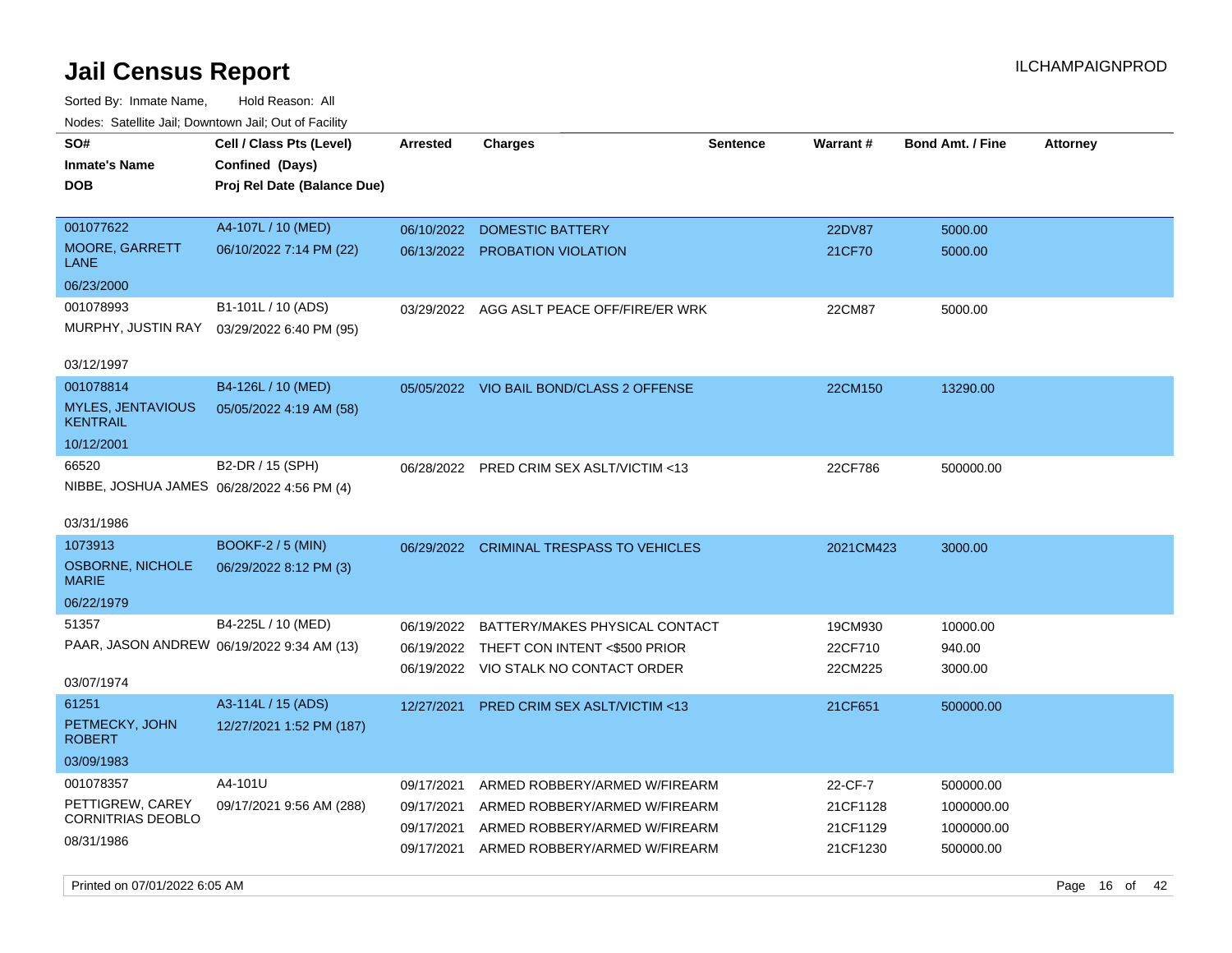# Jail Census Report

ILCHAMPAIGNPROD

Sorted By: Inmate Name, Hold Reason: All

Nodes: Satellite Jail; Downtown Jail; Out of Facility

| SO# / Inmate's Name / DOB | Cell / Class Pts (Level) / Confined (Days) / Proj Rel Date (Balance Due) | Arrested | Charges | Sentence | Warrant # | Bond Amt. / Fine | Attorney |
|---|---|---|---|---|---|---|---|
| 001077622<br>MOORE, GARRETT LANE<br>06/23/2000 | A4-107L / 10 (MED)<br>06/10/2022 7:14 PM (22) | 06/10/2022 | DOMESTIC BATTERY | | 22DV87 | 5000.00 | |
| | | 06/13/2022 | PROBATION VIOLATION | | 21CF70 | 5000.00 | |
| 001078993<br>MURPHY, JUSTIN RAY<br>03/12/1997 | B1-101L / 10 (ADS)<br>03/29/2022 6:40 PM (95) | 03/29/2022 | AGG ASLT PEACE OFF/FIRE/ER WRK | | 22CM87 | 5000.00 | |
| 001078814<br>MYLES, JENTAVIOUS KENTRAIL<br>10/12/2001 | B4-126L / 10 (MED)<br>05/05/2022 4:19 AM (58) | 05/05/2022 | VIO BAIL BOND/CLASS 2 OFFENSE | | 22CM150 | 13290.00 | |
| 66520<br>NIBBE, JOSHUA JAMES<br>03/31/1986 | B2-DR / 15 (SPH)<br>06/28/2022 4:56 PM (4) | 06/28/2022 | PRED CRIM SEX ASLT/VICTIM <13 | | 22CF786 | 500000.00 | |
| 1073913<br>OSBORNE, NICHOLE MARIE<br>06/22/1979 | BOOKF-2 / 5 (MIN)<br>06/29/2022 8:12 PM (3) | 06/29/2022 | CRIMINAL TRESPASS TO VEHICLES | | 2021CM423 | 3000.00 | |
| 51357<br>PAAR, JASON ANDREW<br>03/07/1974 | B4-225L / 10 (MED)<br>06/19/2022 9:34 AM (13) | 06/19/2022 | BATTERY/MAKES PHYSICAL CONTACT | | 19CM930 | 10000.00 | |
| | | 06/19/2022 | THEFT CON INTENT <$500 PRIOR | | 22CF710 | 940.00 | |
| | | 06/19/2022 | VIO STALK NO CONTACT ORDER | | 22CM225 | 3000.00 | |
| 61251<br>PETMECKY, JOHN ROBERT<br>03/09/1983 | A3-114L / 15 (ADS)<br>12/27/2021 1:52 PM (187) | 12/27/2021 | PRED CRIM SEX ASLT/VICTIM <13 | | 21CF651 | 500000.00 | |
| 001078357<br>PETTIGREW, CAREY CORNITRIAS DEOBLO<br>08/31/1986 | A4-101U<br>09/17/2021 9:56 AM (288) | 09/17/2021 | ARMED ROBBERY/ARMED W/FIREARM | | 22-CF-7 | 500000.00 | |
| | | 09/17/2021 | ARMED ROBBERY/ARMED W/FIREARM | | 21CF1128 | 1000000.00 | |
| | | 09/17/2021 | ARMED ROBBERY/ARMED W/FIREARM | | 21CF1129 | 1000000.00 | |
| | | 09/17/2021 | ARMED ROBBERY/ARMED W/FIREARM | | 21CF1230 | 500000.00 | |

Printed on 07/01/2022 6:05 AM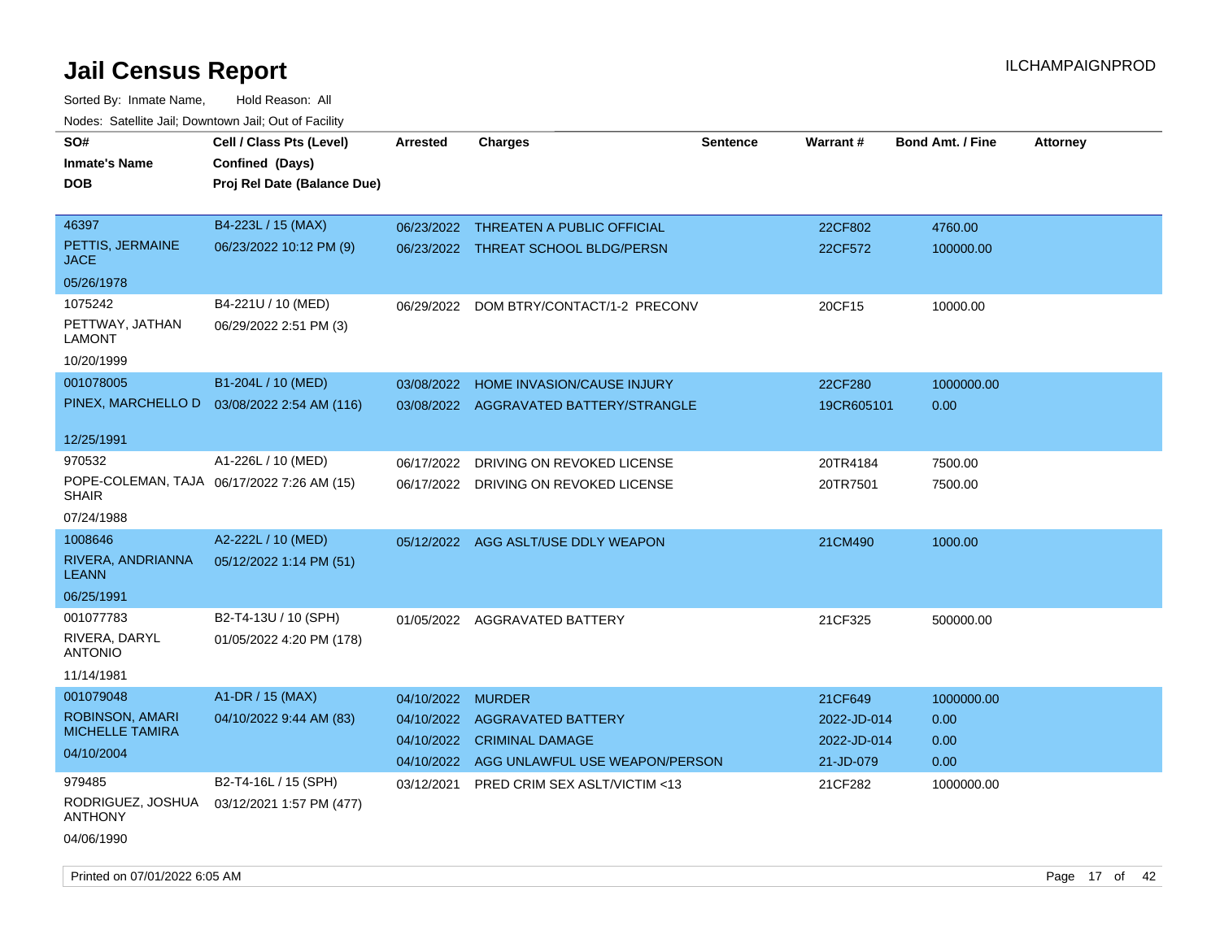# Jail Census Report

ILCHAMPAIGNPROD

Sorted By: Inmate Name, Hold Reason: All

Nodes: Satellite Jail; Downtown Jail; Out of Facility

| SO# / Inmate's Name / DOB | Cell / Class Pts (Level) / Confined (Days) / Proj Rel Date (Balance Due) | Arrested | Charges | Sentence | Warrant # | Bond Amt. / Fine | Attorney |
|---|---|---|---|---|---|---|---|
| 46397<br>PETTIS, JERMAINE JACE<br>05/26/1978 | B4-223L / 15 (MAX)<br>06/23/2022 10:12 PM (9) | 06/23/2022<br>06/23/2022 | THREATEN A PUBLIC OFFICIAL<br>THREAT SCHOOL BLDG/PERSN | | 22CF802<br>22CF572 | 4760.00<br>100000.00 | |
| 1075242<br>PETTWAY, JATHAN LAMONT<br>10/20/1999 | B4-221U / 10 (MED)<br>06/29/2022 2:51 PM (3) | 06/29/2022 | DOM BTRY/CONTACT/1-2 PRECONV | | 20CF15 | 10000.00 | |
| 001078005<br>PINEX, MARCHELLO D<br>12/25/1991 | B1-204L / 10 (MED)<br>03/08/2022 2:54 AM (116) | 03/08/2022<br>03/08/2022 | HOME INVASION/CAUSE INJURY<br>AGGRAVATED BATTERY/STRANGLE | | 22CF280<br>19CR605101 | 1000000.00<br>0.00 | |
| 970532<br>POPE-COLEMAN, TAJA SHAIR<br>07/24/1988 | A1-226L / 10 (MED)<br>06/17/2022 7:26 AM (15) | 06/17/2022<br>06/17/2022 | DRIVING ON REVOKED LICENSE<br>DRIVING ON REVOKED LICENSE | | 20TR4184<br>20TR7501 | 7500.00<br>7500.00 | |
| 1008646<br>RIVERA, ANDRIANNA LEANN<br>06/25/1991 | A2-222L / 10 (MED)<br>05/12/2022 1:14 PM (51) | 05/12/2022 | AGG ASLT/USE DDLY WEAPON | | 21CM490 | 1000.00 | |
| 001077783<br>RIVERA, DARYL ANTONIO<br>11/14/1981 | B2-T4-13U / 10 (SPH)<br>01/05/2022 4:20 PM (178) | 01/05/2022 | AGGRAVATED BATTERY | | 21CF325 | 500000.00 | |
| 001079048<br>ROBINSON, AMARI MICHELLE TAMIRA<br>04/10/2004 | A1-DR / 15 (MAX)<br>04/10/2022 9:44 AM (83) | 04/10/2022<br>04/10/2022<br>04/10/2022<br>04/10/2022 | MURDER<br>AGGRAVATED BATTERY<br>CRIMINAL DAMAGE<br>AGG UNLAWFUL USE WEAPON/PERSON | | 21CF649<br>2022-JD-014<br>2022-JD-014<br>21-JD-079 | 1000000.00<br>0.00<br>0.00<br>0.00 | |
| 979485<br>RODRIGUEZ, JOSHUA ANTHONY<br>04/06/1990 | B2-T4-16L / 15 (SPH)<br>03/12/2021 1:57 PM (477) | 03/12/2021 | PRED CRIM SEX ASLT/VICTIM <13 | | 21CF282 | 1000000.00 | |

Printed on 07/01/2022 6:05 AM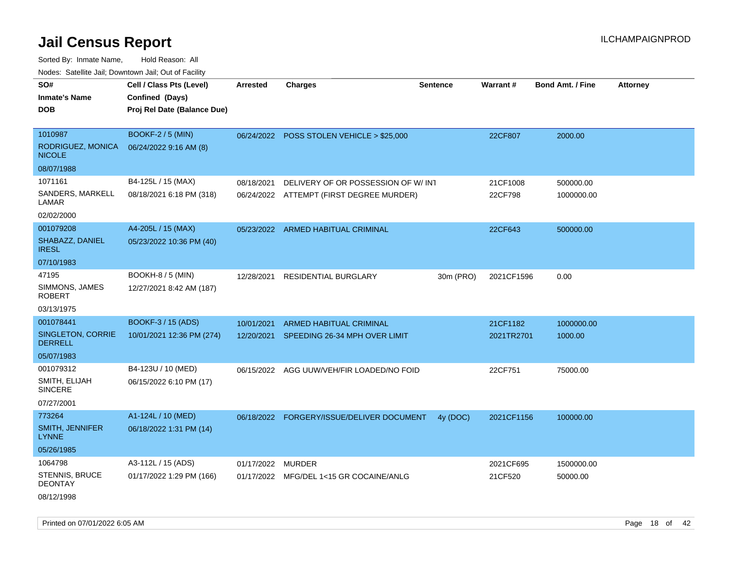# Jail Census Report

ILCHAMPAIGNPROD

Sorted By: Inmate Name, Hold Reason: All

Nodes: Satellite Jail; Downtown Jail; Out of Facility

| SO# / Inmate's Name / DOB | Cell / Class Pts (Level) / Confined (Days) / Proj Rel Date (Balance Due) | Arrested | Charges | Sentence | Warrant # | Bond Amt. / Fine | Attorney |
|---|---|---|---|---|---|---|---|
| 1010987<br>RODRIGUEZ, MONICA NICOLE<br>08/07/1988 | BOOKF-2 / 5 (MIN)<br>06/24/2022 9:16 AM (8) | 06/24/2022 | POSS STOLEN VEHICLE > $25,000 | | 22CF807 | 2000.00 | |
| 1071161<br>SANDERS, MARKELL LAMAR<br>02/02/2000 | B4-125L / 15 (MAX)<br>08/18/2021 6:18 PM (318) | 08/18/2021<br>06/24/2022 | DELIVERY OF OR POSSESSION OF W/ INT<br>ATTEMPT (FIRST DEGREE MURDER) | | 21CF1008<br>22CF798 | 500000.00<br>1000000.00 | |
| 001079208<br>SHABAZZ, DANIEL IRESL<br>07/10/1983 | A4-205L / 15 (MAX)<br>05/23/2022 10:36 PM (40) | 05/23/2022 | ARMED HABITUAL CRIMINAL | | 22CF643 | 500000.00 | |
| 47195<br>SIMMONS, JAMES ROBERT<br>03/13/1975 | BOOKH-8 / 5 (MIN)<br>12/27/2021 8:42 AM (187) | 12/28/2021 | RESIDENTIAL BURGLARY | 30m (PRO) | 2021CF1596 | 0.00 | |
| 001078441<br>SINGLETON, CORRIE DERRELL<br>05/07/1983 | BOOKF-3 / 15 (ADS)<br>10/01/2021 12:36 PM (274) | 10/01/2021<br>12/20/2021 | ARMED HABITUAL CRIMINAL<br>SPEEDING 26-34 MPH OVER LIMIT | | 21CF1182<br>2021TR2701 | 1000000.00<br>1000.00 | |
| 001079312<br>SMITH, ELIJAH SINCERE<br>07/27/2001 | B4-123U / 10 (MED)<br>06/15/2022 6:10 PM (17) | 06/15/2022 | AGG UUW/VEH/FIR LOADED/NO FOID | | 22CF751 | 75000.00 | |
| 773264<br>SMITH, JENNIFER LYNNE<br>05/26/1985 | A1-124L / 10 (MED)<br>06/18/2022 1:31 PM (14) | 06/18/2022 | FORGERY/ISSUE/DELIVER DOCUMENT | 4y (DOC) | 2021CF1156 | 100000.00 | |
| 1064798<br>STENNIS, BRUCE DEONTAY<br>08/12/1998 | A3-112L / 15 (ADS)<br>01/17/2022 1:29 PM (166) | 01/17/2022<br>01/17/2022 | MURDER<br>MFG/DEL 1<15 GR COCAINE/ANLG | | 2021CF695<br>21CF520 | 1500000.00<br>50000.00 | |

Printed on 07/01/2022 6:05 AM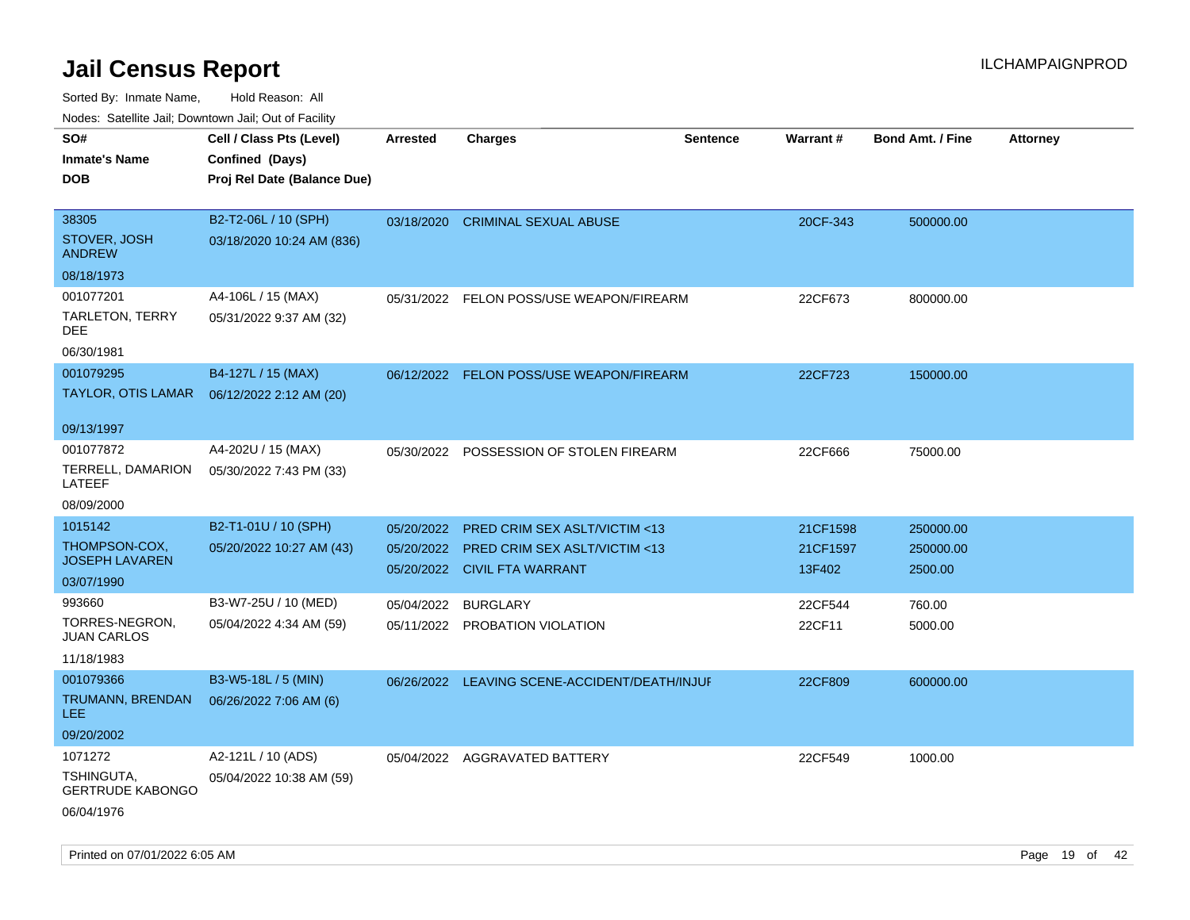# Jail Census Report

ILCHAMPAIGNPROD

Sorted By: Inmate Name, Hold Reason: All

Nodes: Satellite Jail; Downtown Jail; Out of Facility

| SO# / Inmate's Name / DOB | Cell / Class Pts (Level) / Confined (Days) / Proj Rel Date (Balance Due) | Arrested | Charges | Sentence | Warrant # | Bond Amt. / Fine | Attorney |
|---|---|---|---|---|---|---|---|
| 38305<br>STOVER, JOSH ANDREW<br>08/18/1973 | B2-T2-06L / 10 (SPH)<br>03/18/2020 10:24 AM (836) | 03/18/2020 | CRIMINAL SEXUAL ABUSE | | 20CF-343 | 500000.00 | |
| 001077201<br>TARLETON, TERRY DEE<br>06/30/1981 | A4-106L / 15 (MAX)<br>05/31/2022 9:37 AM (32) | 05/31/2022 | FELON POSS/USE WEAPON/FIREARM | | 22CF673 | 800000.00 | |
| 001079295<br>TAYLOR, OTIS LAMAR<br>09/13/1997 | B4-127L / 15 (MAX)<br>06/12/2022 2:12 AM (20) | 06/12/2022 | FELON POSS/USE WEAPON/FIREARM | | 22CF723 | 150000.00 | |
| 001077872<br>TERRELL, DAMARION LATEEF<br>08/09/2000 | A4-202U / 15 (MAX)<br>05/30/2022 7:43 PM (33) | 05/30/2022 | POSSESSION OF STOLEN FIREARM | | 22CF666 | 75000.00 | |
| 1015142<br>THOMPSON-COX, JOSEPH LAVAREN<br>03/07/1990 | B2-T1-01U / 10 (SPH)<br>05/20/2022 10:27 AM (43) | 05/20/2022<br>05/20/2022<br>05/20/2022 | PRED CRIM SEX ASLT/VICTIM <13<br>PRED CRIM SEX ASLT/VICTIM <13<br>CIVIL FTA WARRANT | | 21CF1598<br>21CF1597<br>13F402 | 250000.00<br>250000.00<br>2500.00 | |
| 993660<br>TORRES-NEGRON, JUAN CARLOS<br>11/18/1983 | B3-W7-25U / 10 (MED)<br>05/04/2022 4:34 AM (59) | 05/04/2022<br>05/11/2022 | BURGLARY<br>PROBATION VIOLATION | | 22CF544<br>22CF11 | 760.00<br>5000.00 | |
| 001079366<br>TRUMANN, BRENDAN LEE<br>09/20/2002 | B3-W5-18L / 5 (MIN)<br>06/26/2022 7:06 AM (6) | 06/26/2022 | LEAVING SCENE-ACCIDENT/DEATH/INJUF | | 22CF809 | 600000.00 | |
| 1071272<br>TSHINGUTA, GERTRUDE KABONGO<br>06/04/1976 | A2-121L / 10 (ADS)<br>05/04/2022 10:38 AM (59) | 05/04/2022 | AGGRAVATED BATTERY | | 22CF549 | 1000.00 | |

Printed on 07/01/2022 6:05 AM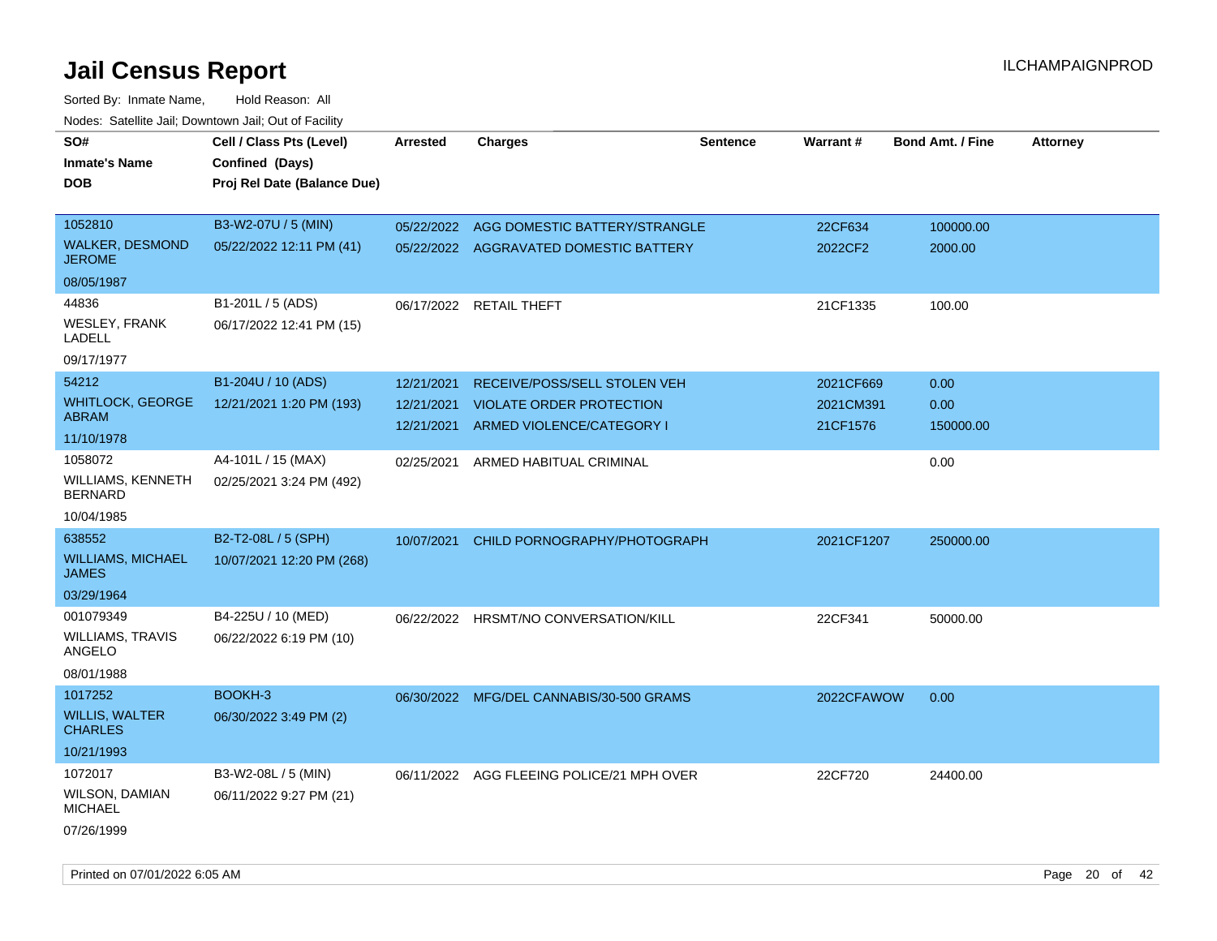# Jail Census Report

ILCHAMPAIGNPROD

Sorted By: Inmate Name, Hold Reason: All

Nodes: Satellite Jail; Downtown Jail; Out of Facility

| SO# / Inmate's Name / DOB | Cell / Class Pts (Level) / Confined (Days) / Proj Rel Date (Balance Due) | Arrested | Charges | Sentence | Warrant # | Bond Amt. / Fine | Attorney |
|---|---|---|---|---|---|---|---|
| 1052810<br>WALKER, DESMOND JEROME<br>08/05/1987 | B3-W2-07U / 5 (MIN)<br>05/22/2022 12:11 PM (41) | 05/22/2022 | AGG DOMESTIC BATTERY/STRANGLE | | 22CF634 | 100000.00 | |
| | | 05/22/2022 | AGGRAVATED DOMESTIC BATTERY | | 2022CF2 | 2000.00 | |
| 44836<br>WESLEY, FRANK LADELL<br>09/17/1977 | B1-201L / 5 (ADS)<br>06/17/2022 12:41 PM (15) | 06/17/2022 | RETAIL THEFT | | 21CF1335 | 100.00 | |
| 54212<br>WHITLOCK, GEORGE ABRAM<br>11/10/1978 | B1-204U / 10 (ADS)<br>12/21/2021 1:20 PM (193) | 12/21/2021 | RECEIVE/POSS/SELL STOLEN VEH | | 2021CF669 | 0.00 | |
| | | 12/21/2021 | VIOLATE ORDER PROTECTION | | 2021CM391 | 0.00 | |
| | | 12/21/2021 | ARMED VIOLENCE/CATEGORY I | | 21CF1576 | 150000.00 | |
| 1058072<br>WILLIAMS, KENNETH BERNARD<br>10/04/1985 | A4-101L / 15 (MAX)<br>02/25/2021 3:24 PM (492) | 02/25/2021 | ARMED HABITUAL CRIMINAL | | | 0.00 | |
| 638552<br>WILLIAMS, MICHAEL JAMES<br>03/29/1964 | B2-T2-08L / 5 (SPH)<br>10/07/2021 12:20 PM (268) | 10/07/2021 | CHILD PORNOGRAPHY/PHOTOGRAPH | | 2021CF1207 | 250000.00 | |
| 001079349<br>WILLIAMS, TRAVIS ANGELO<br>08/01/1988 | B4-225U / 10 (MED)<br>06/22/2022 6:19 PM (10) | 06/22/2022 | HRSMT/NO CONVERSATION/KILL | | 22CF341 | 50000.00 | |
| 1017252<br>WILLIS, WALTER CHARLES<br>10/21/1993 | BOOKH-3<br>06/30/2022 3:49 PM (2) | 06/30/2022 | MFG/DEL CANNABIS/30-500 GRAMS | | 2022CFAWOW | 0.00 | |
| 1072017<br>WILSON, DAMIAN MICHAEL<br>07/26/1999 | B3-W2-08L / 5 (MIN)<br>06/11/2022 9:27 PM (21) | 06/11/2022 | AGG FLEEING POLICE/21 MPH OVER | | 22CF720 | 24400.00 | |

Printed on 07/01/2022 6:05 AM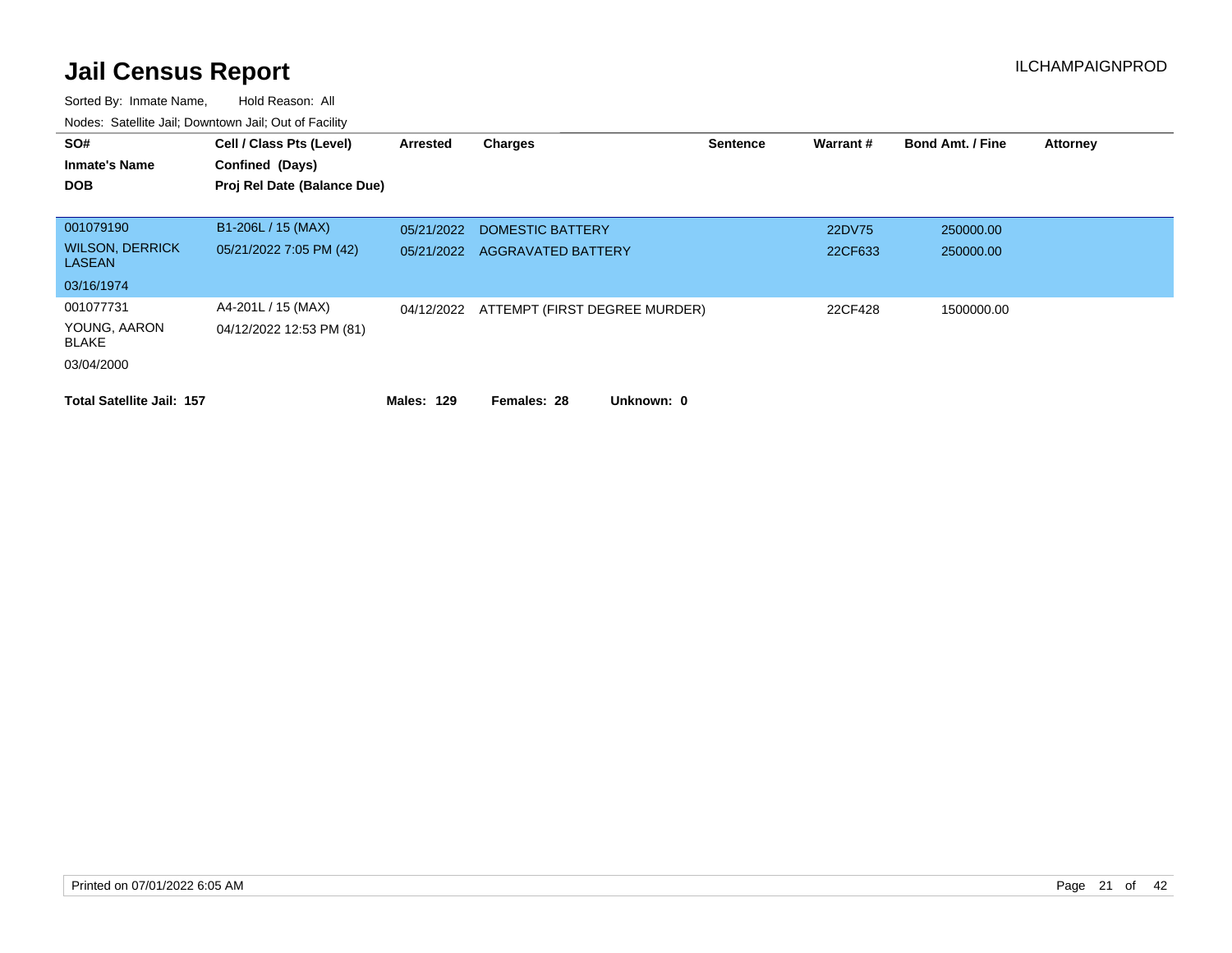# Jail Census Report

ILCHAMPAIGNPROD

Sorted By: Inmate Name, Hold Reason: All

Nodes: Satellite Jail; Downtown Jail; Out of Facility

| SO# / Inmate's Name / DOB | Cell / Class Pts (Level) / Confined (Days) / Proj Rel Date (Balance Due) | Arrested | Charges | Sentence | Warrant # | Bond Amt. / Fine | Attorney |
|---|---|---|---|---|---|---|---|
| 001079190 | B1-206L / 15 (MAX) | 05/21/2022 | DOMESTIC BATTERY | | 22DV75 | 250000.00 | |
| WILSON, DERRICK LASEAN | 05/21/2022 7:05 PM (42) | 05/21/2022 | AGGRAVATED BATTERY | | 22CF633 | 250000.00 | |
| 03/16/1974 | | | | | | | |
| 001077731 | A4-201L / 15 (MAX) | 04/12/2022 | ATTEMPT (FIRST DEGREE MURDER) | | 22CF428 | 1500000.00 | |
| YOUNG, AARON BLAKE | 04/12/2022 12:53 PM (81) | | | | | | |
| 03/04/2000 | | | | | | | |

**Total Satellite Jail: 157** **Males: 129** **Females: 28** **Unknown: 0**

Printed on 07/01/2022 6:05 AM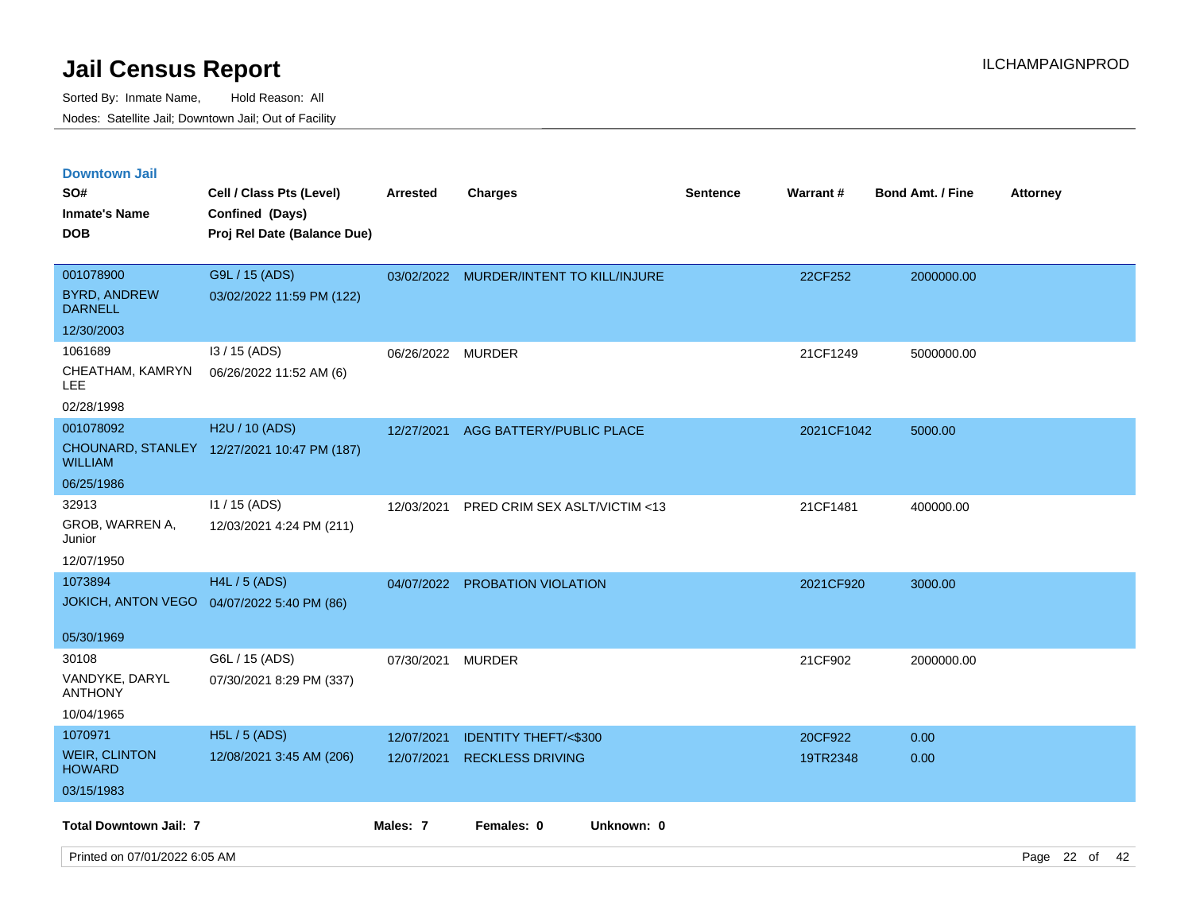# Jail Census Report

Sorted By: Inmate Name, Hold Reason: All

Nodes: Satellite Jail; Downtown Jail; Out of Facility

ILCHAMPAIGNPROD

## Downtown Jail

| SO# / Inmate's Name / DOB | Cell / Class Pts (Level) / Confined (Days) / Proj Rel Date (Balance Due) | Arrested | Charges | Sentence | Warrant # | Bond Amt. / Fine | Attorney |
|---|---|---|---|---|---|---|---|
| 001078900<br>BYRD, ANDREW DARNELL<br>12/30/2003 | G9L / 15 (ADS)<br>03/02/2022 11:59 PM (122) | 03/02/2022 | MURDER/INTENT TO KILL/INJURE | | 22CF252 | 2000000.00 | |
| 1061689<br>CHEATHAM, KAMRYN LEE<br>02/28/1998 | I3 / 15 (ADS)<br>06/26/2022 11:52 AM (6) | 06/26/2022 | MURDER | | 21CF1249 | 5000000.00 | |
| 001078092<br>CHOUNARD, STANLEY WILLIAM<br>06/25/1986 | H2U / 10 (ADS)<br>12/27/2021 10:47 PM (187) | 12/27/2021 | AGG BATTERY/PUBLIC PLACE | | 2021CF1042 | 5000.00 | |
| 32913<br>GROB, WARREN A, Junior<br>12/07/1950 | I1 / 15 (ADS)<br>12/03/2021 4:24 PM (211) | 12/03/2021 | PRED CRIM SEX ASLT/VICTIM <13 | | 21CF1481 | 400000.00 | |
| 1073894<br>JOKICH, ANTON VEGO<br>05/30/1969 | H4L / 5 (ADS)<br>04/07/2022 5:40 PM (86) | 04/07/2022 | PROBATION VIOLATION | | 2021CF920 | 3000.00 | |
| 30108<br>VANDYKE, DARYL ANTHONY<br>10/04/1965 | G6L / 15 (ADS)<br>07/30/2021 8:29 PM (337) | 07/30/2021 | MURDER | | 21CF902 | 2000000.00 | |
| 1070971<br>WEIR, CLINTON HOWARD<br>03/15/1983 | H5L / 5 (ADS)<br>12/08/2021 3:45 AM (206) | 12/07/2021<br>12/07/2021 | IDENTITY THEFT/<$300<br>RECKLESS DRIVING | | 20CF922<br>19TR2348 | 0.00<br>0.00 | |

**Total Downtown Jail: 7** **Males: 7** **Females: 0** **Unknown: 0**

Printed on 07/01/2022 6:05 AM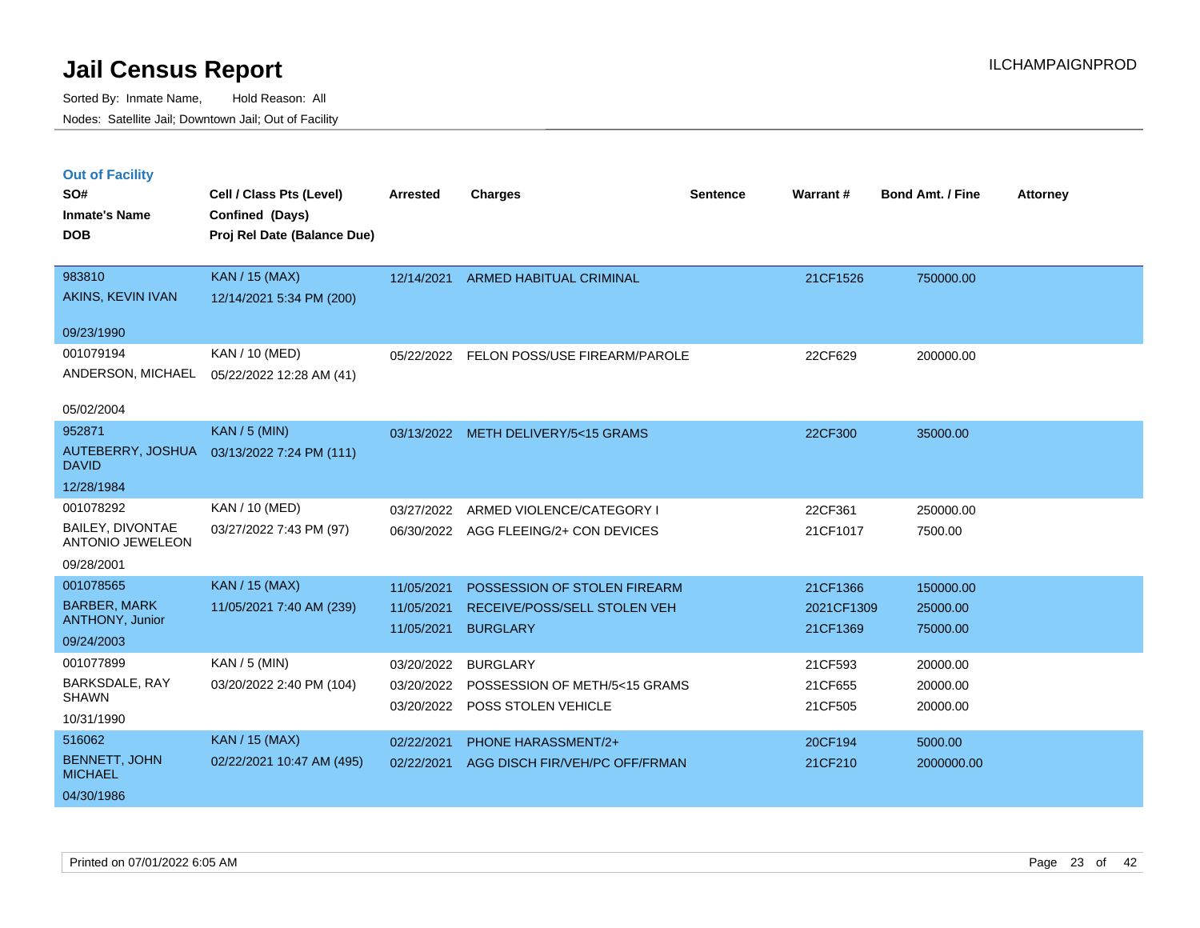# Jail Census Report

Sorted By: Inmate Name, Hold Reason: All

Nodes: Satellite Jail; Downtown Jail; Out of Facility

ILCHAMPAIGNPROD

## Out of Facility

| SO# / Inmate's Name / DOB | Cell / Class Pts (Level) / Confined (Days) / Proj Rel Date (Balance Due) | Arrested | Charges | Sentence | Warrant # | Bond Amt. / Fine | Attorney |
|---|---|---|---|---|---|---|---|
| 983810<br>AKINS, KEVIN IVAN<br>09/23/1990 | KAN / 15 (MAX)<br>12/14/2021 5:34 PM (200) | 12/14/2021 | ARMED HABITUAL CRIMINAL | | 21CF1526 | 750000.00 | |
| 001079194<br>ANDERSON, MICHAEL<br>05/02/2004 | KAN / 10 (MED)<br>05/22/2022 12:28 AM (41) | 05/22/2022 | FELON POSS/USE FIREARM/PAROLE | | 22CF629 | 200000.00 | |
| 952871<br>AUTEBERRY, JOSHUA DAVID<br>12/28/1984 | KAN / 5 (MIN)<br>03/13/2022 7:24 PM (111) | 03/13/2022 | METH DELIVERY/5<15 GRAMS | | 22CF300 | 35000.00 | |
| 001078292<br>BAILEY, DIVONTAE ANTONIO JEWELEON<br>09/28/2001 | KAN / 10 (MED)<br>03/27/2022 7:43 PM (97) | 03/27/2022<br>06/30/2022 | ARMED VIOLENCE/CATEGORY I<br>AGG FLEEING/2+ CON DEVICES | | 22CF361<br>21CF1017 | 250000.00<br>7500.00 | |
| 001078565<br>BARBER, MARK ANTHONY, Junior<br>09/24/2003 | KAN / 15 (MAX)<br>11/05/2021 7:40 AM (239) | 11/05/2021<br>11/05/2021<br>11/05/2021 | POSSESSION OF STOLEN FIREARM<br>RECEIVE/POSS/SELL STOLEN VEH<br>BURGLARY | | 21CF1366<br>2021CF1309<br>21CF1369 | 150000.00<br>25000.00<br>75000.00 | |
| 001077899<br>BARKSDALE, RAY SHAWN<br>10/31/1990 | KAN / 5 (MIN)<br>03/20/2022 2:40 PM (104) | 03/20/2022<br>03/20/2022<br>03/20/2022 | BURGLARY<br>POSSESSION OF METH/5<15 GRAMS<br>POSS STOLEN VEHICLE | | 21CF593<br>21CF655<br>21CF505 | 20000.00<br>20000.00<br>20000.00 | |
| 516062<br>BENNETT, JOHN MICHAEL<br>04/30/1986 | KAN / 15 (MAX)<br>02/22/2021 10:47 AM (495) | 02/22/2021<br>02/22/2021 | PHONE HARASSMENT/2+<br>AGG DISCH FIR/VEH/PC OFF/FRMAN | | 20CF194<br>21CF210 | 5000.00<br>2000000.00 | |

Printed on 07/01/2022 6:05 AM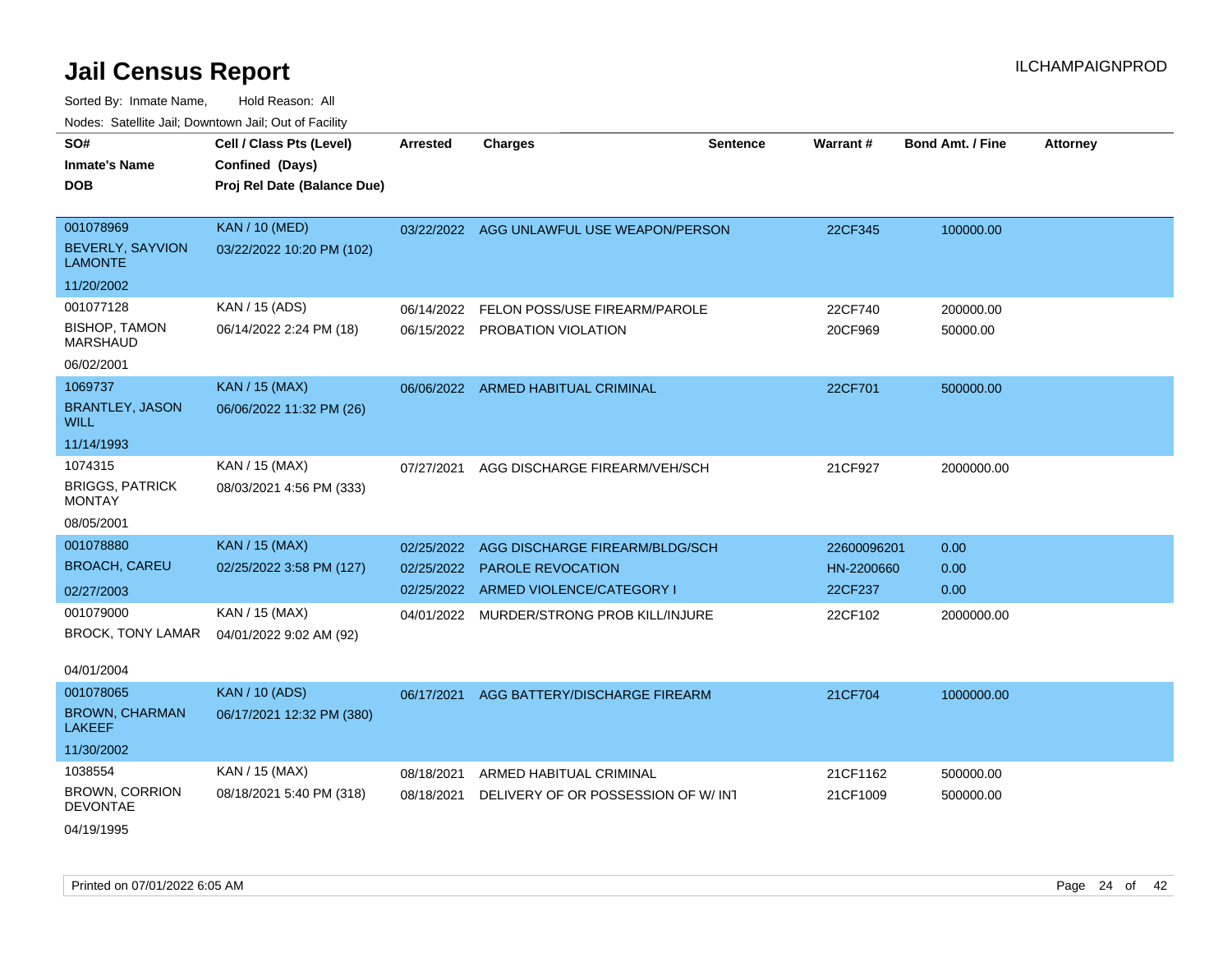# Jail Census Report

ILCHAMPAIGNPROD

Sorted By: Inmate Name, Hold Reason: All

Nodes: Satellite Jail; Downtown Jail; Out of Facility

| SO# / Inmate's Name / DOB | Cell / Class Pts (Level) / Confined (Days) / Proj Rel Date (Balance Due) | Arrested | Charges | Sentence | Warrant # | Bond Amt. / Fine | Attorney |
|---|---|---|---|---|---|---|---|
| 001078969<br>BEVERLY, SAYVION LAMONTE<br>11/20/2002 | KAN / 10 (MED)<br>03/22/2022 10:20 PM (102) | 03/22/2022 | AGG UNLAWFUL USE WEAPON/PERSON | | 22CF345 | 100000.00 | |
| 001077128<br>BISHOP, TAMON MARSHAUD<br>06/02/2001 | KAN / 15 (ADS)<br>06/14/2022 2:24 PM (18) | 06/14/2022<br>06/15/2022 | FELON POSS/USE FIREARM/PAROLE<br>PROBATION VIOLATION | | 22CF740<br>20CF969 | 200000.00<br>50000.00 | |
| 1069737<br>BRANTLEY, JASON WILL<br>11/14/1993 | KAN / 15 (MAX)<br>06/06/2022 11:32 PM (26) | 06/06/2022 | ARMED HABITUAL CRIMINAL | | 22CF701 | 500000.00 | |
| 1074315<br>BRIGGS, PATRICK MONTAY<br>08/05/2001 | KAN / 15 (MAX)<br>08/03/2021 4:56 PM (333) | 07/27/2021 | AGG DISCHARGE FIREARM/VEH/SCH | | 21CF927 | 2000000.00 | |
| 001078880<br>BROACH, CAREU<br>02/27/2003 | KAN / 15 (MAX)<br>02/25/2022 3:58 PM (127) | 02/25/2022<br>02/25/2022<br>02/25/2022 | AGG DISCHARGE FIREARM/BLDG/SCH<br>PAROLE REVOCATION<br>ARMED VIOLENCE/CATEGORY I | | 22600096201<br>HN-2200660<br>22CF237 | 0.00<br>0.00<br>0.00 | |
| 001079000<br>BROCK, TONY LAMAR<br>04/01/2004 | KAN / 15 (MAX)<br>04/01/2022 9:02 AM (92) | 04/01/2022 | MURDER/STRONG PROB KILL/INJURE | | 22CF102 | 2000000.00 | |
| 001078065<br>BROWN, CHARMAN LAKEEF<br>11/30/2002 | KAN / 10 (ADS)<br>06/17/2021 12:32 PM (380) | 06/17/2021 | AGG BATTERY/DISCHARGE FIREARM | | 21CF704 | 1000000.00 | |
| 1038554<br>BROWN, CORRION DEVONTAE<br>04/19/1995 | KAN / 15 (MAX)<br>08/18/2021 5:40 PM (318) | 08/18/2021<br>08/18/2021 | ARMED HABITUAL CRIMINAL<br>DELIVERY OF OR POSSESSION OF W/ INT | | 21CF1162<br>21CF1009 | 500000.00<br>500000.00 | |

Printed on 07/01/2022 6:05 AM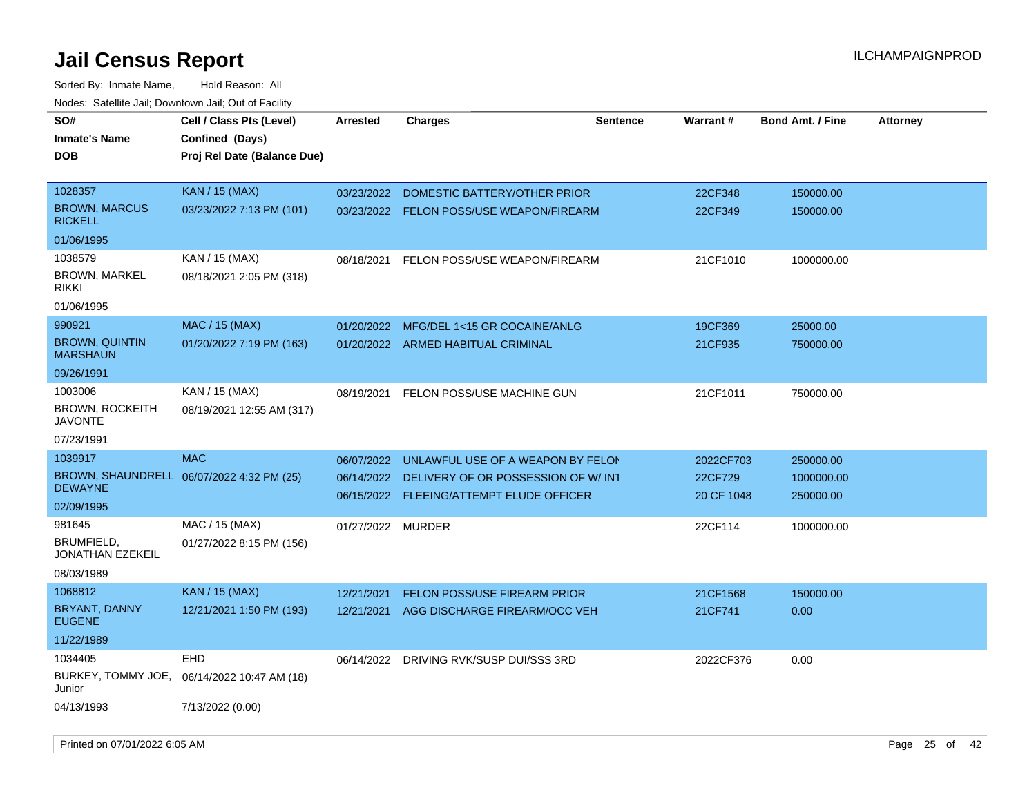# Jail Census Report

Sorted By: Inmate Name, Hold Reason: All

Nodes: Satellite Jail; Downtown Jail; Out of Facility

| SO# / Inmate's Name / DOB | Cell / Class Pts (Level) / Confined (Days) / Proj Rel Date (Balance Due) | Arrested | Charges | Sentence | Warrant # | Bond Amt. / Fine | Attorney |
|---|---|---|---|---|---|---|---|
| 1028357<br>BROWN, MARCUS RICKELL<br>01/06/1995 | KAN / 15 (MAX)<br>03/23/2022 7:13 PM (101) | 03/23/2022<br>03/23/2022 | DOMESTIC BATTERY/OTHER PRIOR<br>FELON POSS/USE WEAPON/FIREARM | | 22CF348<br>22CF349 | 150000.00<br>150000.00 | |
| 1038579<br>BROWN, MARKEL RIKKI<br>01/06/1995 | KAN / 15 (MAX)<br>08/18/2021 2:05 PM (318) | 08/18/2021 | FELON POSS/USE WEAPON/FIREARM | | 21CF1010 | 1000000.00 | |
| 990921<br>BROWN, QUINTIN MARSHAUN<br>09/26/1991 | MAC / 15 (MAX)<br>01/20/2022 7:19 PM (163) | 01/20/2022<br>01/20/2022 | MFG/DEL 1<15 GR COCAINE/ANLG<br>ARMED HABITUAL CRIMINAL | | 19CF369<br>21CF935 | 25000.00<br>750000.00 | |
| 1003006<br>BROWN, ROCKEITH JAVONTE<br>07/23/1991 | KAN / 15 (MAX)<br>08/19/2021 12:55 AM (317) | 08/19/2021 | FELON POSS/USE MACHINE GUN | | 21CF1011 | 750000.00 | |
| 1039917<br>BROWN, SHAUNDRELL DEWAYNE<br>02/09/1995 | MAC<br>06/07/2022 4:32 PM (25) | 06/07/2022<br>06/14/2022<br>06/15/2022 | UNLAWFUL USE OF A WEAPON BY FELON<br>DELIVERY OF OR POSSESSION OF W/ INT<br>FLEEING/ATTEMPT ELUDE OFFICER | | 2022CF703<br>22CF729<br>20 CF 1048 | 250000.00<br>1000000.00<br>250000.00 | |
| 981645<br>BRUMFIELD, JONATHAN EZEKEIL<br>08/03/1989 | MAC / 15 (MAX)<br>01/27/2022 8:15 PM (156) | 01/27/2022 | MURDER | | 22CF114 | 1000000.00 | |
| 1068812<br>BRYANT, DANNY EUGENE<br>11/22/1989 | KAN / 15 (MAX)<br>12/21/2021 1:50 PM (193) | 12/21/2021<br>12/21/2021 | FELON POSS/USE FIREARM PRIOR<br>AGG DISCHARGE FIREARM/OCC VEH | | 21CF1568<br>21CF741 | 150000.00<br>0.00 | |
| 1034405<br>BURKEY, TOMMY JOE, Junior<br>04/13/1993 | EHD<br>06/14/2022 10:47 AM (18)<br>7/13/2022 (0.00) | 06/14/2022 | DRIVING RVK/SUSP DUI/SSS 3RD | | 2022CF376 | 0.00 | |

Printed on 07/01/2022 6:05 AM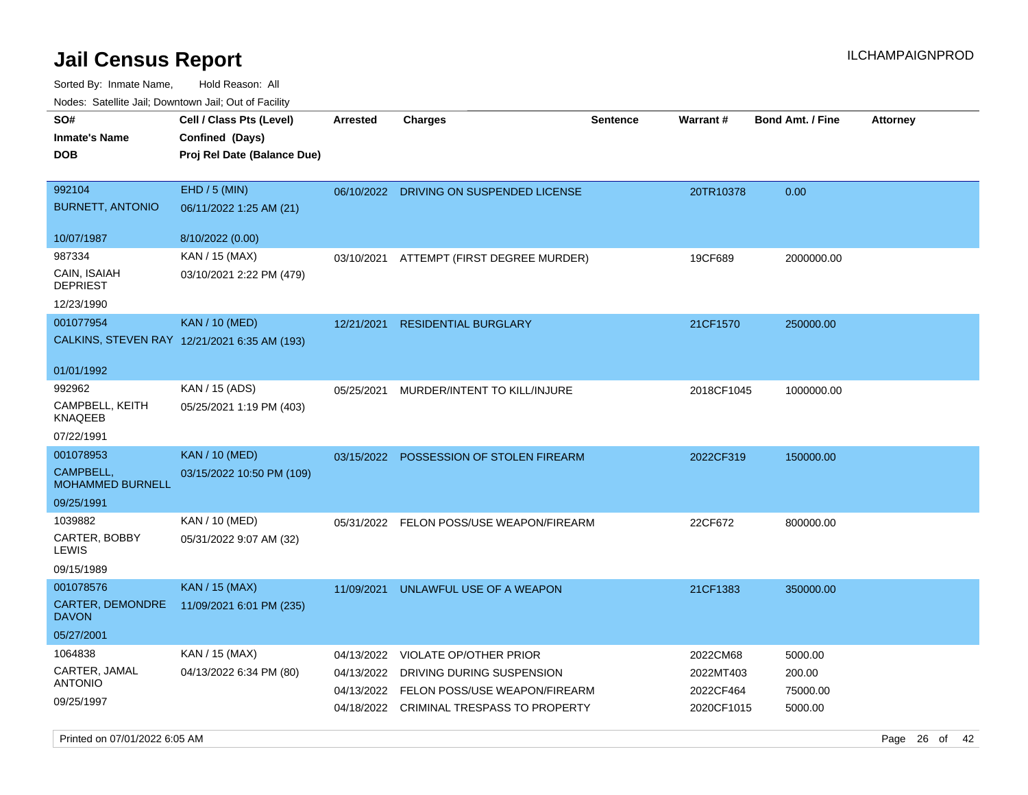# Jail Census Report

Sorted By: Inmate Name, Hold Reason: All

Nodes: Satellite Jail; Downtown Jail; Out of Facility

| SO# / Inmate's Name / DOB | Cell / Class Pts (Level) / Confined (Days) / Proj Rel Date (Balance Due) | Arrested | Charges | Sentence | Warrant # | Bond Amt. / Fine | Attorney |
|---|---|---|---|---|---|---|---|
| 992104<br>BURNETT, ANTONIO<br>10/07/1987 | EHD / 5 (MIN)<br>06/11/2022 1:25 AM (21)<br>8/10/2022 (0.00) | 06/10/2022 | DRIVING ON SUSPENDED LICENSE | | 20TR10378 | 0.00 | |
| 987334<br>CAIN, ISAIAH DEPRIEST<br>12/23/1990 | KAN / 15 (MAX)<br>03/10/2021 2:22 PM (479) | 03/10/2021 | ATTEMPT (FIRST DEGREE MURDER) | | 19CF689 | 2000000.00 | |
| 001077954<br>CALKINS, STEVEN RAY<br>01/01/1992 | KAN / 10 (MED)<br>12/21/2021 6:35 AM (193) | 12/21/2021 | RESIDENTIAL BURGLARY | | 21CF1570 | 250000.00 | |
| 992962<br>CAMPBELL, KEITH KNAQEEB<br>07/22/1991 | KAN / 15 (ADS)<br>05/25/2021 1:19 PM (403) | 05/25/2021 | MURDER/INTENT TO KILL/INJURE | | 2018CF1045 | 1000000.00 | |
| 001078953<br>CAMPBELL, MOHAMMED BURNELL<br>09/25/1991 | KAN / 10 (MED)<br>03/15/2022 10:50 PM (109) | 03/15/2022 | POSSESSION OF STOLEN FIREARM | | 2022CF319 | 150000.00 | |
| 1039882<br>CARTER, BOBBY LEWIS<br>09/15/1989 | KAN / 10 (MED)<br>05/31/2022 9:07 AM (32) | 05/31/2022 | FELON POSS/USE WEAPON/FIREARM | | 22CF672 | 800000.00 | |
| 001078576<br>CARTER, DEMONDRE DAVON<br>05/27/2001 | KAN / 15 (MAX)<br>11/09/2021 6:01 PM (235) | 11/09/2021 | UNLAWFUL USE OF A WEAPON | | 21CF1383 | 350000.00 | |
| 1064838<br>CARTER, JAMAL ANTONIO<br>09/25/1997 | KAN / 15 (MAX)<br>04/13/2022 6:34 PM (80) | 04/13/2022 | VIOLATE OP/OTHER PRIOR | | 2022CM68 | 5000.00 | |
| | | 04/13/2022 | DRIVING DURING SUSPENSION | | 2022MT403 | 200.00 | |
| | | 04/13/2022 | FELON POSS/USE WEAPON/FIREARM | | 2022CF464 | 75000.00 | |
| | | 04/18/2022 | CRIMINAL TRESPASS TO PROPERTY | | 2020CF1015 | 5000.00 | |

Printed on 07/01/2022 6:05 AM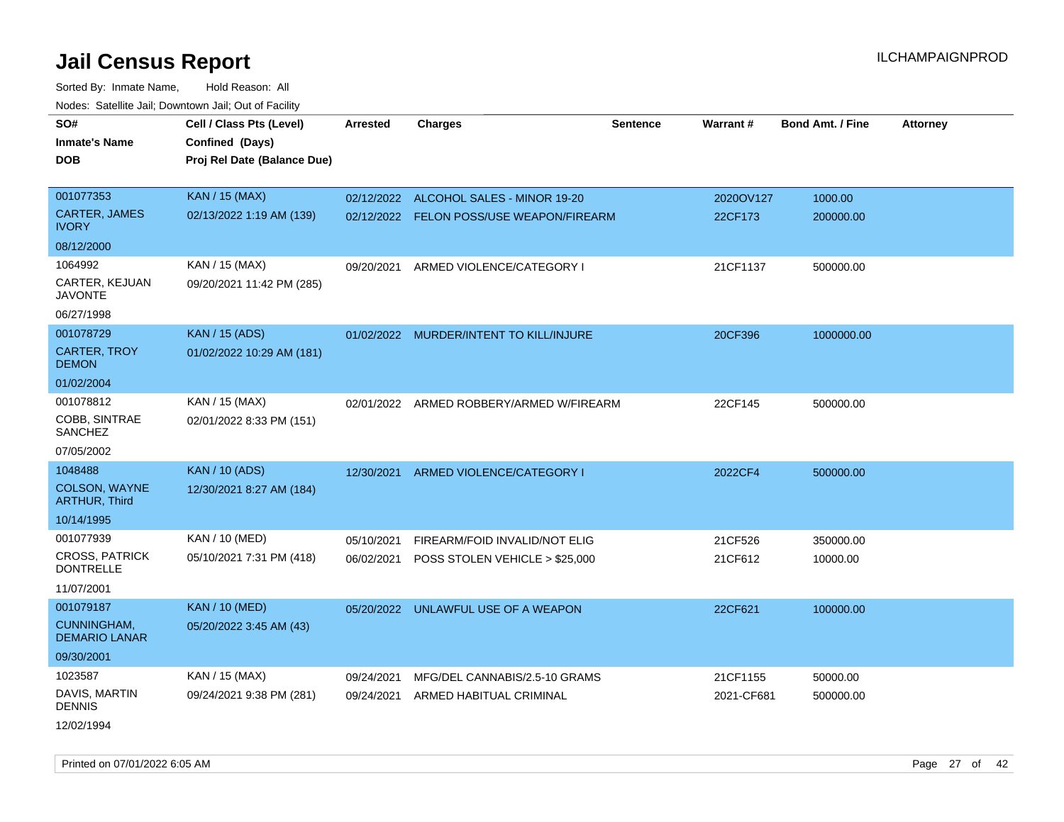# Jail Census Report

Sorted By: Inmate Name, Hold Reason: All

Nodes: Satellite Jail; Downtown Jail; Out of Facility

| SO# / Inmate's Name / DOB | Cell / Class Pts (Level) / Confined (Days) / Proj Rel Date (Balance Due) | Arrested | Charges | Sentence | Warrant # | Bond Amt. / Fine | Attorney |
|---|---|---|---|---|---|---|---|
| 001077353 CARTER, JAMES IVORY 08/12/2000 | KAN / 15 (MAX) 02/13/2022 1:19 AM (139) | 02/12/2022 | ALCOHOL SALES - MINOR 19-20 | | 2020OV127 | 1000.00 | |
| | | 02/12/2022 | FELON POSS/USE WEAPON/FIREARM | | 22CF173 | 200000.00 | |
| 1064992 CARTER, KEJUAN JAVONTE 06/27/1998 | KAN / 15 (MAX) 09/20/2021 11:42 PM (285) | 09/20/2021 | ARMED VIOLENCE/CATEGORY I | | 21CF1137 | 500000.00 | |
| 001078729 CARTER, TROY DEMON 01/02/2004 | KAN / 15 (ADS) 01/02/2022 10:29 AM (181) | 01/02/2022 | MURDER/INTENT TO KILL/INJURE | | 20CF396 | 1000000.00 | |
| 001078812 COBB, SINTRAE SANCHEZ 07/05/2002 | KAN / 15 (MAX) 02/01/2022 8:33 PM (151) | 02/01/2022 | ARMED ROBBERY/ARMED W/FIREARM | | 22CF145 | 500000.00 | |
| 1048488 COLSON, WAYNE ARTHUR, Third 10/14/1995 | KAN / 10 (ADS) 12/30/2021 8:27 AM (184) | 12/30/2021 | ARMED VIOLENCE/CATEGORY I | | 2022CF4 | 500000.00 | |
| 001077939 CROSS, PATRICK DONTRELLE 11/07/2001 | KAN / 10 (MED) 05/10/2021 7:31 PM (418) | 05/10/2021 | FIREARM/FOID INVALID/NOT ELIG | | 21CF526 | 350000.00 | |
| | | 06/02/2021 | POSS STOLEN VEHICLE > $25,000 | | 21CF612 | 10000.00 | |
| 001079187 CUNNINGHAM, DEMARIO LANAR 09/30/2001 | KAN / 10 (MED) 05/20/2022 3:45 AM (43) | 05/20/2022 | UNLAWFUL USE OF A WEAPON | | 22CF621 | 100000.00 | |
| 1023587 DAVIS, MARTIN DENNIS 12/02/1994 | KAN / 15 (MAX) 09/24/2021 9:38 PM (281) | 09/24/2021 | MFG/DEL CANNABIS/2.5-10 GRAMS | | 21CF1155 | 50000.00 | |
| | | 09/24/2021 | ARMED HABITUAL CRIMINAL | | 2021-CF681 | 500000.00 | |

Printed on 07/01/2022 6:05 AM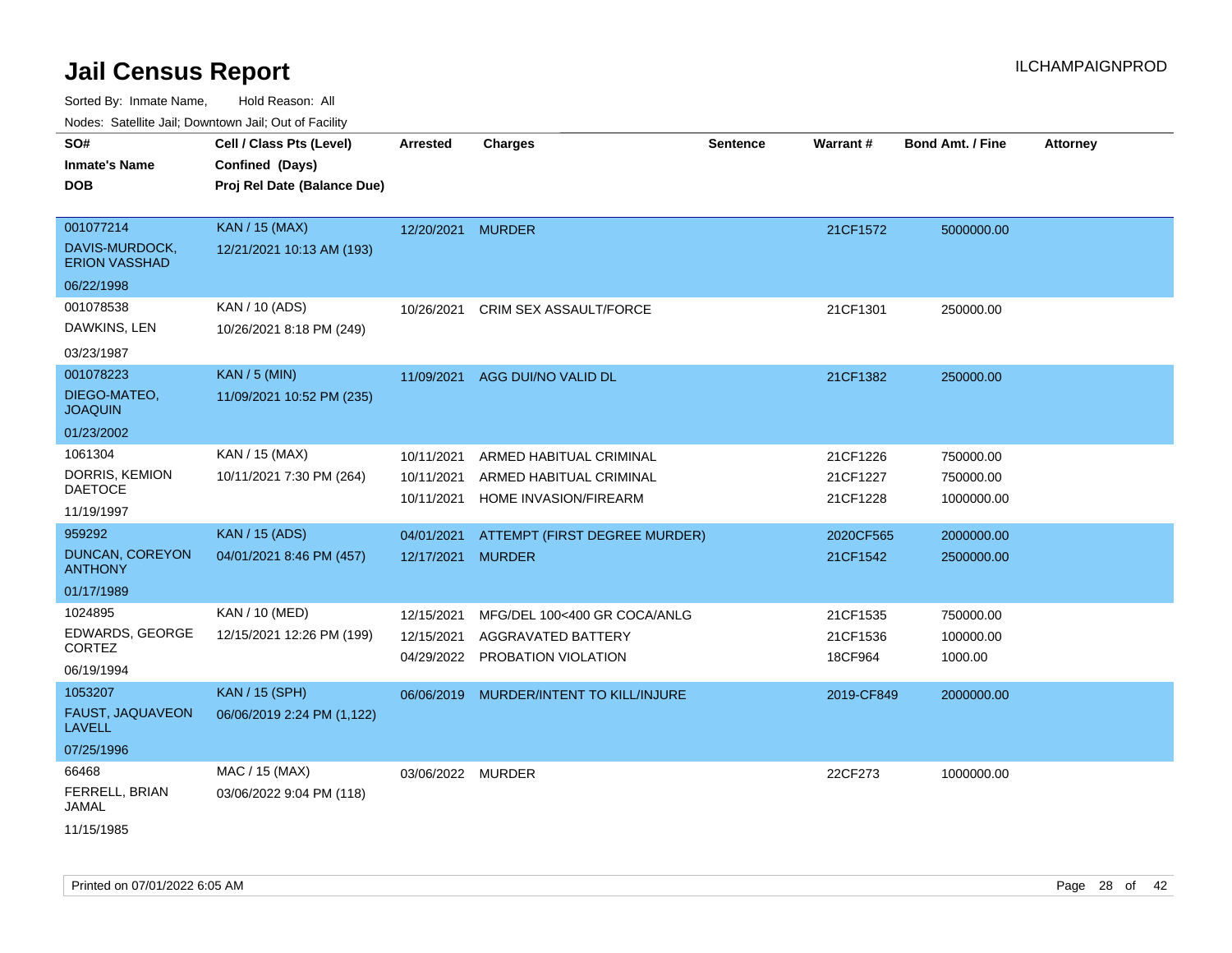# Jail Census Report

ILCHAMPAIGNPROD

Sorted By: Inmate Name, Hold Reason: All

Nodes: Satellite Jail; Downtown Jail; Out of Facility

| SO# / Inmate's Name / DOB | Cell / Class Pts (Level) / Confined (Days) / Proj Rel Date (Balance Due) | Arrested | Charges | Sentence | Warrant # | Bond Amt. / Fine | Attorney |
|---|---|---|---|---|---|---|---|
| 001077214<br>DAVIS-MURDOCK, ERION VASSHAD<br>06/22/1998 | KAN / 15 (MAX)<br>12/21/2021 10:13 AM (193) | 12/20/2021 | MURDER | | 21CF1572 | 5000000.00 | |
| 001078538<br>DAWKINS, LEN<br>03/23/1987 | KAN / 10 (ADS)<br>10/26/2021 8:18 PM (249) | 10/26/2021 | CRIM SEX ASSAULT/FORCE | | 21CF1301 | 250000.00 | |
| 001078223<br>DIEGO-MATEO, JOAQUIN<br>01/23/2002 | KAN / 5 (MIN)<br>11/09/2021 10:52 PM (235) | 11/09/2021 | AGG DUI/NO VALID DL | | 21CF1382 | 250000.00 | |
| 1061304<br>DORRIS, KEMION DAETOCE<br>11/19/1997 | KAN / 15 (MAX)<br>10/11/2021 7:30 PM (264) | 10/11/2021<br>10/11/2021<br>10/11/2021 | ARMED HABITUAL CRIMINAL<br>ARMED HABITUAL CRIMINAL<br>HOME INVASION/FIREARM | | 21CF1226<br>21CF1227<br>21CF1228 | 750000.00<br>750000.00<br>1000000.00 | |
| 959292<br>DUNCAN, COREYON ANTHONY<br>01/17/1989 | KAN / 15 (ADS)<br>04/01/2021 8:46 PM (457) | 04/01/2021<br>12/17/2021 | ATTEMPT (FIRST DEGREE MURDER)<br>MURDER | | 2020CF565<br>21CF1542 | 2000000.00<br>2500000.00 | |
| 1024895<br>EDWARDS, GEORGE CORTEZ<br>06/19/1994 | KAN / 10 (MED)<br>12/15/2021 12:26 PM (199) | 12/15/2021<br>12/15/2021<br>04/29/2022 | MFG/DEL 100<400 GR COCA/ANLG<br>AGGRAVATED BATTERY<br>PROBATION VIOLATION | | 21CF1535<br>21CF1536<br>18CF964 | 750000.00<br>100000.00<br>1000.00 | |
| 1053207<br>FAUST, JAQUAVEON LAVELL<br>07/25/1996 | KAN / 15 (SPH)<br>06/06/2019 2:24 PM (1,122) | 06/06/2019 | MURDER/INTENT TO KILL/INJURE | | 2019-CF849 | 2000000.00 | |
| 66468<br>FERRELL, BRIAN JAMAL<br>11/15/1985 | MAC / 15 (MAX)<br>03/06/2022 9:04 PM (118) | 03/06/2022 | MURDER | | 22CF273 | 1000000.00 | |

Printed on 07/01/2022 6:05 AM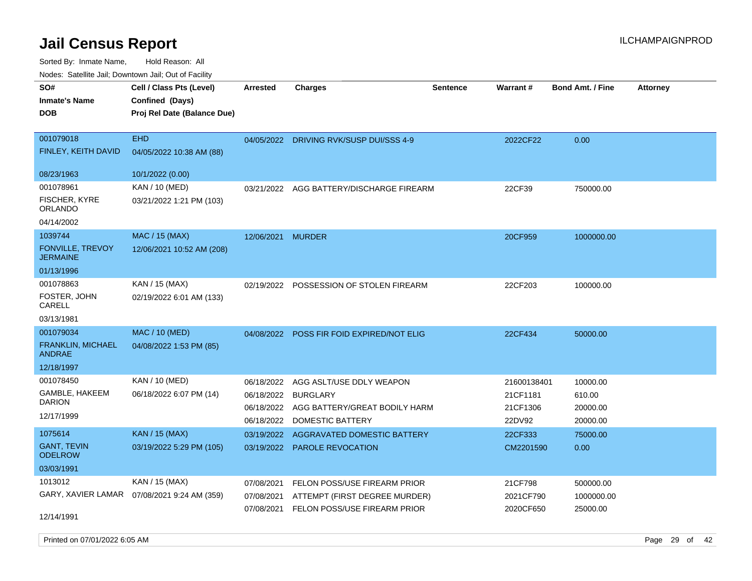# Jail Census Report

ILCHAMPAIGNPROD

Sorted By: Inmate Name, Hold Reason: All

Nodes: Satellite Jail; Downtown Jail; Out of Facility

| SO# / Inmate's Name / DOB | Cell / Class Pts (Level) / Confined (Days) / Proj Rel Date (Balance Due) | Arrested | Charges | Sentence | Warrant # | Bond Amt. / Fine | Attorney |
|---|---|---|---|---|---|---|---|
| 001079018<br>FINLEY, KEITH DAVID<br>08/23/1963 | EHD<br>04/05/2022 10:38 AM (88)<br>10/1/2022 (0.00) | 04/05/2022 | DRIVING RVK/SUSP DUI/SSS 4-9 | | 2022CF22 | 0.00 | |
| 001078961<br>FISCHER, KYRE ORLANDO<br>04/14/2002 | KAN / 10 (MED)<br>03/21/2022 1:21 PM (103) | 03/21/2022 | AGG BATTERY/DISCHARGE FIREARM | | 22CF39 | 750000.00 | |
| 1039744<br>FONVILLE, TREVOY JERMAINE<br>01/13/1996 | MAC / 15 (MAX)<br>12/06/2021 10:52 AM (208) | 12/06/2021 | MURDER | | 20CF959 | 1000000.00 | |
| 001078863<br>FOSTER, JOHN CARELL<br>03/13/1981 | KAN / 15 (MAX)<br>02/19/2022 6:01 AM (133) | 02/19/2022 | POSSESSION OF STOLEN FIREARM | | 22CF203 | 100000.00 | |
| 001079034<br>FRANKLIN, MICHAEL ANDRAE<br>12/18/1997 | MAC / 10 (MED)<br>04/08/2022 1:53 PM (85) | 04/08/2022 | POSS FIR FOID EXPIRED/NOT ELIG | | 22CF434 | 50000.00 | |
| 001078450<br>GAMBLE, HAKEEM DARION<br>12/17/1999 | KAN / 10 (MED)<br>06/18/2022 6:07 PM (14) | 06/18/2022 | AGG ASLT/USE DDLY WEAPON | | 21600138401 | 10000.00 | |
| | | 06/18/2022 | BURGLARY | | 21CF1181 | 610.00 | |
| | | 06/18/2022 | AGG BATTERY/GREAT BODILY HARM | | 21CF1306 | 20000.00 | |
| | | 06/18/2022 | DOMESTIC BATTERY | | 22DV92 | 20000.00 | |
| 1075614<br>GANT, TEVIN ODELROW<br>03/03/1991 | KAN / 15 (MAX)<br>03/19/2022 5:29 PM (105) | 03/19/2022 | AGGRAVATED DOMESTIC BATTERY | | 22CF333 | 75000.00 | |
| | | 03/19/2022 | PAROLE REVOCATION | | CM2201590 | 0.00 | |
| 1013012<br>GARY, XAVIER LAMAR<br>12/14/1991 | KAN / 15 (MAX)<br>07/08/2021 9:24 AM (359) | 07/08/2021 | FELON POSS/USE FIREARM PRIOR | | 21CF798 | 500000.00 | |
| | | 07/08/2021 | ATTEMPT (FIRST DEGREE MURDER) | | 2021CF790 | 1000000.00 | |
| | | 07/08/2021 | FELON POSS/USE FIREARM PRIOR | | 2020CF650 | 25000.00 | |

Printed on 07/01/2022 6:05 AM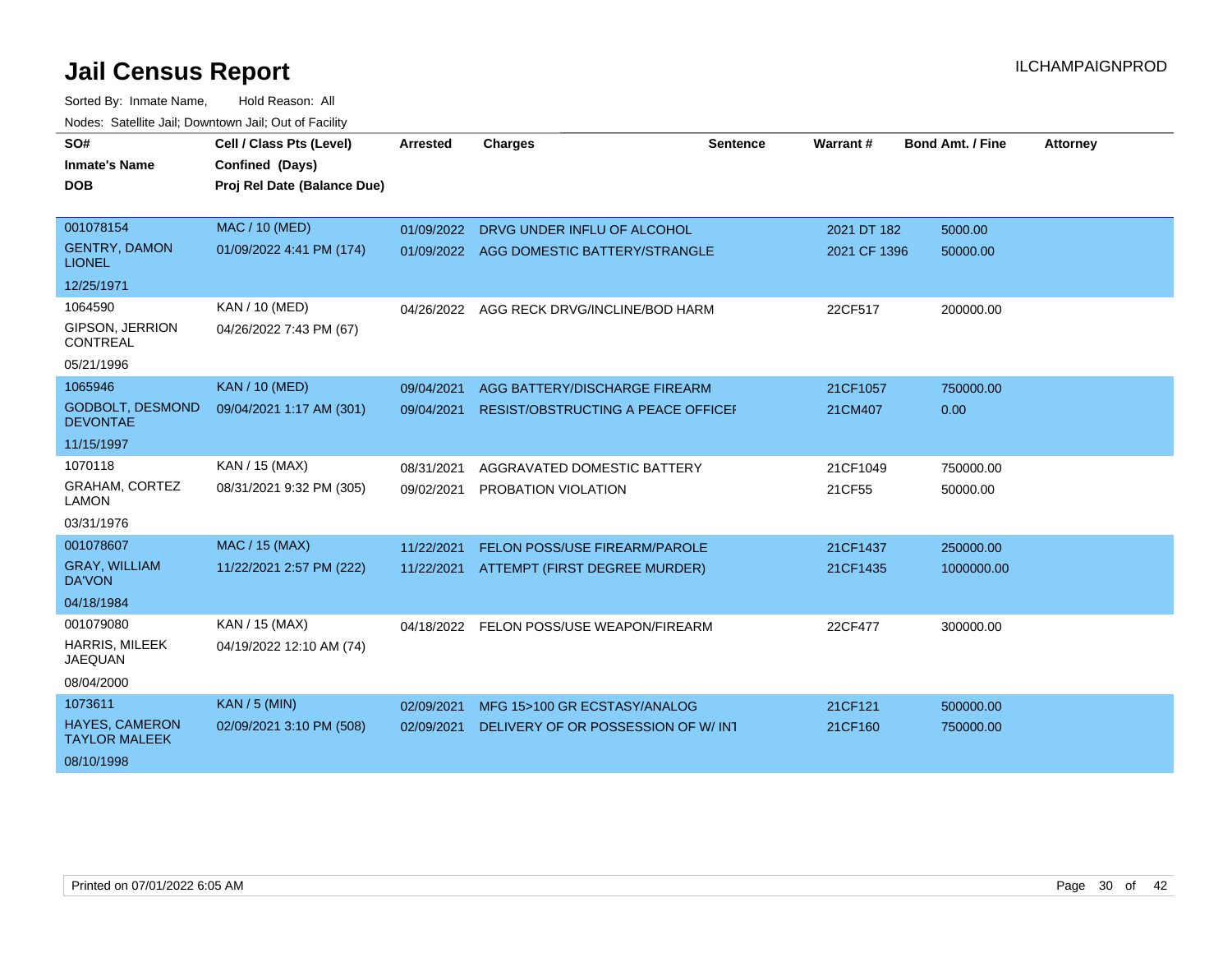# Jail Census Report

ILCHAMPAIGNPROD

Sorted By: Inmate Name, Hold Reason: All

Nodes: Satellite Jail; Downtown Jail; Out of Facility

| SO# / Inmate's Name / DOB | Cell / Class Pts (Level) / Confined (Days) / Proj Rel Date (Balance Due) | Arrested | Charges | Sentence | Warrant # | Bond Amt. / Fine | Attorney |
|---|---|---|---|---|---|---|---|
| 001078154<br>GENTRY, DAMON LIONEL<br>12/25/1971 | MAC / 10 (MED)<br>01/09/2022 4:41 PM (174) | 01/09/2022<br>01/09/2022 | DRVG UNDER INFLU OF ALCOHOL<br>AGG DOMESTIC BATTERY/STRANGLE | | 2021 DT 182<br>2021 CF 1396 | 5000.00<br>50000.00 | |
| 1064590<br>GIPSON, JERRION CONTREAL<br>05/21/1996 | KAN / 10 (MED)<br>04/26/2022 7:43 PM (67) | 04/26/2022 | AGG RECK DRVG/INCLINE/BOD HARM | | 22CF517 | 200000.00 | |
| 1065946<br>GODBOLT, DESMOND DEVONTAE<br>11/15/1997 | KAN / 10 (MED)<br>09/04/2021 1:17 AM (301) | 09/04/2021<br>09/04/2021 | AGG BATTERY/DISCHARGE FIREARM<br>RESIST/OBSTRUCTING A PEACE OFFICEI | | 21CF1057<br>21CM407 | 750000.00<br>0.00 | |
| 1070118<br>GRAHAM, CORTEZ LAMON<br>03/31/1976 | KAN / 15 (MAX)<br>08/31/2021 9:32 PM (305) | 08/31/2021<br>09/02/2021 | AGGRAVATED DOMESTIC BATTERY<br>PROBATION VIOLATION | | 21CF1049<br>21CF55 | 750000.00<br>50000.00 | |
| 001078607<br>GRAY, WILLIAM DA'VON<br>04/18/1984 | MAC / 15 (MAX)<br>11/22/2021 2:57 PM (222) | 11/22/2021<br>11/22/2021 | FELON POSS/USE FIREARM/PAROLE<br>ATTEMPT (FIRST DEGREE MURDER) | | 21CF1437<br>21CF1435 | 250000.00<br>1000000.00 | |
| 001079080<br>HARRIS, MILEEK JAEQUAN<br>08/04/2000 | KAN / 15 (MAX)<br>04/19/2022 12:10 AM (74) | 04/18/2022 | FELON POSS/USE WEAPON/FIREARM | | 22CF477 | 300000.00 | |
| 1073611<br>HAYES, CAMERON TAYLOR MALEEK<br>08/10/1998 | KAN / 5 (MIN)<br>02/09/2021 3:10 PM (508) | 02/09/2021<br>02/09/2021 | MFG 15>100 GR ECSTASY/ANALOG<br>DELIVERY OF OR POSSESSION OF W/ INT | | 21CF121<br>21CF160 | 500000.00<br>750000.00 | |

Printed on 07/01/2022 6:05 AM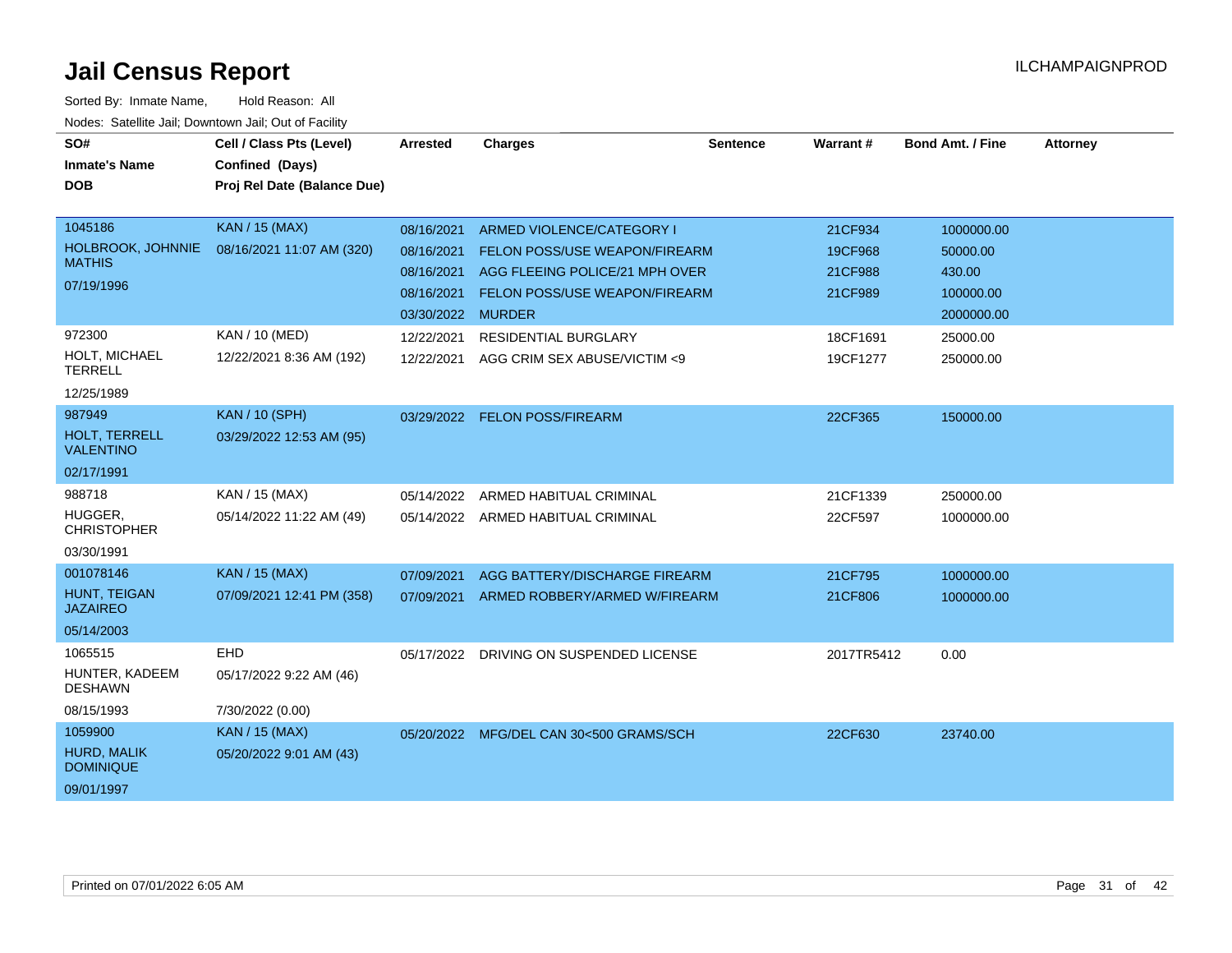# Jail Census Report

ILCHAMPAIGNPROD

Sorted By: Inmate Name, Hold Reason: All

Nodes: Satellite Jail; Downtown Jail; Out of Facility

| SO# / Inmate's Name / DOB | Cell / Class Pts (Level) / Confined (Days) / Proj Rel Date (Balance Due) | Arrested | Charges | Sentence | Warrant # | Bond Amt. / Fine | Attorney |
|---|---|---|---|---|---|---|---|
| 1045186<br>HOLBROOK, JOHNNIE MATHIS<br>07/19/1996 | KAN / 15 (MAX)<br>08/16/2021 11:07 AM (320) | 08/16/2021 | ARMED VIOLENCE/CATEGORY I | | 21CF934 | 1000000.00 | |
| | | 08/16/2021 | FELON POSS/USE WEAPON/FIREARM | | 19CF968 | 50000.00 | |
| | | 08/16/2021 | AGG FLEEING POLICE/21 MPH OVER | | 21CF988 | 430.00 | |
| | | 08/16/2021 | FELON POSS/USE WEAPON/FIREARM | | 21CF989 | 100000.00 | |
| | | 03/30/2022 | MURDER | | | 2000000.00 | |
| 972300<br>HOLT, MICHAEL TERRELL<br>12/25/1989 | KAN / 10 (MED)<br>12/22/2021 8:36 AM (192) | 12/22/2021 | RESIDENTIAL BURGLARY | | 18CF1691 | 25000.00 | |
| | | 12/22/2021 | AGG CRIM SEX ABUSE/VICTIM <9 | | 19CF1277 | 250000.00 | |
| 987949<br>HOLT, TERRELL VALENTINO<br>02/17/1991 | KAN / 10 (SPH)<br>03/29/2022 12:53 AM (95) | 03/29/2022 | FELON POSS/FIREARM | | 22CF365 | 150000.00 | |
| 988718<br>HUGGER, CHRISTOPHER<br>03/30/1991 | KAN / 15 (MAX)<br>05/14/2022 11:22 AM (49) | 05/14/2022 | ARMED HABITUAL CRIMINAL | | 21CF1339 | 250000.00 | |
| | | 05/14/2022 | ARMED HABITUAL CRIMINAL | | 22CF597 | 1000000.00 | |
| 001078146<br>HUNT, TEIGAN JAZAIREO<br>05/14/2003 | KAN / 15 (MAX)<br>07/09/2021 12:41 PM (358) | 07/09/2021 | AGG BATTERY/DISCHARGE FIREARM | | 21CF795 | 1000000.00 | |
| | | 07/09/2021 | ARMED ROBBERY/ARMED W/FIREARM | | 21CF806 | 1000000.00 | |
| 1065515<br>HUNTER, KADEEM DESHAWN<br>08/15/1993 | EHD<br>05/17/2022 9:22 AM (46)<br>7/30/2022 (0.00) | 05/17/2022 | DRIVING ON SUSPENDED LICENSE | | 2017TR5412 | 0.00 | |
| 1059900<br>HURD, MALIK DOMINIQUE<br>09/01/1997 | KAN / 15 (MAX)<br>05/20/2022 9:01 AM (43) | 05/20/2022 | MFG/DEL CAN 30<500 GRAMS/SCH | | 22CF630 | 23740.00 | |

Printed on 07/01/2022 6:05 AM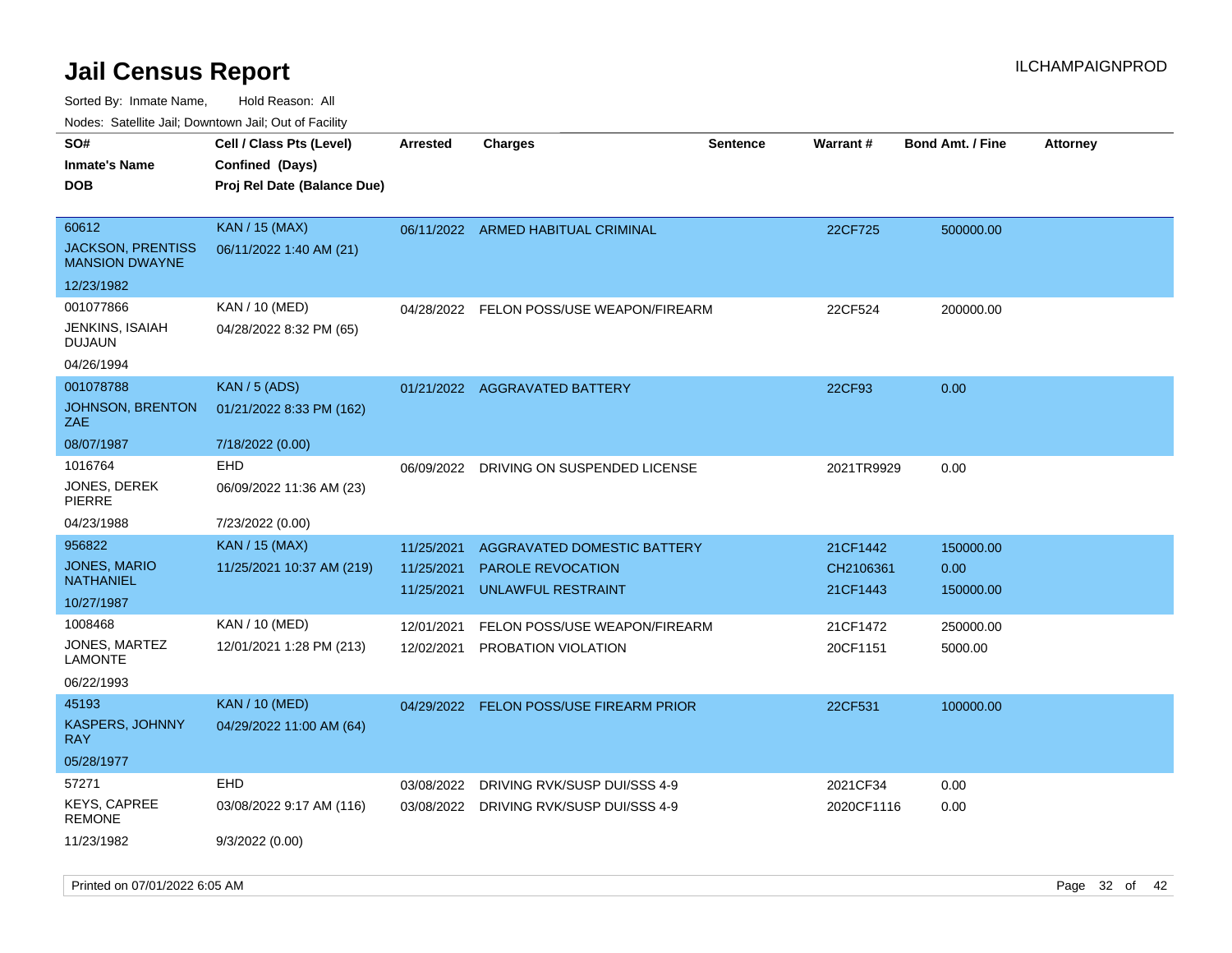# Jail Census Report

ILCHAMPAIGNPROD

Sorted By: Inmate Name, Hold Reason: All

Nodes: Satellite Jail; Downtown Jail; Out of Facility

| SO# / Inmate's Name / DOB | Cell / Class Pts (Level) / Confined (Days) / Proj Rel Date (Balance Due) | Arrested | Charges | Sentence | Warrant # | Bond Amt. / Fine | Attorney |
|---|---|---|---|---|---|---|---|
| 60612<br>JACKSON, PRENTISS MANSION DWAYNE<br>12/23/1982 | KAN / 15 (MAX)<br>06/11/2022 1:40 AM (21) | 06/11/2022 | ARMED HABITUAL CRIMINAL | | 22CF725 | 500000.00 | |
| 001077866<br>JENKINS, ISAIAH DUJAUN<br>04/26/1994 | KAN / 10 (MED)<br>04/28/2022 8:32 PM (65) | 04/28/2022 | FELON POSS/USE WEAPON/FIREARM | | 22CF524 | 200000.00 | |
| 001078788<br>JOHNSON, BRENTON ZAE<br>08/07/1987 | KAN / 5 (ADS)<br>01/21/2022 8:33 PM (162)<br>7/18/2022 (0.00) | 01/21/2022 | AGGRAVATED BATTERY | | 22CF93 | 0.00 | |
| 1016764<br>JONES, DEREK PIERRE<br>04/23/1988 | EHD<br>06/09/2022 11:36 AM (23)<br>7/23/2022 (0.00) | 06/09/2022 | DRIVING ON SUSPENDED LICENSE | | 2021TR9929 | 0.00 | |
| 956822<br>JONES, MARIO NATHANIEL<br>10/27/1987 | KAN / 15 (MAX)<br>11/25/2021 10:37 AM (219) | 11/25/2021<br>11/25/2021<br>11/25/2021 | AGGRAVATED DOMESTIC BATTERY<br>PAROLE REVOCATION<br>UNLAWFUL RESTRAINT | | 21CF1442<br>CH2106361<br>21CF1443 | 150000.00<br>0.00<br>150000.00 | |
| 1008468<br>JONES, MARTEZ LAMONTE<br>06/22/1993 | KAN / 10 (MED)<br>12/01/2021 1:28 PM (213) | 12/01/2021<br>12/02/2021 | FELON POSS/USE WEAPON/FIREARM<br>PROBATION VIOLATION | | 21CF1472<br>20CF1151 | 250000.00<br>5000.00 | |
| 45193<br>KASPERS, JOHNNY RAY<br>05/28/1977 | KAN / 10 (MED)<br>04/29/2022 11:00 AM (64) | 04/29/2022 | FELON POSS/USE FIREARM PRIOR | | 22CF531 | 100000.00 | |
| 57271<br>KEYS, CAPREE REMONE<br>11/23/1982 | EHD<br>03/08/2022 9:17 AM (116)<br>9/3/2022 (0.00) | 03/08/2022<br>03/08/2022 | DRIVING RVK/SUSP DUI/SSS 4-9<br>DRIVING RVK/SUSP DUI/SSS 4-9 | | 2021CF34<br>2020CF1116 | 0.00<br>0.00 | |

Printed on 07/01/2022 6:05 AM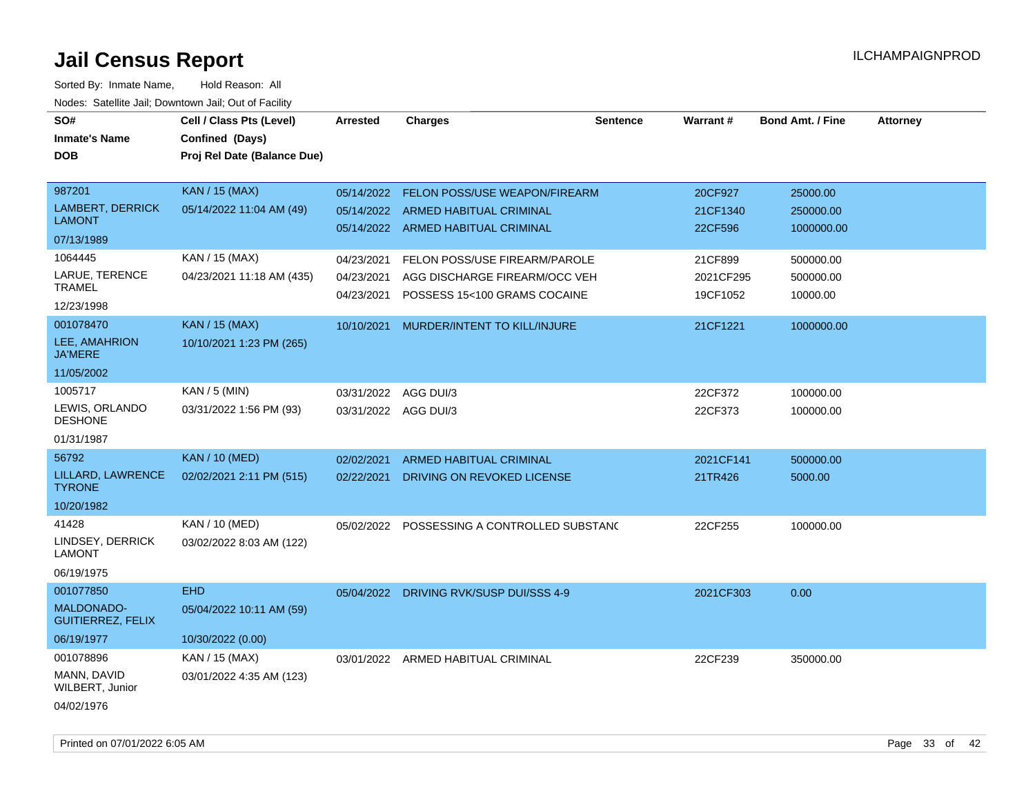# Jail Census Report

ILCHAMPAIGNPROD

Sorted By: Inmate Name, Hold Reason: All

Nodes: Satellite Jail; Downtown Jail; Out of Facility

| SO# / Inmate's Name / DOB | Cell / Class Pts (Level) / Confined (Days) / Proj Rel Date (Balance Due) | Arrested | Charges | Sentence | Warrant # | Bond Amt. / Fine | Attorney |
|---|---|---|---|---|---|---|---|
| 987201<br>LAMBERT, DERRICK LAMONT<br>07/13/1989 | KAN / 15 (MAX)<br>05/14/2022 11:04 AM (49) | 05/14/2022<br>05/14/2022<br>05/14/2022 | FELON POSS/USE WEAPON/FIREARM<br>ARMED HABITUAL CRIMINAL<br>ARMED HABITUAL CRIMINAL | | 20CF927<br>21CF1340<br>22CF596 | 25000.00<br>250000.00<br>1000000.00 | |
| 1064445<br>LARUE, TERENCE TRAMEL<br>12/23/1998 | KAN / 15 (MAX)<br>04/23/2021 11:18 AM (435) | 04/23/2021<br>04/23/2021<br>04/23/2021 | FELON POSS/USE FIREARM/PAROLE<br>AGG DISCHARGE FIREARM/OCC VEH<br>POSSESS 15<100 GRAMS COCAINE | | 21CF899<br>2021CF295<br>19CF1052 | 500000.00<br>500000.00<br>10000.00 | |
| 001078470<br>LEE, AMAHRION JA'MERE<br>11/05/2002 | KAN / 15 (MAX)<br>10/10/2021 1:23 PM (265) | 10/10/2021 | MURDER/INTENT TO KILL/INJURE | | 21CF1221 | 1000000.00 | |
| 1005717<br>LEWIS, ORLANDO DESHONE<br>01/31/1987 | KAN / 5 (MIN)<br>03/31/2022 1:56 PM (93) | 03/31/2022<br>03/31/2022 | AGG DUI/3<br>AGG DUI/3 | | 22CF372<br>22CF373 | 100000.00<br>100000.00 | |
| 56792<br>LILLARD, LAWRENCE TYRONE<br>10/20/1982 | KAN / 10 (MED)<br>02/02/2021 2:11 PM (515) | 02/02/2021<br>02/22/2021 | ARMED HABITUAL CRIMINAL<br>DRIVING ON REVOKED LICENSE | | 2021CF141<br>21TR426 | 500000.00<br>5000.00 | |
| 41428<br>LINDSEY, DERRICK LAMONT<br>06/19/1975 | KAN / 10 (MED)<br>03/02/2022 8:03 AM (122) | 05/02/2022 | POSSESSING A CONTROLLED SUBSTANC | | 22CF255 | 100000.00 | |
| 001077850<br>MALDONADO-GUITIERREZ, FELIX<br>06/19/1977 | EHD<br>05/04/2022 10:11 AM (59)<br>10/30/2022 (0.00) | 05/04/2022 | DRIVING RVK/SUSP DUI/SSS 4-9 | | 2021CF303 | 0.00 | |
| 001078896<br>MANN, DAVID WILBERT, Junior<br>04/02/1976 | KAN / 15 (MAX)<br>03/01/2022 4:35 AM (123) | 03/01/2022 | ARMED HABITUAL CRIMINAL | | 22CF239 | 350000.00 | |

Printed on 07/01/2022 6:05 AM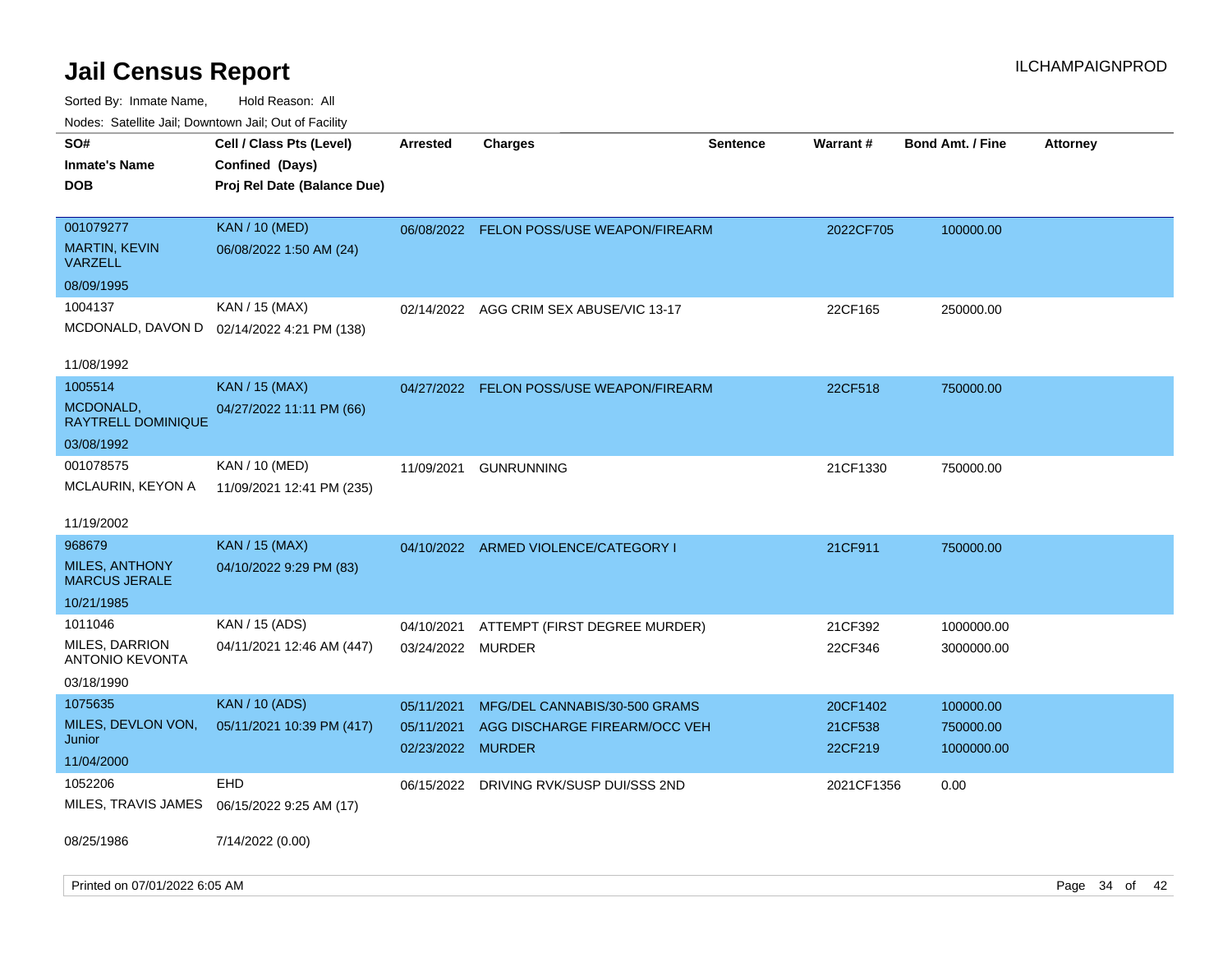# Jail Census Report

ILCHAMPAIGNPROD

Sorted By: Inmate Name, Hold Reason: All

Nodes: Satellite Jail; Downtown Jail; Out of Facility

| SO# / Inmate's Name / DOB | Cell / Class Pts (Level) / Confined (Days) / Proj Rel Date (Balance Due) | Arrested | Charges | Sentence | Warrant # | Bond Amt. / Fine | Attorney |
|---|---|---|---|---|---|---|---|
| 001079277<br>MARTIN, KEVIN VARZELL<br>08/09/1995 | KAN / 10 (MED)<br>06/08/2022 1:50 AM (24) | 06/08/2022 | FELON POSS/USE WEAPON/FIREARM | | 2022CF705 | 100000.00 | |
| 1004137<br>MCDONALD, DAVON D<br>11/08/1992 | KAN / 15 (MAX)<br>02/14/2022 4:21 PM (138) | 02/14/2022 | AGG CRIM SEX ABUSE/VIC 13-17 | | 22CF165 | 250000.00 | |
| 1005514<br>MCDONALD, RAYTRELL DOMINIQUE<br>03/08/1992 | KAN / 15 (MAX)<br>04/27/2022 11:11 PM (66) | 04/27/2022 | FELON POSS/USE WEAPON/FIREARM | | 22CF518 | 750000.00 | |
| 001078575<br>MCLAURIN, KEYON A<br>11/19/2002 | KAN / 10 (MED)<br>11/09/2021 12:41 PM (235) | 11/09/2021 | GUNRUNNING | | 21CF1330 | 750000.00 | |
| 968679<br>MILES, ANTHONY MARCUS JERALE<br>10/21/1985 | KAN / 15 (MAX)<br>04/10/2022 9:29 PM (83) | 04/10/2022 | ARMED VIOLENCE/CATEGORY I | | 21CF911 | 750000.00 | |
| 1011046<br>MILES, DARRION ANTONIO KEVONTA<br>03/18/1990 | KAN / 15 (ADS)<br>04/11/2021 12:46 AM (447) | 04/10/2021<br>03/24/2022 | ATTEMPT (FIRST DEGREE MURDER)<br>MURDER | | 21CF392<br>22CF346 | 1000000.00<br>3000000.00 | |
| 1075635<br>MILES, DEVLON VON, Junior<br>11/04/2000 | KAN / 10 (ADS)<br>05/11/2021 10:39 PM (417) | 05/11/2021<br>05/11/2021<br>02/23/2022 | MFG/DEL CANNABIS/30-500 GRAMS<br>AGG DISCHARGE FIREARM/OCC VEH<br>MURDER | | 20CF1402<br>21CF538<br>22CF219 | 100000.00<br>750000.00<br>1000000.00 | |
| 1052206<br>MILES, TRAVIS JAMES<br>08/25/1986 | EHD<br>06/15/2022 9:25 AM (17)<br>7/14/2022 (0.00) | 06/15/2022 | DRIVING RVK/SUSP DUI/SSS 2ND | | 2021CF1356 | 0.00 | |

Printed on 07/01/2022 6:05 AM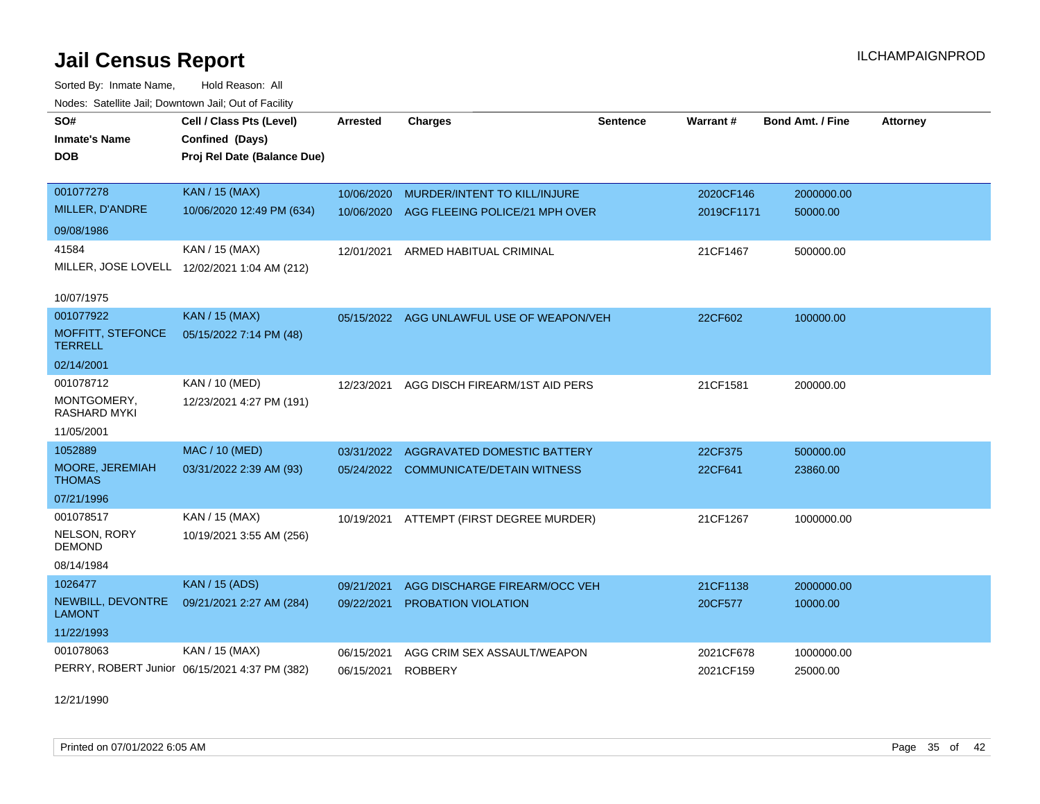# Jail Census Report

Sorted By: Inmate Name, Hold Reason: All

Nodes: Satellite Jail; Downtown Jail; Out of Facility

| SO# / Inmate's Name / DOB | Cell / Class Pts (Level) / Confined (Days) / Proj Rel Date (Balance Due) | Arrested | Charges | Sentence | Warrant # | Bond Amt. / Fine | Attorney |
|---|---|---|---|---|---|---|---|
| 001077278 MILLER, D'ANDRE 09/08/1986 | KAN / 15 (MAX) 10/06/2020 12:49 PM (634) | 10/06/2020 | MURDER/INTENT TO KILL/INJURE | | 2020CF146 | 2000000.00 | |
| | | 10/06/2020 | AGG FLEEING POLICE/21 MPH OVER | | 2019CF1171 | 50000.00 | |
| 41584 MILLER, JOSE LOVELL 10/07/1975 | KAN / 15 (MAX) 12/02/2021 1:04 AM (212) | 12/01/2021 | ARMED HABITUAL CRIMINAL | | 21CF1467 | 500000.00 | |
| 001077922 MOFFITT, STEFONCE TERRELL 02/14/2001 | KAN / 15 (MAX) 05/15/2022 7:14 PM (48) | 05/15/2022 | AGG UNLAWFUL USE OF WEAPON/VEH | | 22CF602 | 100000.00 | |
| 001078712 MONTGOMERY, RASHARD MYKI 11/05/2001 | KAN / 10 (MED) 12/23/2021 4:27 PM (191) | 12/23/2021 | AGG DISCH FIREARM/1ST AID PERS | | 21CF1581 | 200000.00 | |
| 1052889 MOORE, JEREMIAH THOMAS 07/21/1996 | MAC / 10 (MED) 03/31/2022 2:39 AM (93) | 03/31/2022 | AGGRAVATED DOMESTIC BATTERY | | 22CF375 | 500000.00 | |
| | | 05/24/2022 | COMMUNICATE/DETAIN WITNESS | | 22CF641 | 23860.00 | |
| 001078517 NELSON, RORY DEMOND 08/14/1984 | KAN / 15 (MAX) 10/19/2021 3:55 AM (256) | 10/19/2021 | ATTEMPT (FIRST DEGREE MURDER) | | 21CF1267 | 1000000.00 | |
| 1026477 NEWBILL, DEVONTRE LAMONT 11/22/1993 | KAN / 15 (ADS) 09/21/2021 2:27 AM (284) | 09/21/2021 | AGG DISCHARGE FIREARM/OCC VEH | | 21CF1138 | 2000000.00 | |
| | | 09/22/2021 | PROBATION VIOLATION | | 20CF577 | 10000.00 | |
| 001078063 PERRY, ROBERT Junior 12/21/1990 | KAN / 15 (MAX) 06/15/2021 4:37 PM (382) | 06/15/2021 | AGG CRIM SEX ASSAULT/WEAPON | | 2021CF678 | 1000000.00 | |
| | | 06/15/2021 | ROBBERY | | 2021CF159 | 25000.00 | |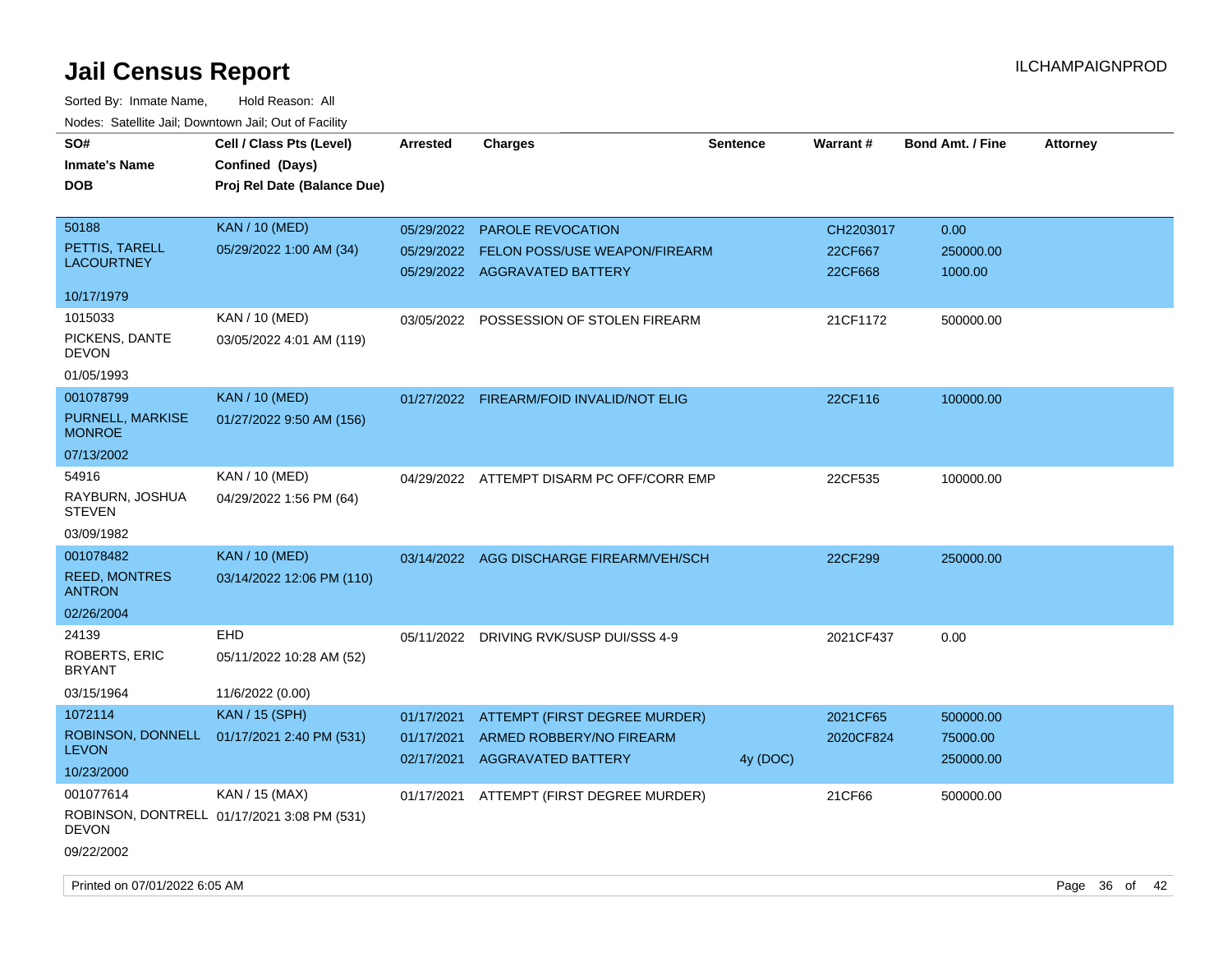# Jail Census Report

ILCHAMPAIGNPROD

Sorted By: Inmate Name, Hold Reason: All

Nodes: Satellite Jail; Downtown Jail; Out of Facility

| SO# / Inmate's Name / DOB | Cell / Class Pts (Level) / Confined (Days) / Proj Rel Date (Balance Due) | Arrested | Charges | Sentence | Warrant # | Bond Amt. / Fine | Attorney |
|---|---|---|---|---|---|---|---|
| 50188<br>PETTIS, TARELL LACOURTNEY<br>10/17/1979 | KAN / 10 (MED)<br>05/29/2022 1:00 AM (34) | 05/29/2022<br>05/29/2022<br>05/29/2022 | PAROLE REVOCATION<br>FELON POSS/USE WEAPON/FIREARM<br>AGGRAVATED BATTERY | | CH2203017<br>22CF667<br>22CF668 | 0.00<br>250000.00<br>1000.00 | |
| 1015033<br>PICKENS, DANTE DEVON<br>01/05/1993 | KAN / 10 (MED)<br>03/05/2022 4:01 AM (119) | 03/05/2022 | POSSESSION OF STOLEN FIREARM | | 21CF1172 | 500000.00 | |
| 001078799<br>PURNELL, MARKISE MONROE<br>07/13/2002 | KAN / 10 (MED)<br>01/27/2022 9:50 AM (156) | 01/27/2022 | FIREARM/FOID INVALID/NOT ELIG | | 22CF116 | 100000.00 | |
| 54916<br>RAYBURN, JOSHUA STEVEN<br>03/09/1982 | KAN / 10 (MED)<br>04/29/2022 1:56 PM (64) | 04/29/2022 | ATTEMPT DISARM PC OFF/CORR EMP | | 22CF535 | 100000.00 | |
| 001078482<br>REED, MONTRES ANTRON<br>02/26/2004 | KAN / 10 (MED)<br>03/14/2022 12:06 PM (110) | 03/14/2022 | AGG DISCHARGE FIREARM/VEH/SCH | | 22CF299 | 250000.00 | |
| 24139<br>ROBERTS, ERIC BRYANT<br>03/15/1964 | EHD<br>05/11/2022 10:28 AM (52)<br>11/6/2022 (0.00) | 05/11/2022 | DRIVING RVK/SUSP DUI/SSS 4-9 | | 2021CF437 | 0.00 | |
| 1072114<br>ROBINSON, DONNELL LEVON<br>10/23/2000 | KAN / 15 (SPH)<br>01/17/2021 2:40 PM (531) | 01/17/2021<br>01/17/2021<br>02/17/2021 | ATTEMPT (FIRST DEGREE MURDER)<br>ARMED ROBBERY/NO FIREARM<br>AGGRAVATED BATTERY | <br><br>4y (DOC) | 2021CF65<br>2020CF824 | 500000.00<br>75000.00<br>250000.00 | |
| 001077614<br>ROBINSON, DONTRELL DEVON<br>09/22/2002 | KAN / 15 (MAX)<br>01/17/2021 3:08 PM (531) | 01/17/2021 | ATTEMPT (FIRST DEGREE MURDER) | | 21CF66 | 500000.00 | |

Printed on 07/01/2022 6:05 AM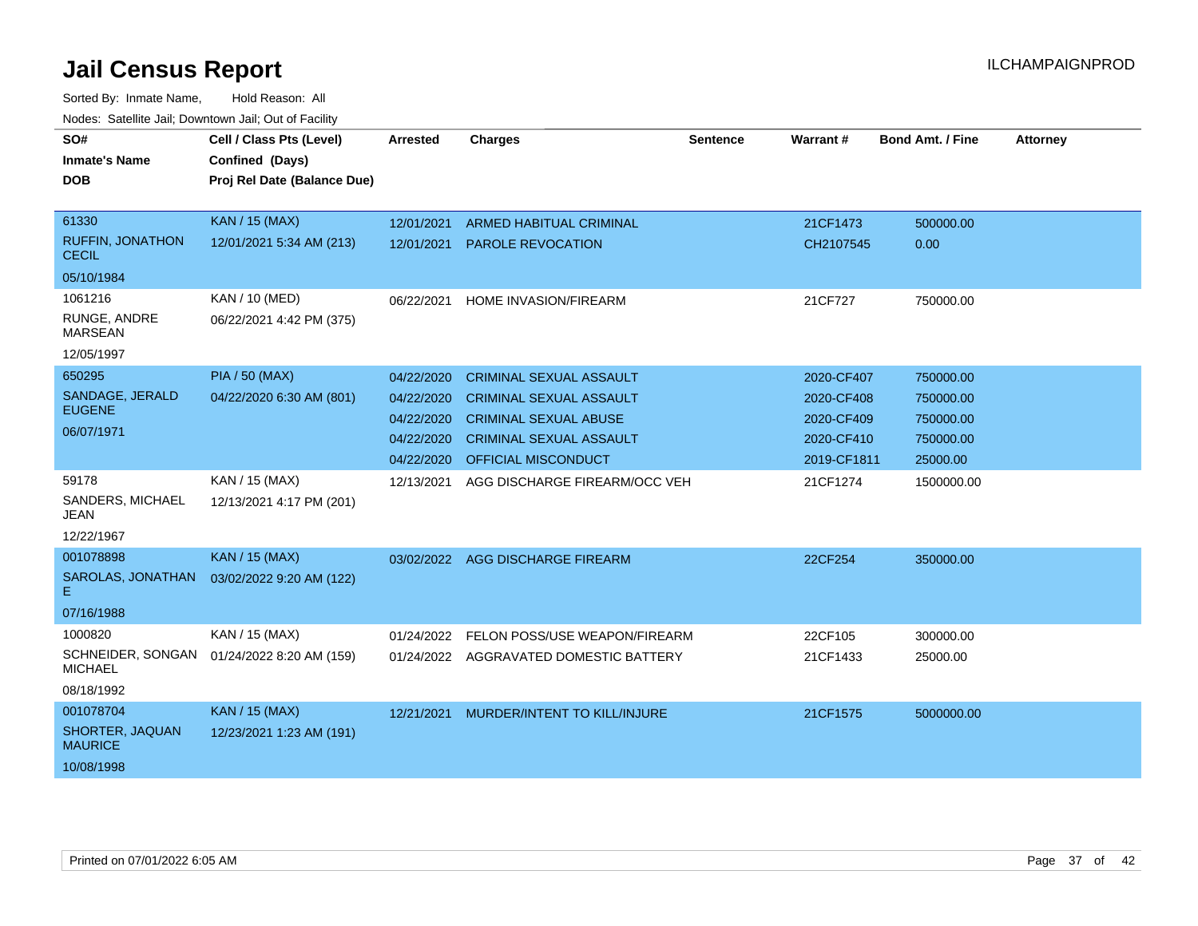# Jail Census Report

ILCHAMPAIGNPROD

Sorted By: Inmate Name, Hold Reason: All

Nodes: Satellite Jail; Downtown Jail; Out of Facility

| SO# / Inmate's Name / DOB | Cell / Class Pts (Level) / Confined (Days) / Proj Rel Date (Balance Due) | Arrested | Charges | Sentence | Warrant # | Bond Amt. / Fine | Attorney |
|---|---|---|---|---|---|---|---|
| 61330 RUFFIN, JONATHON CECIL 05/10/1984 | KAN / 15 (MAX) 12/01/2021 5:34 AM (213) | 12/01/2021 | ARMED HABITUAL CRIMINAL | | 21CF1473 | 500000.00 | |
| | | 12/01/2021 | PAROLE REVOCATION | | CH2107545 | 0.00 | |
| 1061216 RUNGE, ANDRE MARSEAN 12/05/1997 | KAN / 10 (MED) 06/22/2021 4:42 PM (375) | 06/22/2021 | HOME INVASION/FIREARM | | 21CF727 | 750000.00 | |
| 650295 SANDAGE, JERALD EUGENE 06/07/1971 | PIA / 50 (MAX) 04/22/2020 6:30 AM (801) | 04/22/2020 | CRIMINAL SEXUAL ASSAULT | | 2020-CF407 | 750000.00 | |
| | | 04/22/2020 | CRIMINAL SEXUAL ASSAULT | | 2020-CF408 | 750000.00 | |
| | | 04/22/2020 | CRIMINAL SEXUAL ABUSE | | 2020-CF409 | 750000.00 | |
| | | 04/22/2020 | CRIMINAL SEXUAL ASSAULT | | 2020-CF410 | 750000.00 | |
| | | 04/22/2020 | OFFICIAL MISCONDUCT | | 2019-CF1811 | 25000.00 | |
| 59178 SANDERS, MICHAEL JEAN 12/22/1967 | KAN / 15 (MAX) 12/13/2021 4:17 PM (201) | 12/13/2021 | AGG DISCHARGE FIREARM/OCC VEH | | 21CF1274 | 1500000.00 | |
| 001078898 SAROLAS, JONATHAN E 07/16/1988 | KAN / 15 (MAX) 03/02/2022 9:20 AM (122) | 03/02/2022 | AGG DISCHARGE FIREARM | | 22CF254 | 350000.00 | |
| 1000820 SCHNEIDER, SONGAN MICHAEL 08/18/1992 | KAN / 15 (MAX) 01/24/2022 8:20 AM (159) | 01/24/2022 | FELON POSS/USE WEAPON/FIREARM | | 22CF105 | 300000.00 | |
| | | 01/24/2022 | AGGRAVATED DOMESTIC BATTERY | | 21CF1433 | 25000.00 | |
| 001078704 SHORTER, JAQUAN MAURICE 10/08/1998 | KAN / 15 (MAX) 12/23/2021 1:23 AM (191) | 12/21/2021 | MURDER/INTENT TO KILL/INJURE | | 21CF1575 | 5000000.00 | |

Printed on 07/01/2022 6:05 AM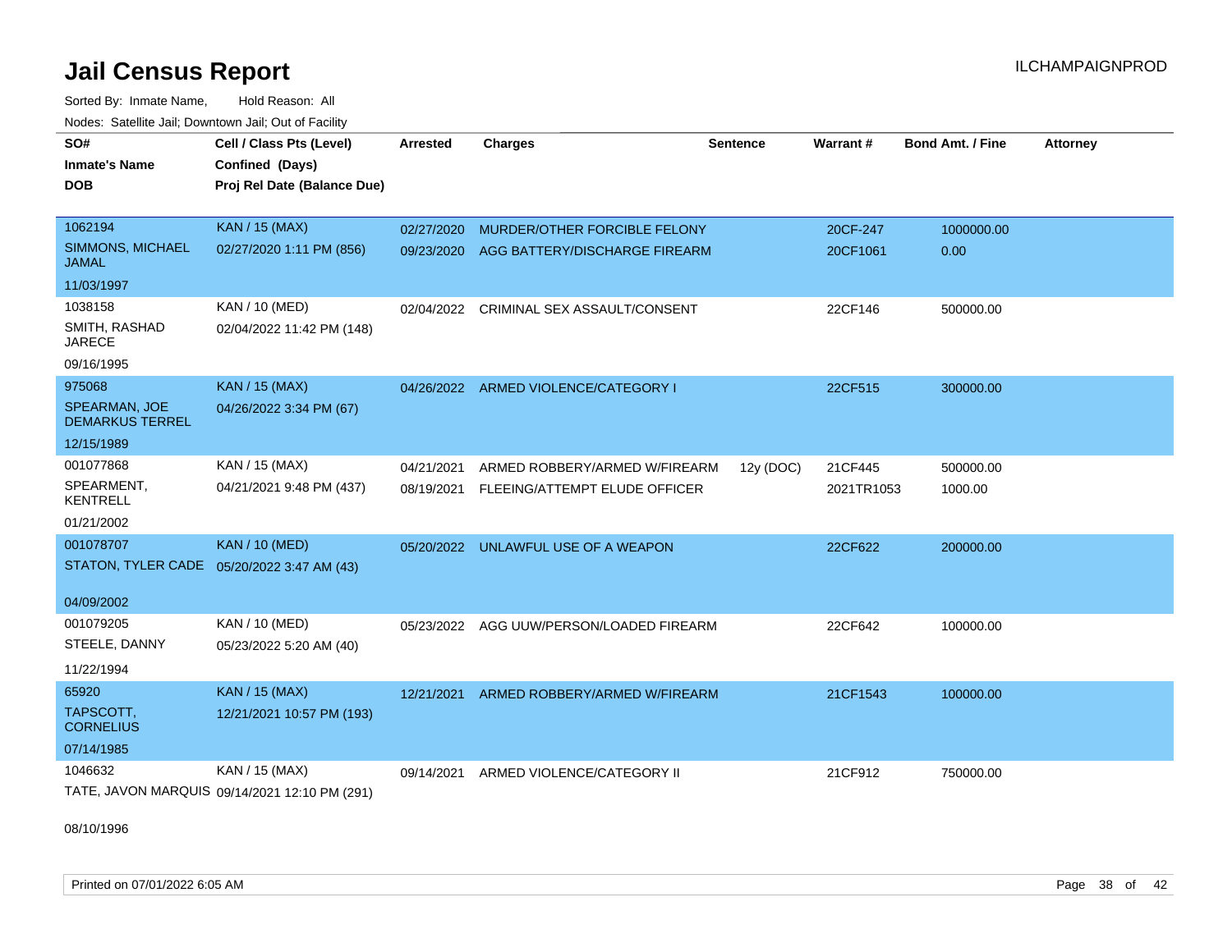# Jail Census Report

Sorted By: Inmate Name, Hold Reason: All

Nodes: Satellite Jail; Downtown Jail; Out of Facility

| SO# / Inmate's Name / DOB | Cell / Class Pts (Level) / Confined (Days) / Proj Rel Date (Balance Due) | Arrested | Charges | Sentence | Warrant # | Bond Amt. / Fine | Attorney |
|---|---|---|---|---|---|---|---|
| 1062194<br>SIMMONS, MICHAEL JAMAL<br>11/03/1997 | KAN / 15 (MAX)<br>02/27/2020 1:11 PM (856) | 02/27/2020<br>09/23/2020 | MURDER/OTHER FORCIBLE FELONY<br>AGG BATTERY/DISCHARGE FIREARM | | 20CF-247<br>20CF1061 | 1000000.00<br>0.00 | |
| 1038158<br>SMITH, RASHAD JARECE<br>09/16/1995 | KAN / 10 (MED)<br>02/04/2022 11:42 PM (148) | 02/04/2022 | CRIMINAL SEX ASSAULT/CONSENT | | 22CF146 | 500000.00 | |
| 975068<br>SPEARMAN, JOE DEMARKUS TERREL<br>12/15/1989 | KAN / 15 (MAX)<br>04/26/2022 3:34 PM (67) | 04/26/2022 | ARMED VIOLENCE/CATEGORY I | | 22CF515 | 300000.00 | |
| 001077868<br>SPEARMENT, KENTRELL<br>01/21/2002 | KAN / 15 (MAX)<br>04/21/2021 9:48 PM (437) | 04/21/2021<br>08/19/2021 | ARMED ROBBERY/ARMED W/FIREARM<br>FLEEING/ATTEMPT ELUDE OFFICER | 12y (DOC) | 21CF445<br>2021TR1053 | 500000.00<br>1000.00 | |
| 001078707<br>STATON, TYLER CADE<br>04/09/2002 | KAN / 10 (MED)<br>05/20/2022 3:47 AM (43) | 05/20/2022 | UNLAWFUL USE OF A WEAPON | | 22CF622 | 200000.00 | |
| 001079205<br>STEELE, DANNY<br>11/22/1994 | KAN / 10 (MED)<br>05/23/2022 5:20 AM (40) | 05/23/2022 | AGG UUW/PERSON/LOADED FIREARM | | 22CF642 | 100000.00 | |
| 65920<br>TAPSCOTT, CORNELIUS<br>07/14/1985 | KAN / 15 (MAX)<br>12/21/2021 10:57 PM (193) | 12/21/2021 | ARMED ROBBERY/ARMED W/FIREARM | | 21CF1543 | 100000.00 | |
| 1046632<br>TATE, JAVON MARQUIS<br>08/10/1996 | KAN / 15 (MAX)<br>09/14/2021 12:10 PM (291) | 09/14/2021 | ARMED VIOLENCE/CATEGORY II | | 21CF912 | 750000.00 | |

Printed on 07/01/2022 6:05 AM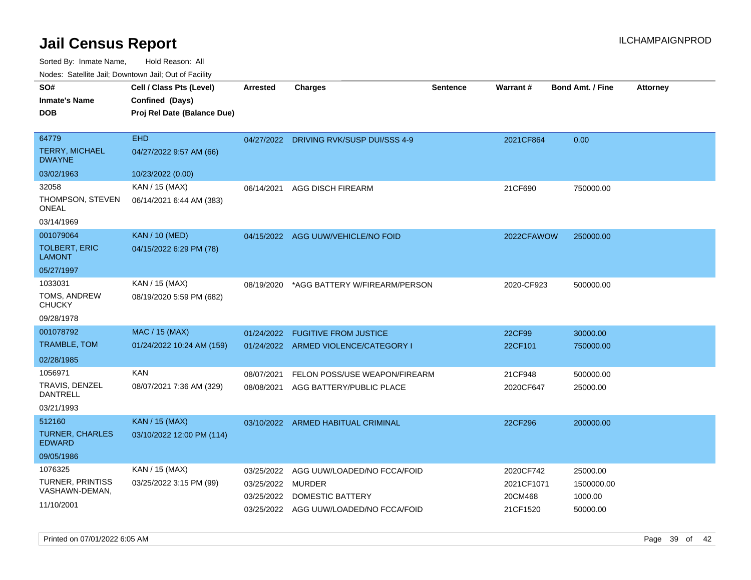# Jail Census Report

Sorted By: Inmate Name,     Hold Reason: All

Nodes: Satellite Jail; Downtown Jail; Out of Facility

| SO# / Inmate's Name / DOB | Cell / Class Pts (Level) / Confined (Days) / Proj Rel Date (Balance Due) | Arrested | Charges | Sentence | Warrant # | Bond Amt. / Fine | Attorney |
|---|---|---|---|---|---|---|---|
| 64779<br>TERRY, MICHAEL DWAYNE<br>03/02/1963 | EHD<br>04/27/2022 9:57 AM (66)<br>10/23/2022 (0.00) | 04/27/2022 | DRIVING RVK/SUSP DUI/SSS 4-9 | | 2021CF864 | 0.00 | |
| 32058<br>THOMPSON, STEVEN ONEAL<br>03/14/1969 | KAN / 15 (MAX)<br>06/14/2021 6:44 AM (383) | 06/14/2021 | AGG DISCH FIREARM | | 21CF690 | 750000.00 | |
| 001079064<br>TOLBERT, ERIC LAMONT<br>05/27/1997 | KAN / 10 (MED)<br>04/15/2022 6:29 PM (78) | 04/15/2022 | AGG UUW/VEHICLE/NO FOID | | 2022CFAWOW | 250000.00 | |
| 1033031<br>TOMS, ANDREW CHUCKY<br>09/28/1978 | KAN / 15 (MAX)<br>08/19/2020 5:59 PM (682) | 08/19/2020 | *AGG BATTERY W/FIREARM/PERSON | | 2020-CF923 | 500000.00 | |
| 001078792<br>TRAMBLE, TOM<br>02/28/1985 | MAC / 15 (MAX)<br>01/24/2022 10:24 AM (159) | 01/24/2022 | FUGITIVE FROM JUSTICE | | 22CF99 | 30000.00 | |
| | | 01/24/2022 | ARMED VIOLENCE/CATEGORY I | | 22CF101 | 750000.00 | |
| 1056971<br>TRAVIS, DENZEL DANTRELL<br>03/21/1993 | KAN<br>08/07/2021 7:36 AM (329) | 08/07/2021 | FELON POSS/USE WEAPON/FIREARM | | 21CF948 | 500000.00 | |
| | | 08/08/2021 | AGG BATTERY/PUBLIC PLACE | | 2020CF647 | 25000.00 | |
| 512160<br>TURNER, CHARLES EDWARD<br>09/05/1986 | KAN / 15 (MAX)<br>03/10/2022 12:00 PM (114) | 03/10/2022 | ARMED HABITUAL CRIMINAL | | 22CF296 | 200000.00 | |
| 1076325<br>TURNER, PRINTISS VASHAWN-DEMAN,<br>11/10/2001 | KAN / 15 (MAX)<br>03/25/2022 3:15 PM (99) | 03/25/2022 | AGG UUW/LOADED/NO FCCA/FOID | | 2020CF742 | 25000.00 | |
| | | 03/25/2022 | MURDER | | 2021CF1071 | 1500000.00 | |
| | | 03/25/2022 | DOMESTIC BATTERY | | 20CM468 | 1000.00 | |
| | | 03/25/2022 | AGG UUW/LOADED/NO FCCA/FOID | | 21CF1520 | 50000.00 | |

Printed on 07/01/2022 6:05 AM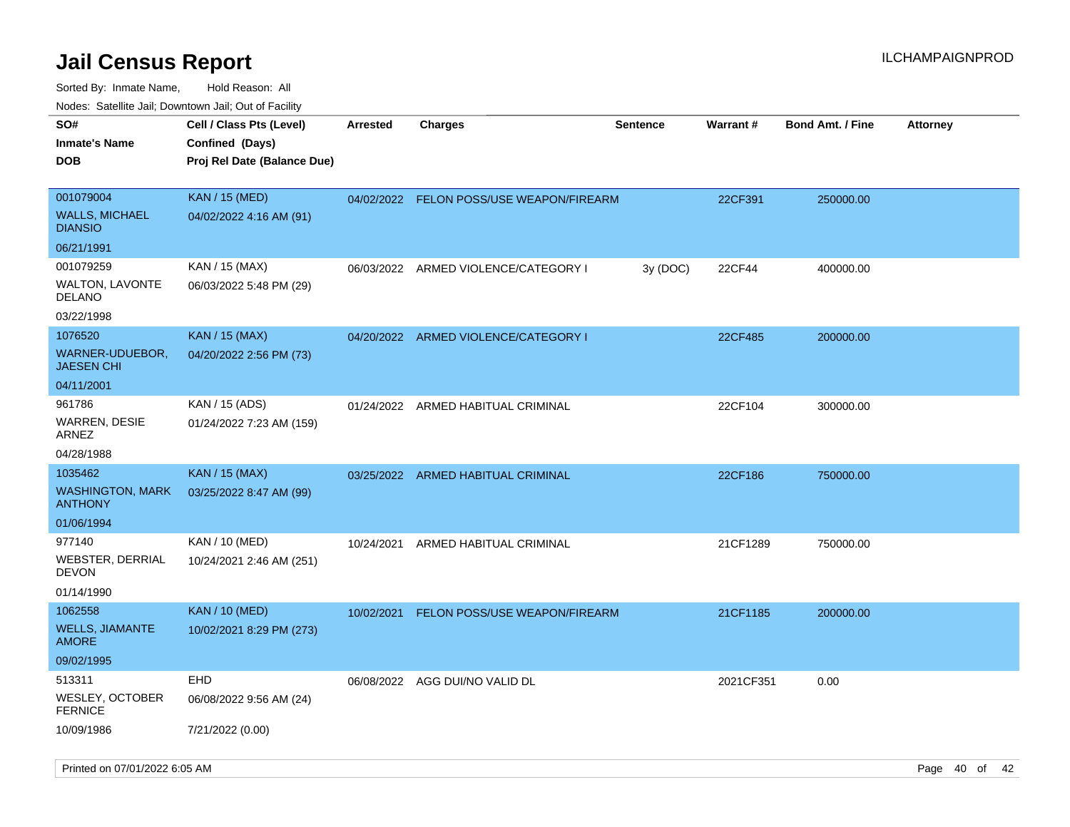# Jail Census Report

ILCHAMPAIGNPROD

Sorted By: Inmate Name, Hold Reason: All

Nodes: Satellite Jail; Downtown Jail; Out of Facility

| SO# / Inmate's Name / DOB | Cell / Class Pts (Level) / Confined (Days) / Proj Rel Date (Balance Due) | Arrested | Charges | Sentence | Warrant # | Bond Amt. / Fine | Attorney |
|---|---|---|---|---|---|---|---|
| 001079004 WALLS, MICHAEL DIANSIO 06/21/1991 | KAN / 15 (MED) 04/02/2022 4:16 AM (91) | 04/02/2022 | FELON POSS/USE WEAPON/FIREARM | | 22CF391 | 250000.00 | |
| 001079259 WALTON, LAVONTE DELANO 03/22/1998 | KAN / 15 (MAX) 06/03/2022 5:48 PM (29) | 06/03/2022 | ARMED VIOLENCE/CATEGORY I | 3y (DOC) | 22CF44 | 400000.00 | |
| 1076520 WARNER-UDUEBOR, JAESEN CHI 04/11/2001 | KAN / 15 (MAX) 04/20/2022 2:56 PM (73) | 04/20/2022 | ARMED VIOLENCE/CATEGORY I | | 22CF485 | 200000.00 | |
| 961786 WARREN, DESIE ARNEZ 04/28/1988 | KAN / 15 (ADS) 01/24/2022 7:23 AM (159) | 01/24/2022 | ARMED HABITUAL CRIMINAL | | 22CF104 | 300000.00 | |
| 1035462 WASHINGTON, MARK ANTHONY 01/06/1994 | KAN / 15 (MAX) 03/25/2022 8:47 AM (99) | 03/25/2022 | ARMED HABITUAL CRIMINAL | | 22CF186 | 750000.00 | |
| 977140 WEBSTER, DERRIAL DEVON 01/14/1990 | KAN / 10 (MED) 10/24/2021 2:46 AM (251) | 10/24/2021 | ARMED HABITUAL CRIMINAL | | 21CF1289 | 750000.00 | |
| 1062558 WELLS, JIAMANTE AMORE 09/02/1995 | KAN / 10 (MED) 10/02/2021 8:29 PM (273) | 10/02/2021 | FELON POSS/USE WEAPON/FIREARM | | 21CF1185 | 200000.00 | |
| 513311 WESLEY, OCTOBER FERNICE 10/09/1986 | EHD 06/08/2022 9:56 AM (24) 7/21/2022 (0.00) | 06/08/2022 | AGG DUI/NO VALID DL | | 2021CF351 | 0.00 | |

Printed on 07/01/2022 6:05 AM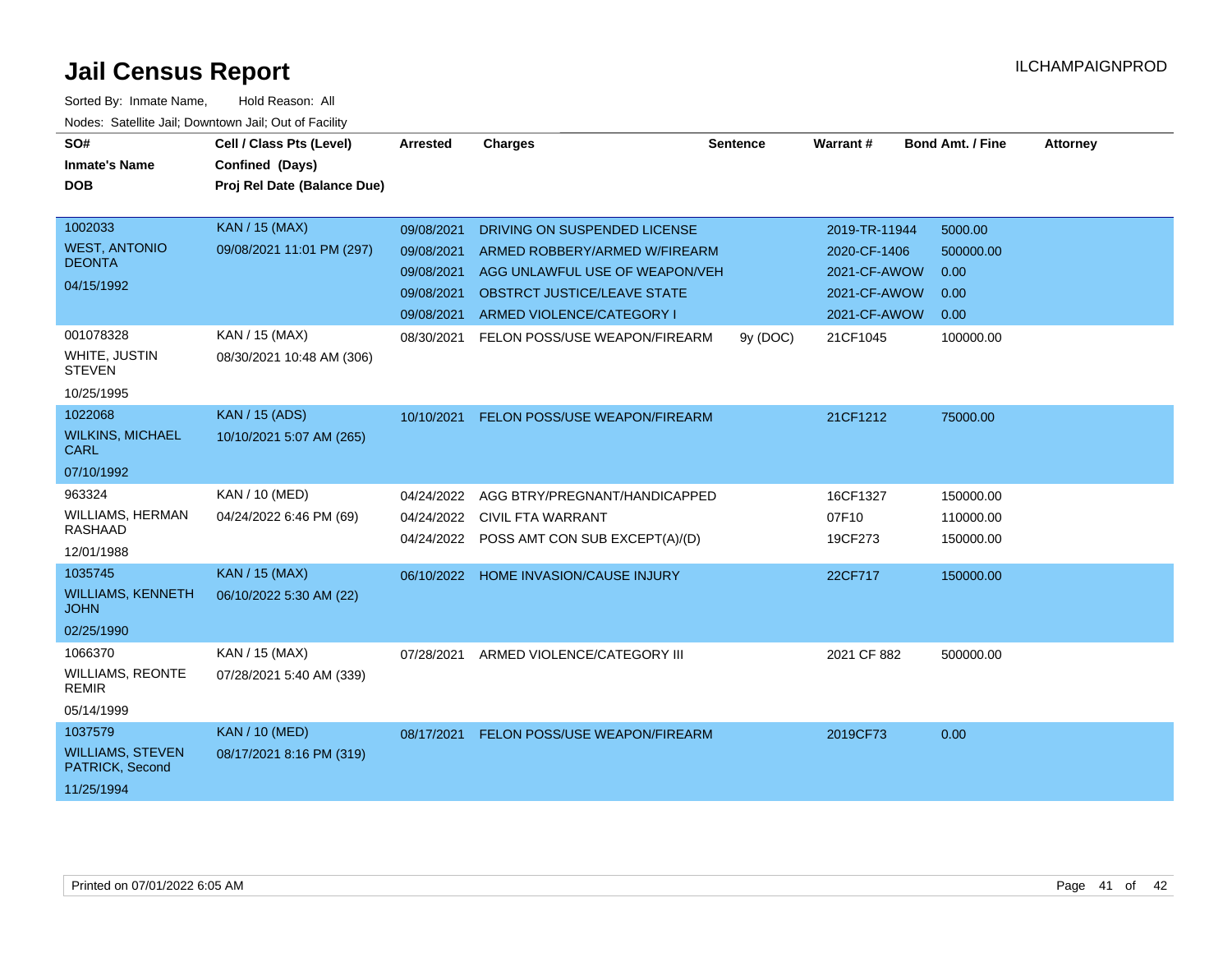# Jail Census Report

ILCHAMPAIGNPROD

Sorted By: Inmate Name, Hold Reason: All

Nodes: Satellite Jail; Downtown Jail; Out of Facility

| SO# / Inmate's Name / DOB | Cell / Class Pts (Level) / Confined (Days) / Proj Rel Date (Balance Due) | Arrested | Charges | Sentence | Warrant # | Bond Amt. / Fine | Attorney |
|---|---|---|---|---|---|---|---|
| 1002033 WEST, ANTONIO DEONTA 04/15/1992 | KAN / 15 (MAX) 09/08/2021 11:01 PM (297) | 09/08/2021 | DRIVING ON SUSPENDED LICENSE | | 2019-TR-11944 | 5000.00 | |
| | | 09/08/2021 | ARMED ROBBERY/ARMED W/FIREARM | | 2020-CF-1406 | 500000.00 | |
| | | 09/08/2021 | AGG UNLAWFUL USE OF WEAPON/VEH | | 2021-CF-AWOW | 0.00 | |
| | | 09/08/2021 | OBSTRCT JUSTICE/LEAVE STATE | | 2021-CF-AWOW | 0.00 | |
| | | 09/08/2021 | ARMED VIOLENCE/CATEGORY I | | 2021-CF-AWOW | 0.00 | |
| 001078328 WHITE, JUSTIN STEVEN 10/25/1995 | KAN / 15 (MAX) 08/30/2021 10:48 AM (306) | 08/30/2021 | FELON POSS/USE WEAPON/FIREARM | 9y (DOC) | 21CF1045 | 100000.00 | |
| 1022068 WILKINS, MICHAEL CARL 07/10/1992 | KAN / 15 (ADS) 10/10/2021 5:07 AM (265) | 10/10/2021 | FELON POSS/USE WEAPON/FIREARM | | 21CF1212 | 75000.00 | |
| 963324 WILLIAMS, HERMAN RASHAAD 12/01/1988 | KAN / 10 (MED) 04/24/2022 6:46 PM (69) | 04/24/2022 | AGG BTRY/PREGNANT/HANDICAPPED | | 16CF1327 | 150000.00 | |
| | | 04/24/2022 | CIVIL FTA WARRANT | | 07F10 | 110000.00 | |
| | | 04/24/2022 | POSS AMT CON SUB EXCEPT(A)/(D) | | 19CF273 | 150000.00 | |
| 1035745 WILLIAMS, KENNETH JOHN 02/25/1990 | KAN / 15 (MAX) 06/10/2022 5:30 AM (22) | 06/10/2022 | HOME INVASION/CAUSE INJURY | | 22CF717 | 150000.00 | |
| 1066370 WILLIAMS, REONTE REMIR 05/14/1999 | KAN / 15 (MAX) 07/28/2021 5:40 AM (339) | 07/28/2021 | ARMED VIOLENCE/CATEGORY III | | 2021 CF 882 | 500000.00 | |
| 1037579 WILLIAMS, STEVEN PATRICK, Second 11/25/1994 | KAN / 10 (MED) 08/17/2021 8:16 PM (319) | 08/17/2021 | FELON POSS/USE WEAPON/FIREARM | | 2019CF73 | 0.00 | |

Printed on 07/01/2022 6:05 AM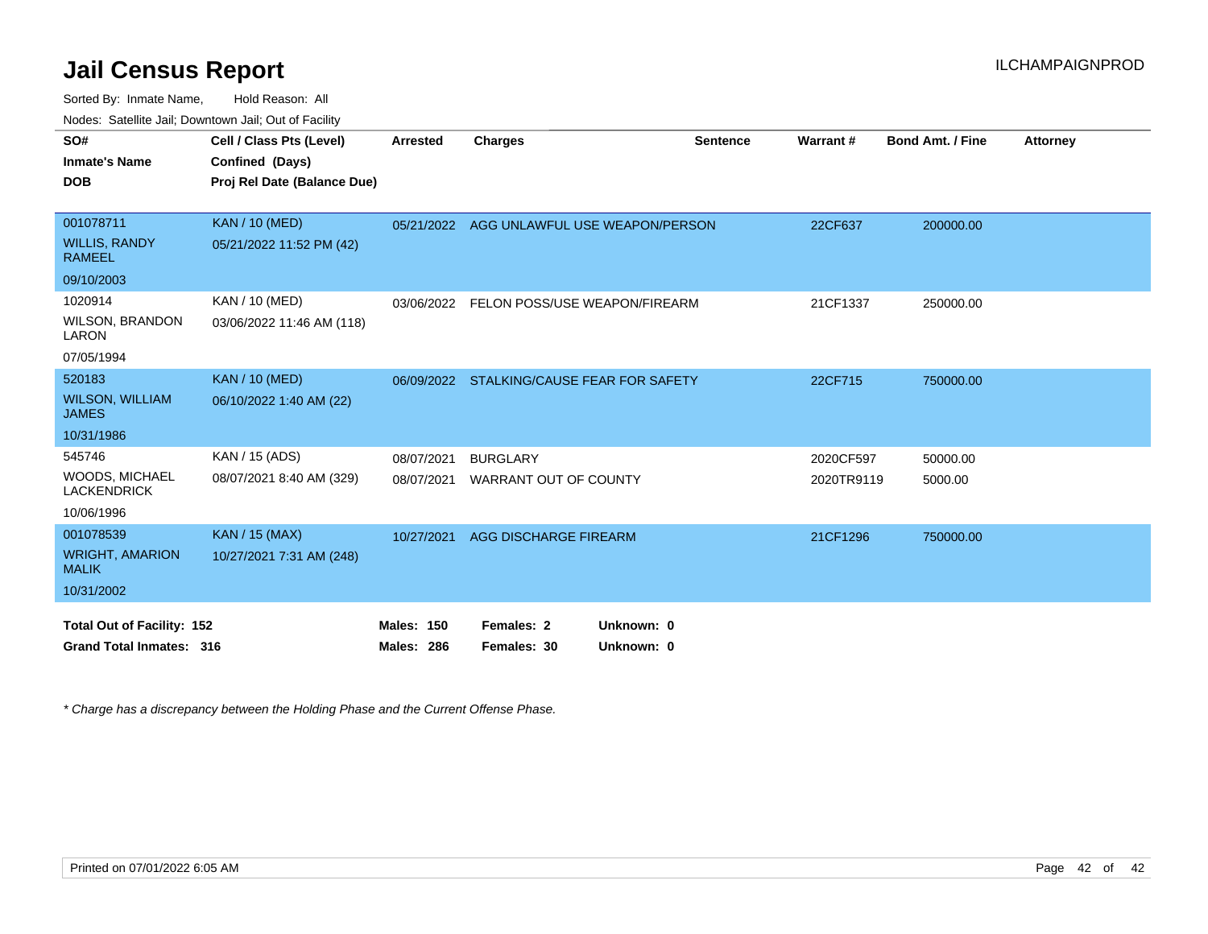# Jail Census Report

ILCHAMPAIGNPROD

Sorted By: Inmate Name, Hold Reason: All

Nodes: Satellite Jail; Downtown Jail; Out of Facility

| SO# / Inmate's Name / DOB | Cell / Class Pts (Level) / Confined (Days) / Proj Rel Date (Balance Due) | Arrested | Charges | Sentence | Warrant # | Bond Amt. / Fine | Attorney |
|---|---|---|---|---|---|---|---|
| 001078711<br>WILLIS, RANDY RAMEEL<br>09/10/2003 | KAN / 10 (MED)<br>05/21/2022 11:52 PM (42) | 05/21/2022 | AGG UNLAWFUL USE WEAPON/PERSON | | 22CF637 | 200000.00 | |
| 1020914<br>WILSON, BRANDON LARON<br>07/05/1994 | KAN / 10 (MED)<br>03/06/2022 11:46 AM (118) | 03/06/2022 | FELON POSS/USE WEAPON/FIREARM | | 21CF1337 | 250000.00 | |
| 520183<br>WILSON, WILLIAM JAMES<br>10/31/1986 | KAN / 10 (MED)<br>06/10/2022 1:40 AM (22) | 06/09/2022 | STALKING/CAUSE FEAR FOR SAFETY | | 22CF715 | 750000.00 | |
| 545746<br>WOODS, MICHAEL LACKENDRICK<br>10/06/1996 | KAN / 15 (ADS)<br>08/07/2021 8:40 AM (329) | 08/07/2021<br>08/07/2021 | BURGLARY<br>WARRANT OUT OF COUNTY | | 2020CF597<br>2020TR9119 | 50000.00<br>5000.00 | |
| 001078539<br>WRIGHT, AMARION MALIK<br>10/31/2002 | KAN / 15 (MAX)<br>10/27/2021 7:31 AM (248) | 10/27/2021 | AGG DISCHARGE FIREARM | | 21CF1296 | 750000.00 | |

| | | | |
|---|---|---|---|
| **Total Out of Facility: 152** | **Males: 150** | **Females: 2** | **Unknown: 0** |
| **Grand Total Inmates: 316** | **Males: 286** | **Females: 30** | **Unknown: 0** |

*\* Charge has a discrepancy between the Holding Phase and the Current Offense Phase.*

Printed on 07/01/2022 6:05 AM